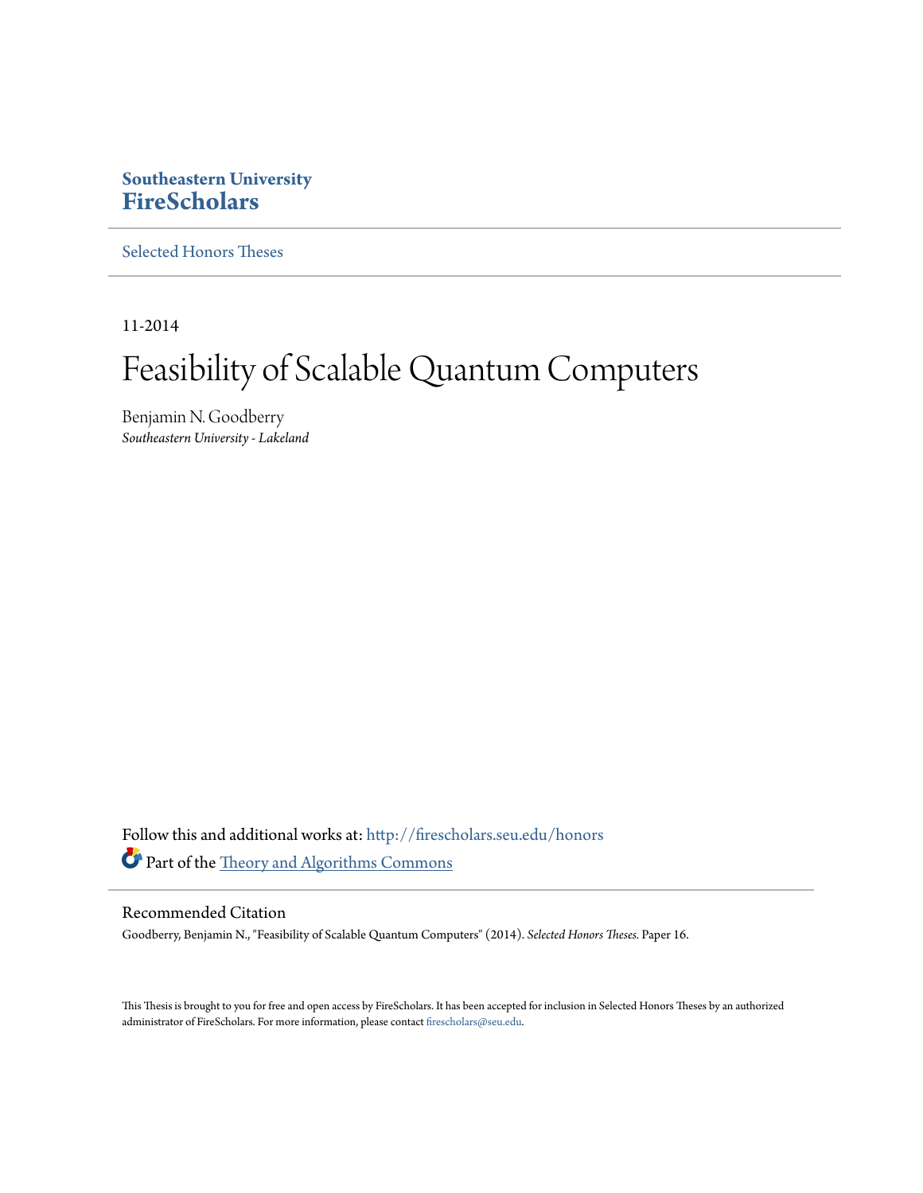**Southeastern University**
**FireScholars**

Selected Honors Theses

11-2014

# Feasibility of Scalable Quantum Computers

Benjamin N. Goodberry
*Southeastern University - Lakeland*

Follow this and additional works at: http://firescholars.seu.edu/honors

Part of the Theory and Algorithms Commons

## Recommended Citation

Goodberry, Benjamin N., "Feasibility of Scalable Quantum Computers" (2014). *Selected Honors Theses*. Paper 16.

This Thesis is brought to you for free and open access by FireScholars. It has been accepted for inclusion in Selected Honors Theses by an authorized administrator of FireScholars. For more information, please contact firescholars@seu.edu.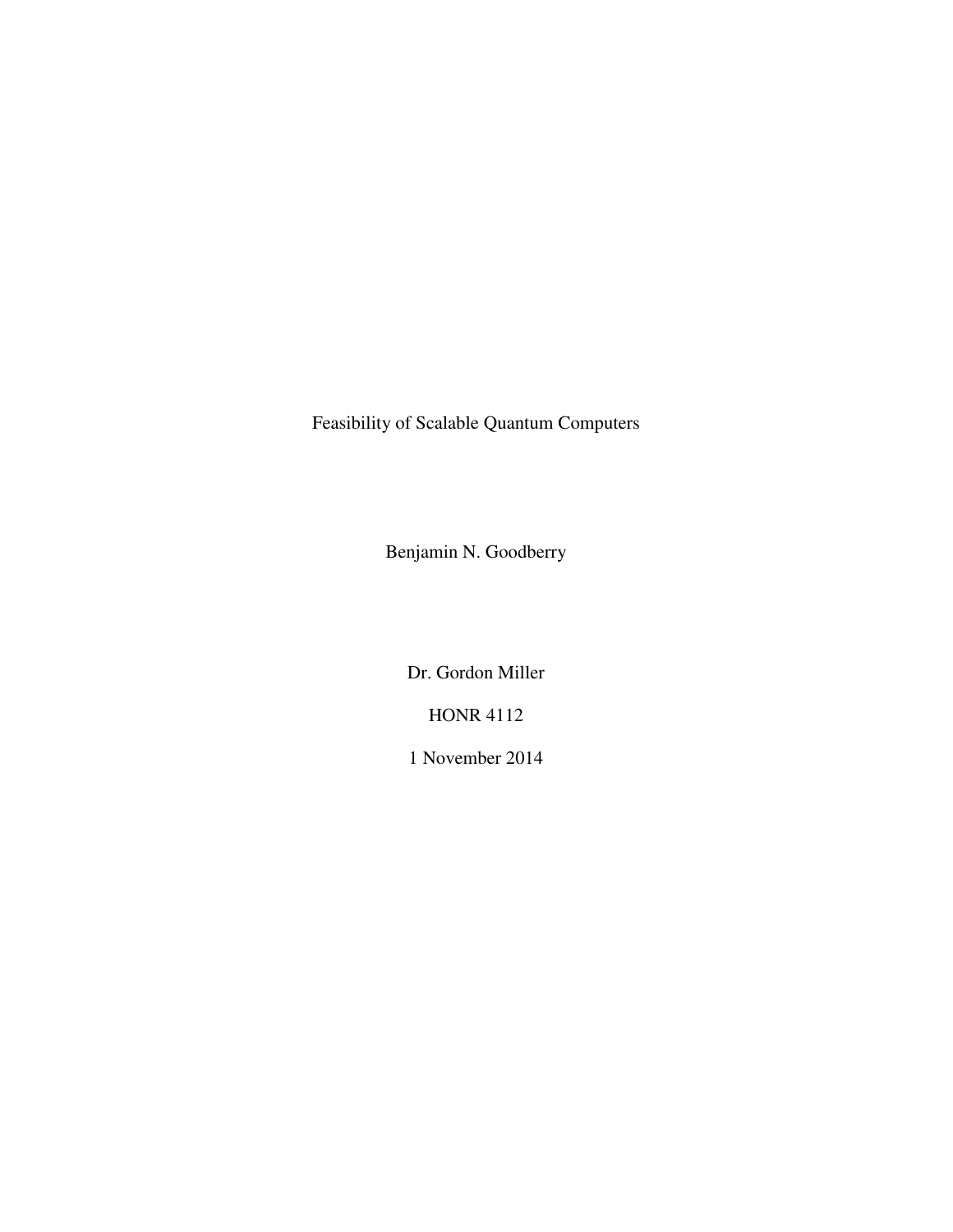# Feasibility of Scalable Quantum Computers

Benjamin N. Goodberry

Dr. Gordon Miller

HONR 4112

1 November 2014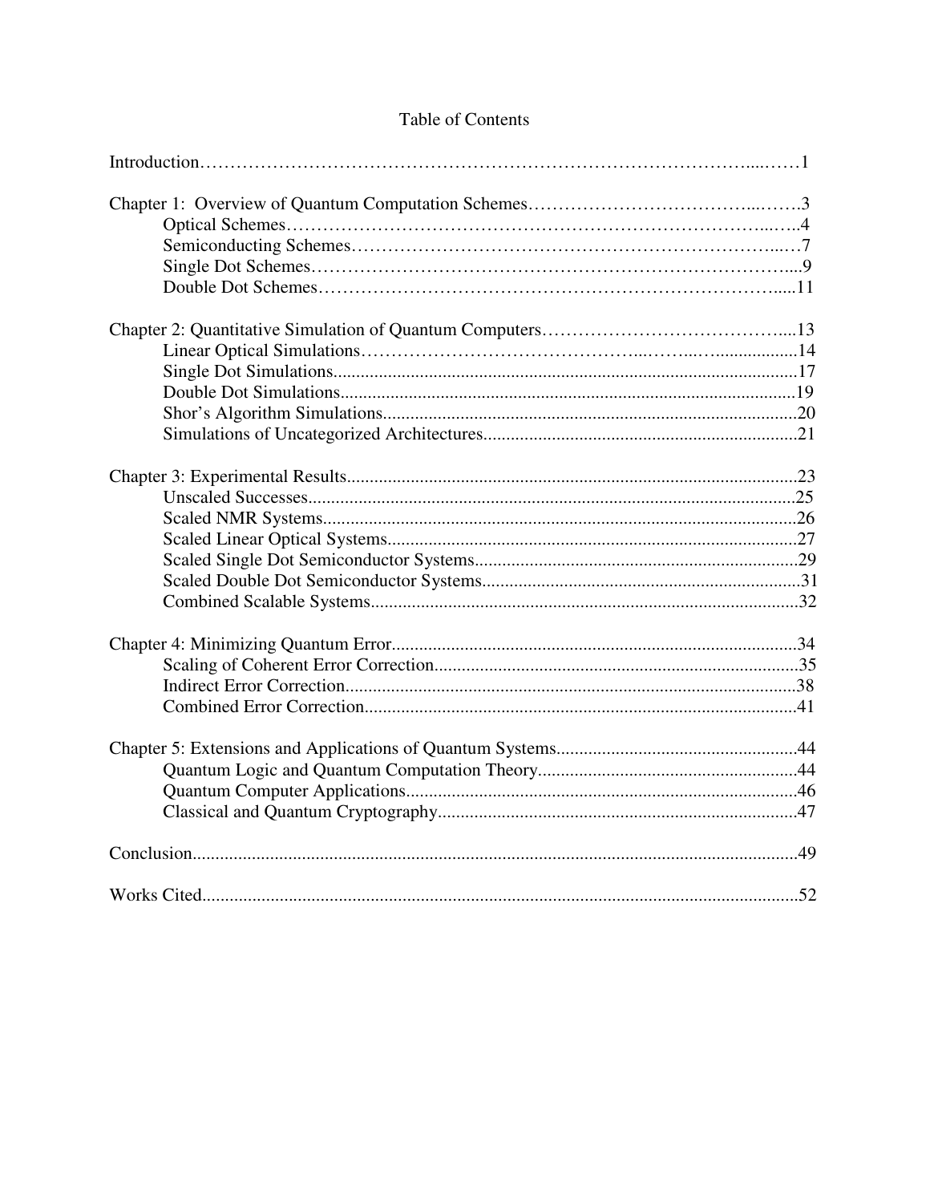# Table of Contents

Introduction……………………………………………………………………………………1

Chapter 1: Overview of Quantum Computation Schemes…………………………………….3
- Optical Schemes……………………………………………………………………………..4
- Semiconducting Schemes……………………………………………………………………7
- Single Dot Schemes…………………………………………………………………………9
- Double Dot Schemes………………………………………………………………………..11

Chapter 2: Quantitative Simulation of Quantum Computers………………………………….13
- Linear Optical Simulations………………………………………………………………….14
- Single Dot Simulations.........................................................................................................17
- Double Dot Simulations.......................................................................................................19
- Shor's Algorithm Simulations..............................................................................................20
- Simulations of Uncategorized Architectures.......................................................................21

Chapter 3: Experimental Results.................................................................................................23
- Unscaled Successes..............................................................................................................25
- Scaled NMR Systems...........................................................................................................26
- Scaled Linear Optical Systems.............................................................................................27
- Scaled Single Dot Semiconductor Systems..........................................................................29
- Scaled Double Dot Semiconductor Systems.........................................................................31
- Combined Scalable Systems.................................................................................................32

Chapter 4: Minimizing Quantum Error........................................................................................34
- Scaling of Coherent Error Correction...................................................................................35
- Indirect Error Correction.......................................................................................................38
- Combined Error Correction...................................................................................................41

Chapter 5: Extensions and Applications of Quantum Systems....................................................44
- Quantum Logic and Quantum Computation Theory............................................................44
- Quantum Computer Applications.........................................................................................46
- Classical and Quantum Cryptography..................................................................................47

Conclusion....................................................................................................................................49

Works Cited..................................................................................................................................52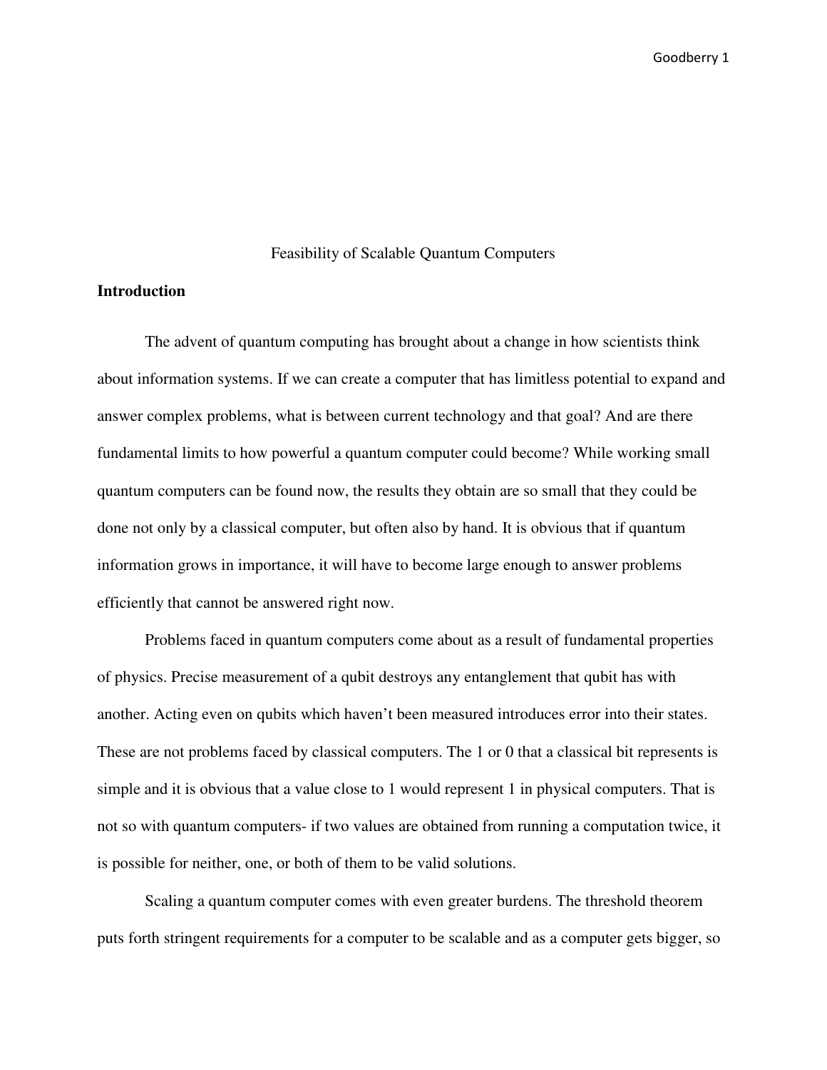Feasibility of Scalable Quantum Computers

**Introduction**

The advent of quantum computing has brought about a change in how scientists think about information systems. If we can create a computer that has limitless potential to expand and answer complex problems, what is between current technology and that goal? And are there fundamental limits to how powerful a quantum computer could become? While working small quantum computers can be found now, the results they obtain are so small that they could be done not only by a classical computer, but often also by hand. It is obvious that if quantum information grows in importance, it will have to become large enough to answer problems efficiently that cannot be answered right now.

Problems faced in quantum computers come about as a result of fundamental properties of physics. Precise measurement of a qubit destroys any entanglement that qubit has with another. Acting even on qubits which haven't been measured introduces error into their states. These are not problems faced by classical computers. The 1 or 0 that a classical bit represents is simple and it is obvious that a value close to 1 would represent 1 in physical computers. That is not so with quantum computers- if two values are obtained from running a computation twice, it is possible for neither, one, or both of them to be valid solutions.

Scaling a quantum computer comes with even greater burdens. The threshold theorem puts forth stringent requirements for a computer to be scalable and as a computer gets bigger, so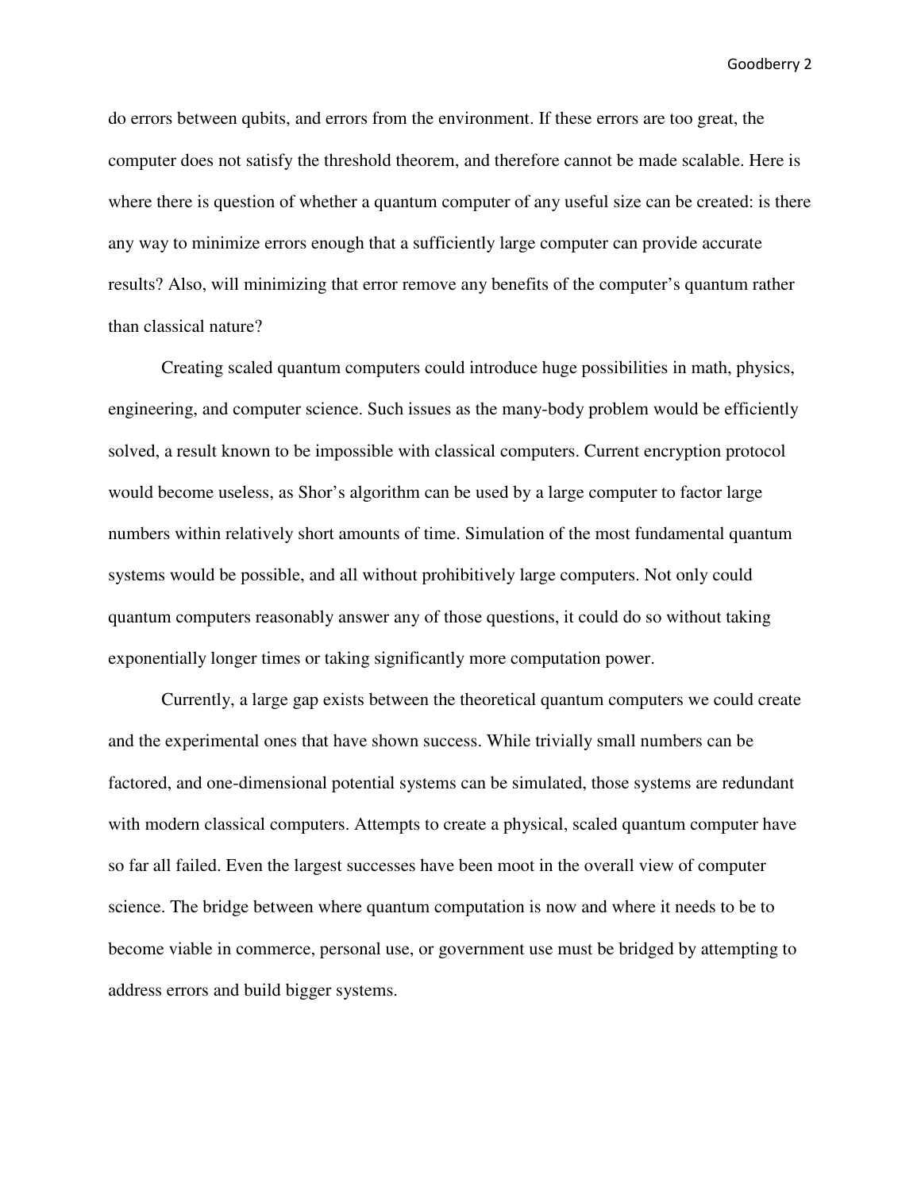do errors between qubits, and errors from the environment. If these errors are too great, the computer does not satisfy the threshold theorem, and therefore cannot be made scalable. Here is where there is question of whether a quantum computer of any useful size can be created: is there any way to minimize errors enough that a sufficiently large computer can provide accurate results? Also, will minimizing that error remove any benefits of the computer's quantum rather than classical nature?

Creating scaled quantum computers could introduce huge possibilities in math, physics, engineering, and computer science. Such issues as the many-body problem would be efficiently solved, a result known to be impossible with classical computers. Current encryption protocol would become useless, as Shor's algorithm can be used by a large computer to factor large numbers within relatively short amounts of time. Simulation of the most fundamental quantum systems would be possible, and all without prohibitively large computers. Not only could quantum computers reasonably answer any of those questions, it could do so without taking exponentially longer times or taking significantly more computation power.

Currently, a large gap exists between the theoretical quantum computers we could create and the experimental ones that have shown success. While trivially small numbers can be factored, and one-dimensional potential systems can be simulated, those systems are redundant with modern classical computers. Attempts to create a physical, scaled quantum computer have so far all failed. Even the largest successes have been moot in the overall view of computer science. The bridge between where quantum computation is now and where it needs to be to become viable in commerce, personal use, or government use must be bridged by attempting to address errors and build bigger systems.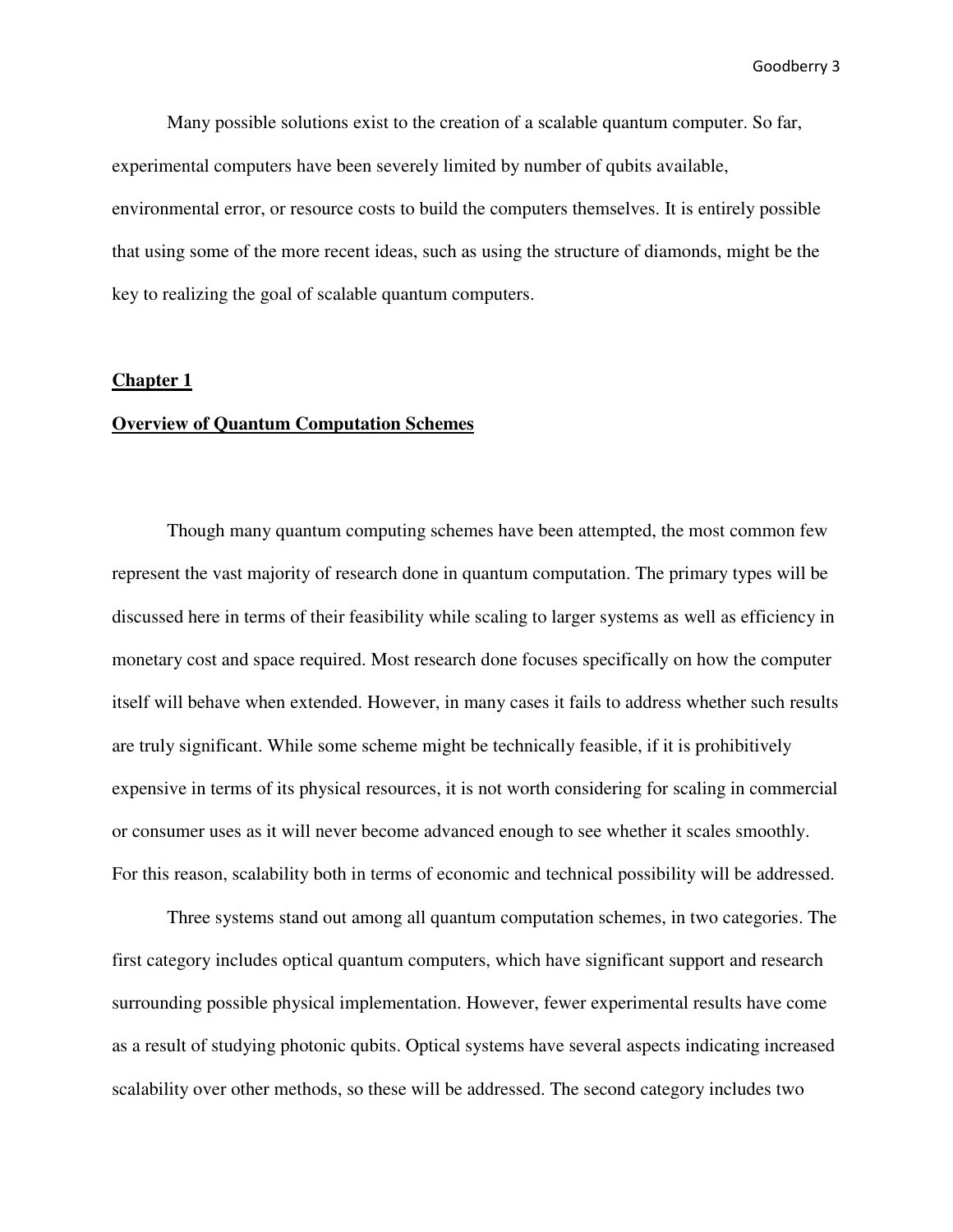Many possible solutions exist to the creation of a scalable quantum computer. So far, experimental computers have been severely limited by number of qubits available, environmental error, or resource costs to build the computers themselves. It is entirely possible that using some of the more recent ideas, such as using the structure of diamonds, might be the key to realizing the goal of scalable quantum computers.

## Chapter 1

## Overview of Quantum Computation Schemes

Though many quantum computing schemes have been attempted, the most common few represent the vast majority of research done in quantum computation. The primary types will be discussed here in terms of their feasibility while scaling to larger systems as well as efficiency in monetary cost and space required. Most research done focuses specifically on how the computer itself will behave when extended. However, in many cases it fails to address whether such results are truly significant. While some scheme might be technically feasible, if it is prohibitively expensive in terms of its physical resources, it is not worth considering for scaling in commercial or consumer uses as it will never become advanced enough to see whether it scales smoothly. For this reason, scalability both in terms of economic and technical possibility will be addressed.

Three systems stand out among all quantum computation schemes, in two categories. The first category includes optical quantum computers, which have significant support and research surrounding possible physical implementation. However, fewer experimental results have come as a result of studying photonic qubits. Optical systems have several aspects indicating increased scalability over other methods, so these will be addressed. The second category includes two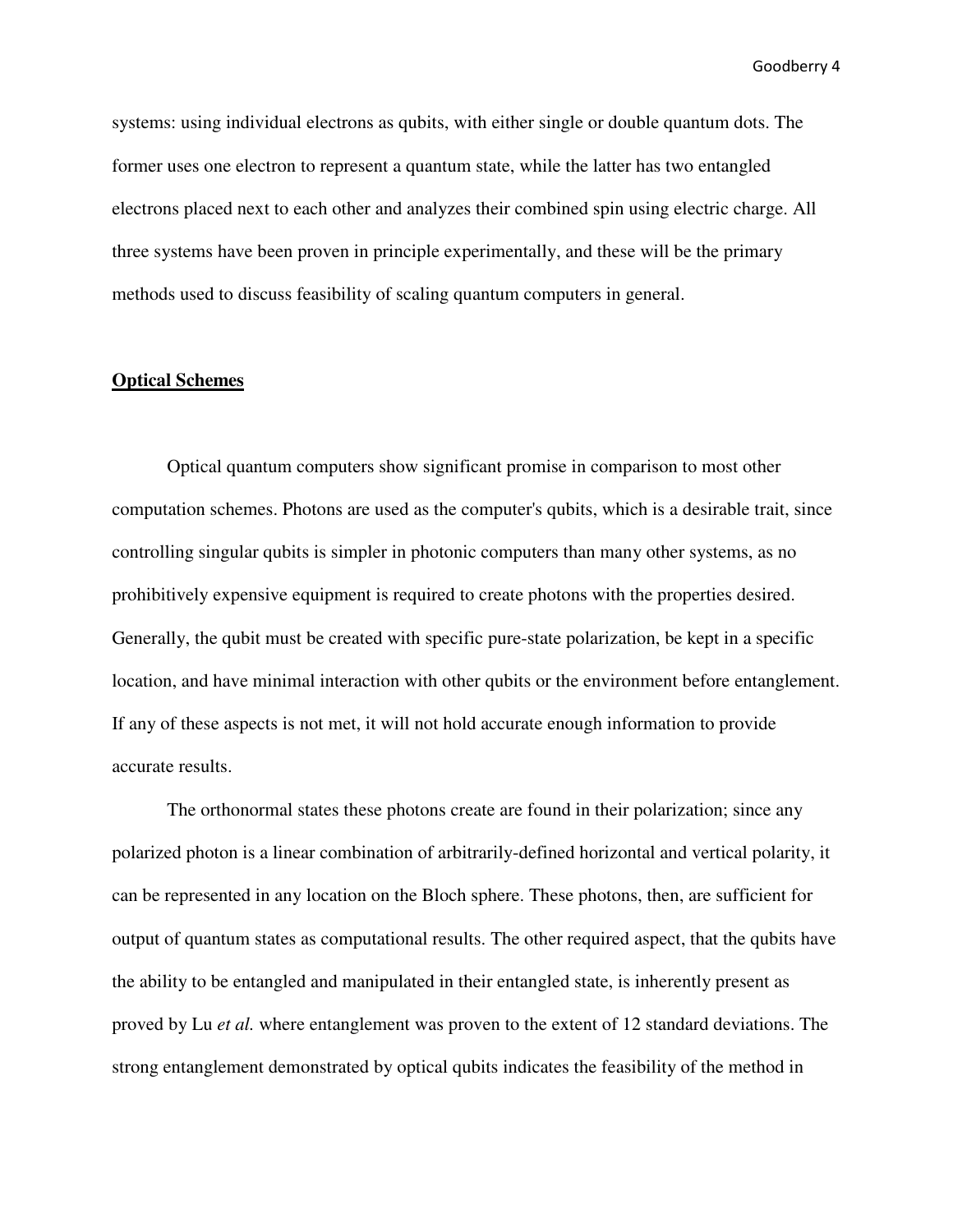systems: using individual electrons as qubits, with either single or double quantum dots. The former uses one electron to represent a quantum state, while the latter has two entangled electrons placed next to each other and analyzes their combined spin using electric charge. All three systems have been proven in principle experimentally, and these will be the primary methods used to discuss feasibility of scaling quantum computers in general.

## **Optical Schemes**

Optical quantum computers show significant promise in comparison to most other computation schemes. Photons are used as the computer's qubits, which is a desirable trait, since controlling singular qubits is simpler in photonic computers than many other systems, as no prohibitively expensive equipment is required to create photons with the properties desired. Generally, the qubit must be created with specific pure-state polarization, be kept in a specific location, and have minimal interaction with other qubits or the environment before entanglement. If any of these aspects is not met, it will not hold accurate enough information to provide accurate results.

The orthonormal states these photons create are found in their polarization; since any polarized photon is a linear combination of arbitrarily-defined horizontal and vertical polarity, it can be represented in any location on the Bloch sphere. These photons, then, are sufficient for output of quantum states as computational results. The other required aspect, that the qubits have the ability to be entangled and manipulated in their entangled state, is inherently present as proved by Lu *et al.* where entanglement was proven to the extent of 12 standard deviations. The strong entanglement demonstrated by optical qubits indicates the feasibility of the method in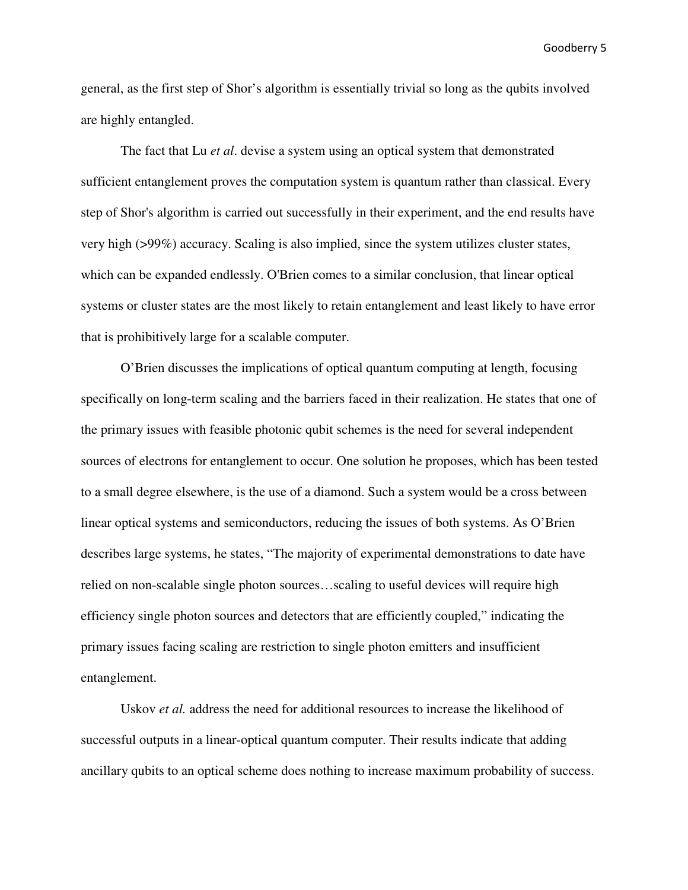general, as the first step of Shor's algorithm is essentially trivial so long as the qubits involved are highly entangled.

The fact that Lu *et al*. devise a system using an optical system that demonstrated sufficient entanglement proves the computation system is quantum rather than classical. Every step of Shor's algorithm is carried out successfully in their experiment, and the end results have very high (>99%) accuracy. Scaling is also implied, since the system utilizes cluster states, which can be expanded endlessly. O'Brien comes to a similar conclusion, that linear optical systems or cluster states are the most likely to retain entanglement and least likely to have error that is prohibitively large for a scalable computer.

O'Brien discusses the implications of optical quantum computing at length, focusing specifically on long-term scaling and the barriers faced in their realization. He states that one of the primary issues with feasible photonic qubit schemes is the need for several independent sources of electrons for entanglement to occur. One solution he proposes, which has been tested to a small degree elsewhere, is the use of a diamond. Such a system would be a cross between linear optical systems and semiconductors, reducing the issues of both systems. As O'Brien describes large systems, he states, "The majority of experimental demonstrations to date have relied on non-scalable single photon sources…scaling to useful devices will require high efficiency single photon sources and detectors that are efficiently coupled," indicating the primary issues facing scaling are restriction to single photon emitters and insufficient entanglement.

Uskov *et al.* address the need for additional resources to increase the likelihood of successful outputs in a linear-optical quantum computer. Their results indicate that adding ancillary qubits to an optical scheme does nothing to increase maximum probability of success.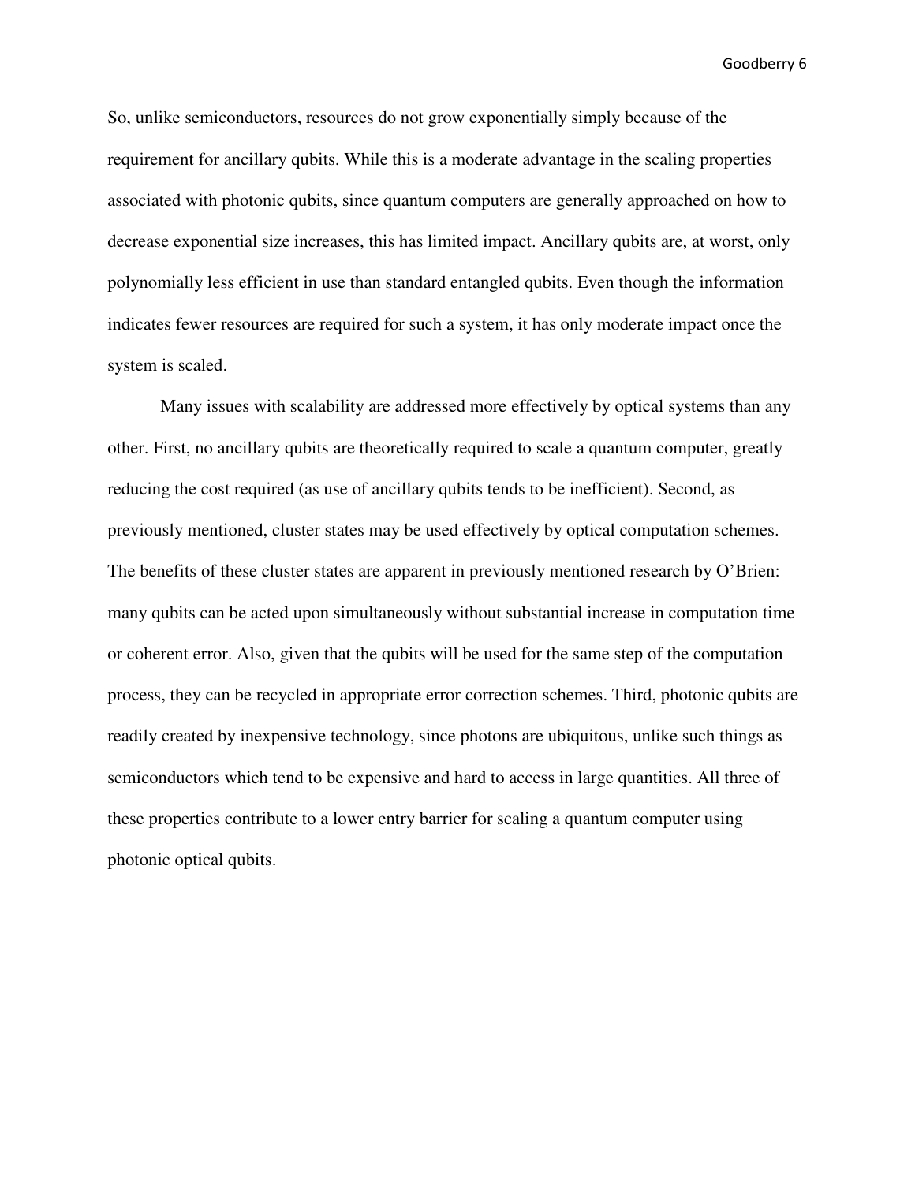So, unlike semiconductors, resources do not grow exponentially simply because of the requirement for ancillary qubits. While this is a moderate advantage in the scaling properties associated with photonic qubits, since quantum computers are generally approached on how to decrease exponential size increases, this has limited impact. Ancillary qubits are, at worst, only polynomially less efficient in use than standard entangled qubits. Even though the information indicates fewer resources are required for such a system, it has only moderate impact once the system is scaled.

Many issues with scalability are addressed more effectively by optical systems than any other. First, no ancillary qubits are theoretically required to scale a quantum computer, greatly reducing the cost required (as use of ancillary qubits tends to be inefficient). Second, as previously mentioned, cluster states may be used effectively by optical computation schemes. The benefits of these cluster states are apparent in previously mentioned research by O'Brien: many qubits can be acted upon simultaneously without substantial increase in computation time or coherent error. Also, given that the qubits will be used for the same step of the computation process, they can be recycled in appropriate error correction schemes. Third, photonic qubits are readily created by inexpensive technology, since photons are ubiquitous, unlike such things as semiconductors which tend to be expensive and hard to access in large quantities. All three of these properties contribute to a lower entry barrier for scaling a quantum computer using photonic optical qubits.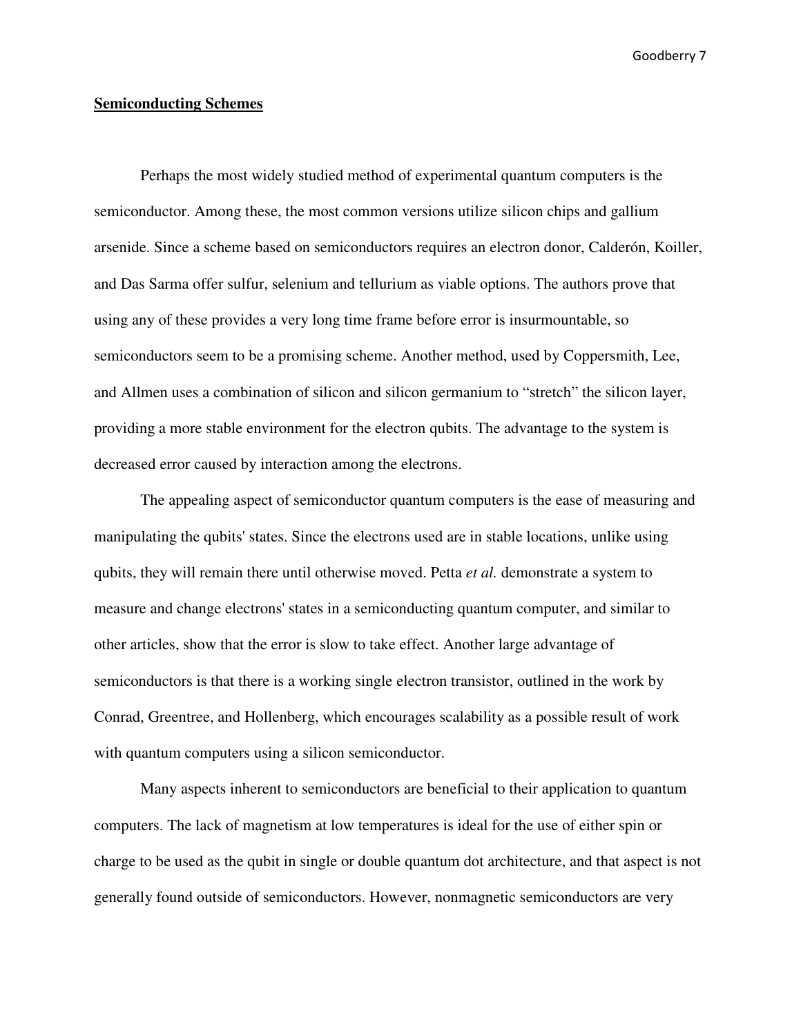**Semiconducting Schemes**

Perhaps the most widely studied method of experimental quantum computers is the semiconductor. Among these, the most common versions utilize silicon chips and gallium arsenide. Since a scheme based on semiconductors requires an electron donor, Calderón, Koiller, and Das Sarma offer sulfur, selenium and tellurium as viable options. The authors prove that using any of these provides a very long time frame before error is insurmountable, so semiconductors seem to be a promising scheme. Another method, used by Coppersmith, Lee, and Allmen uses a combination of silicon and silicon germanium to "stretch" the silicon layer, providing a more stable environment for the electron qubits. The advantage to the system is decreased error caused by interaction among the electrons.

The appealing aspect of semiconductor quantum computers is the ease of measuring and manipulating the qubits' states. Since the electrons used are in stable locations, unlike using qubits, they will remain there until otherwise moved. Petta *et al.* demonstrate a system to measure and change electrons' states in a semiconducting quantum computer, and similar to other articles, show that the error is slow to take effect. Another large advantage of semiconductors is that there is a working single electron transistor, outlined in the work by Conrad, Greentree, and Hollenberg, which encourages scalability as a possible result of work with quantum computers using a silicon semiconductor.

Many aspects inherent to semiconductors are beneficial to their application to quantum computers. The lack of magnetism at low temperatures is ideal for the use of either spin or charge to be used as the qubit in single or double quantum dot architecture, and that aspect is not generally found outside of semiconductors. However, nonmagnetic semiconductors are very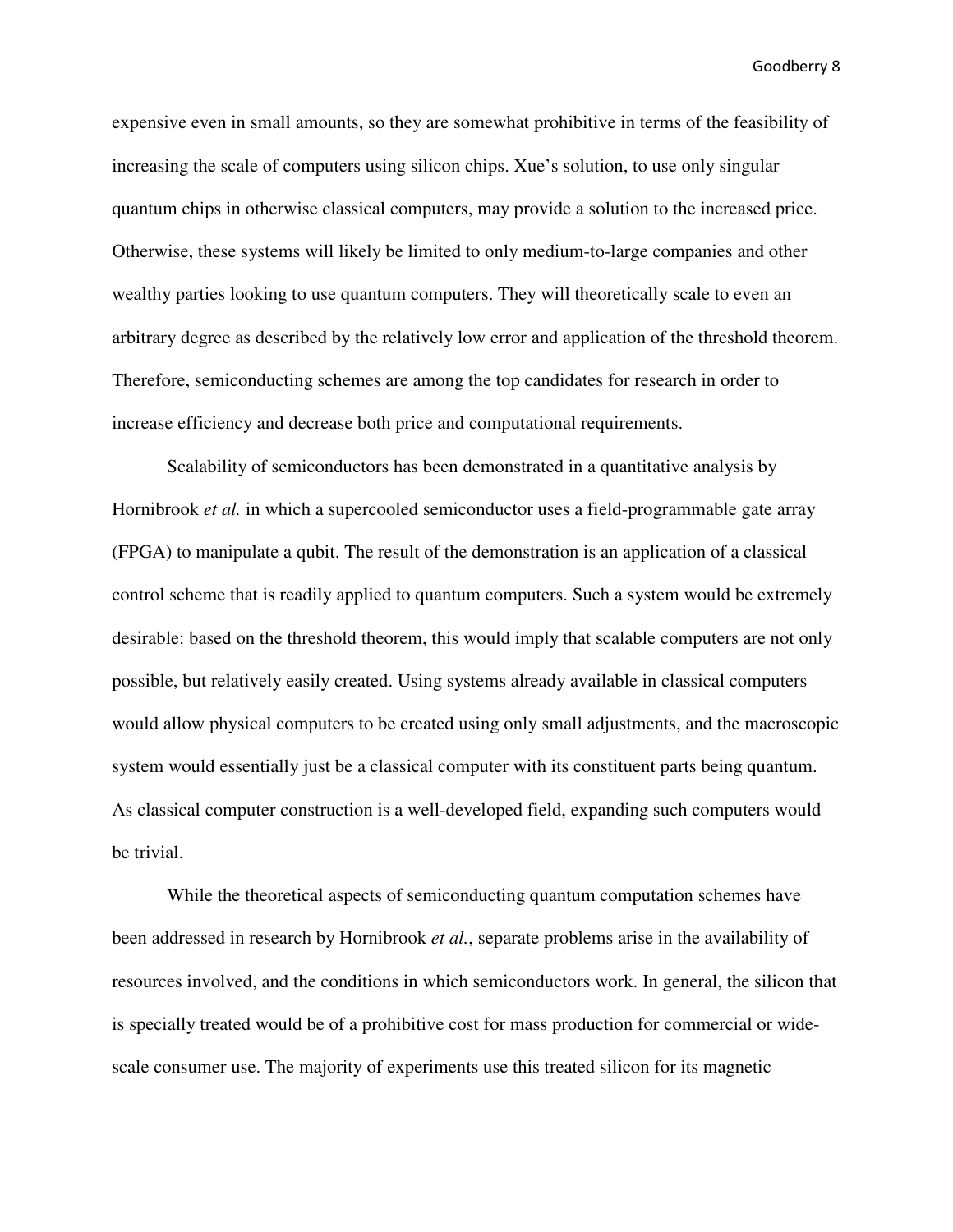expensive even in small amounts, so they are somewhat prohibitive in terms of the feasibility of increasing the scale of computers using silicon chips. Xue's solution, to use only singular quantum chips in otherwise classical computers, may provide a solution to the increased price. Otherwise, these systems will likely be limited to only medium-to-large companies and other wealthy parties looking to use quantum computers. They will theoretically scale to even an arbitrary degree as described by the relatively low error and application of the threshold theorem. Therefore, semiconducting schemes are among the top candidates for research in order to increase efficiency and decrease both price and computational requirements.

Scalability of semiconductors has been demonstrated in a quantitative analysis by Hornibrook *et al.* in which a supercooled semiconductor uses a field-programmable gate array (FPGA) to manipulate a qubit. The result of the demonstration is an application of a classical control scheme that is readily applied to quantum computers. Such a system would be extremely desirable: based on the threshold theorem, this would imply that scalable computers are not only possible, but relatively easily created. Using systems already available in classical computers would allow physical computers to be created using only small adjustments, and the macroscopic system would essentially just be a classical computer with its constituent parts being quantum. As classical computer construction is a well-developed field, expanding such computers would be trivial.

While the theoretical aspects of semiconducting quantum computation schemes have been addressed in research by Hornibrook *et al.*, separate problems arise in the availability of resources involved, and the conditions in which semiconductors work. In general, the silicon that is specially treated would be of a prohibitive cost for mass production for commercial or wide-scale consumer use. The majority of experiments use this treated silicon for its magnetic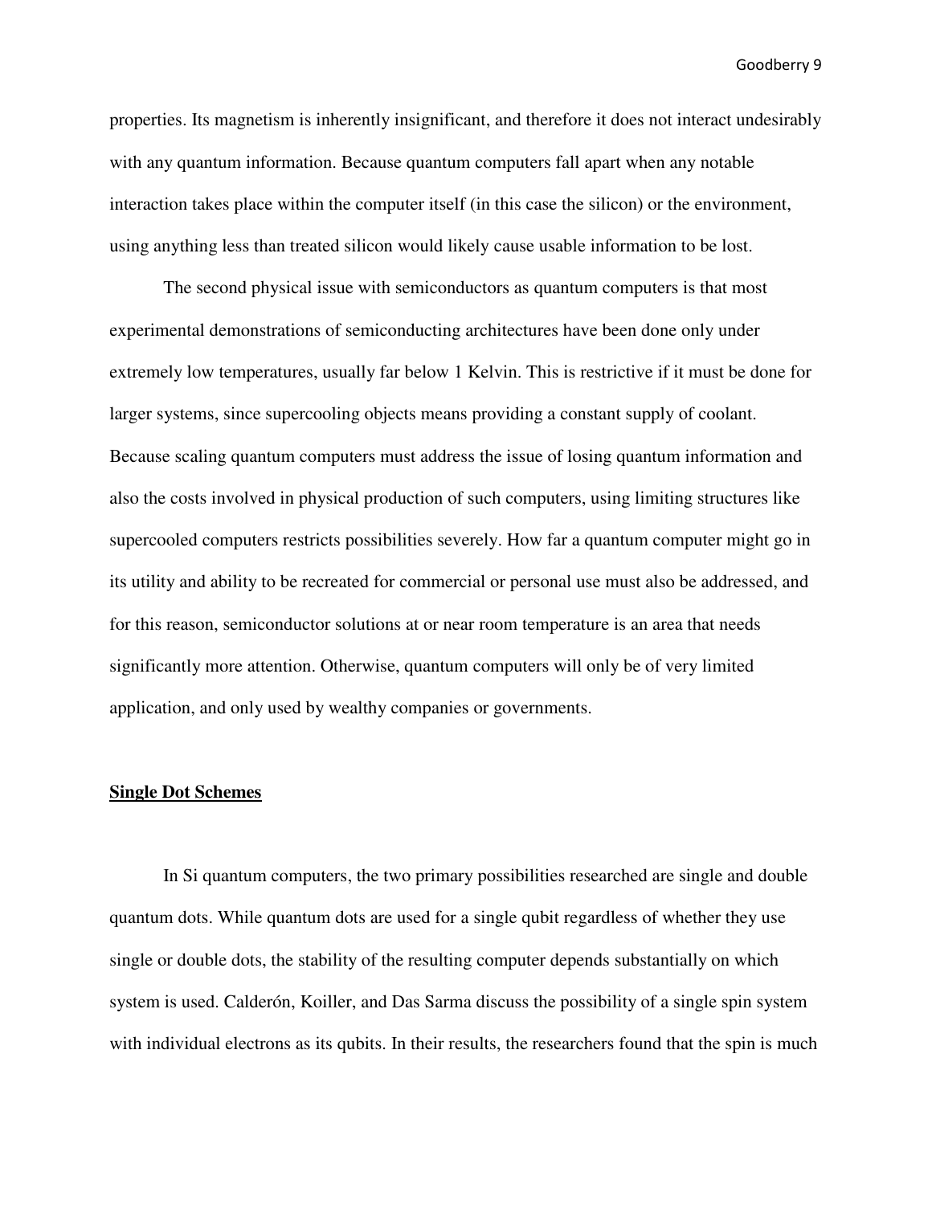properties. Its magnetism is inherently insignificant, and therefore it does not interact undesirably with any quantum information. Because quantum computers fall apart when any notable interaction takes place within the computer itself (in this case the silicon) or the environment, using anything less than treated silicon would likely cause usable information to be lost.

The second physical issue with semiconductors as quantum computers is that most experimental demonstrations of semiconducting architectures have been done only under extremely low temperatures, usually far below 1 Kelvin. This is restrictive if it must be done for larger systems, since supercooling objects means providing a constant supply of coolant. Because scaling quantum computers must address the issue of losing quantum information and also the costs involved in physical production of such computers, using limiting structures like supercooled computers restricts possibilities severely. How far a quantum computer might go in its utility and ability to be recreated for commercial or personal use must also be addressed, and for this reason, semiconductor solutions at or near room temperature is an area that needs significantly more attention. Otherwise, quantum computers will only be of very limited application, and only used by wealthy companies or governments.

**Single Dot Schemes**

In Si quantum computers, the two primary possibilities researched are single and double quantum dots. While quantum dots are used for a single qubit regardless of whether they use single or double dots, the stability of the resulting computer depends substantially on which system is used. Calderón, Koiller, and Das Sarma discuss the possibility of a single spin system with individual electrons as its qubits. In their results, the researchers found that the spin is much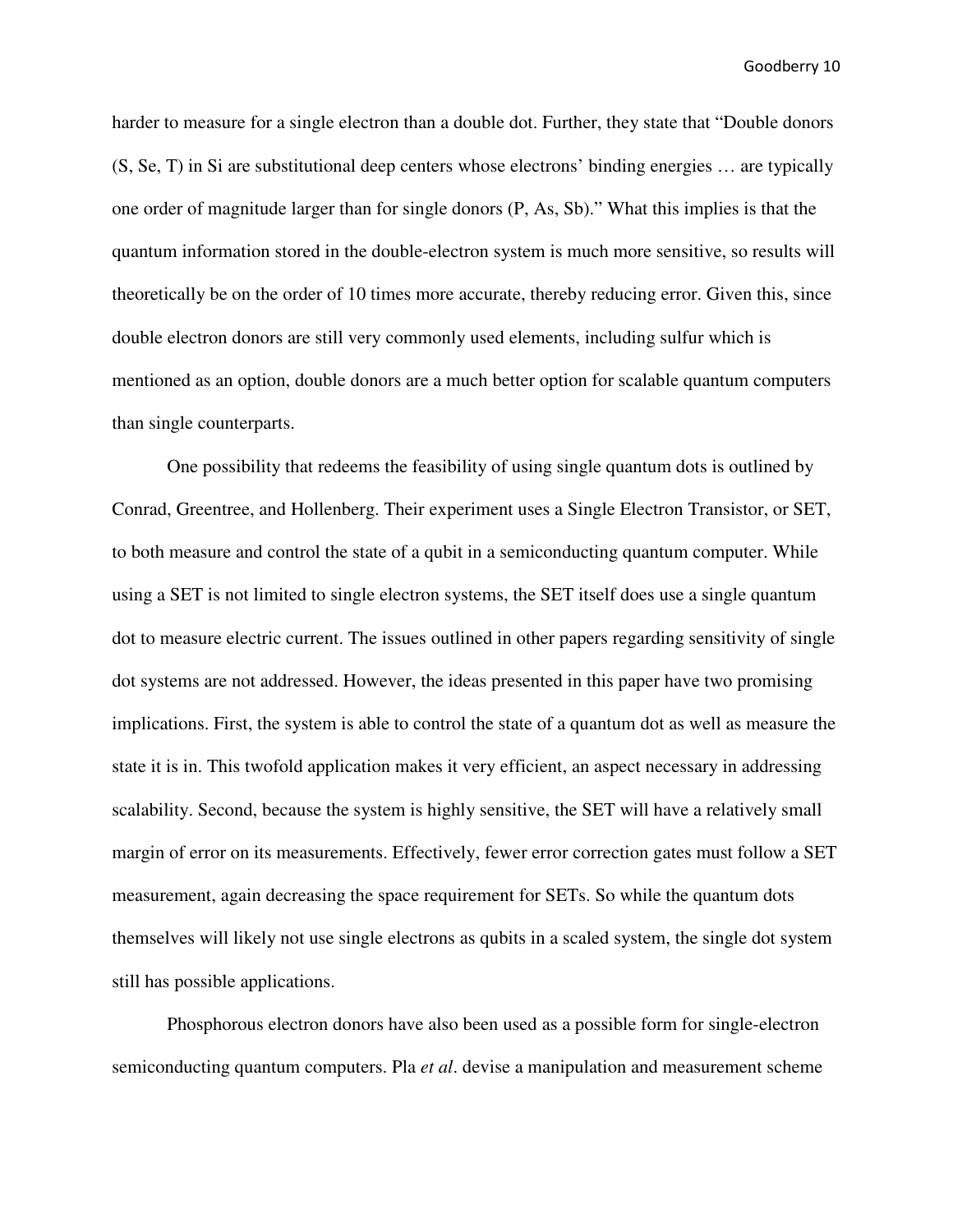harder to measure for a single electron than a double dot. Further, they state that "Double donors (S, Se, T) in Si are substitutional deep centers whose electrons' binding energies … are typically one order of magnitude larger than for single donors (P, As, Sb)." What this implies is that the quantum information stored in the double-electron system is much more sensitive, so results will theoretically be on the order of 10 times more accurate, thereby reducing error. Given this, since double electron donors are still very commonly used elements, including sulfur which is mentioned as an option, double donors are a much better option for scalable quantum computers than single counterparts.

One possibility that redeems the feasibility of using single quantum dots is outlined by Conrad, Greentree, and Hollenberg. Their experiment uses a Single Electron Transistor, or SET, to both measure and control the state of a qubit in a semiconducting quantum computer. While using a SET is not limited to single electron systems, the SET itself does use a single quantum dot to measure electric current. The issues outlined in other papers regarding sensitivity of single dot systems are not addressed. However, the ideas presented in this paper have two promising implications. First, the system is able to control the state of a quantum dot as well as measure the state it is in. This twofold application makes it very efficient, an aspect necessary in addressing scalability. Second, because the system is highly sensitive, the SET will have a relatively small margin of error on its measurements. Effectively, fewer error correction gates must follow a SET measurement, again decreasing the space requirement for SETs. So while the quantum dots themselves will likely not use single electrons as qubits in a scaled system, the single dot system still has possible applications.

Phosphorous electron donors have also been used as a possible form for single-electron semiconducting quantum computers. Pla *et al*. devise a manipulation and measurement scheme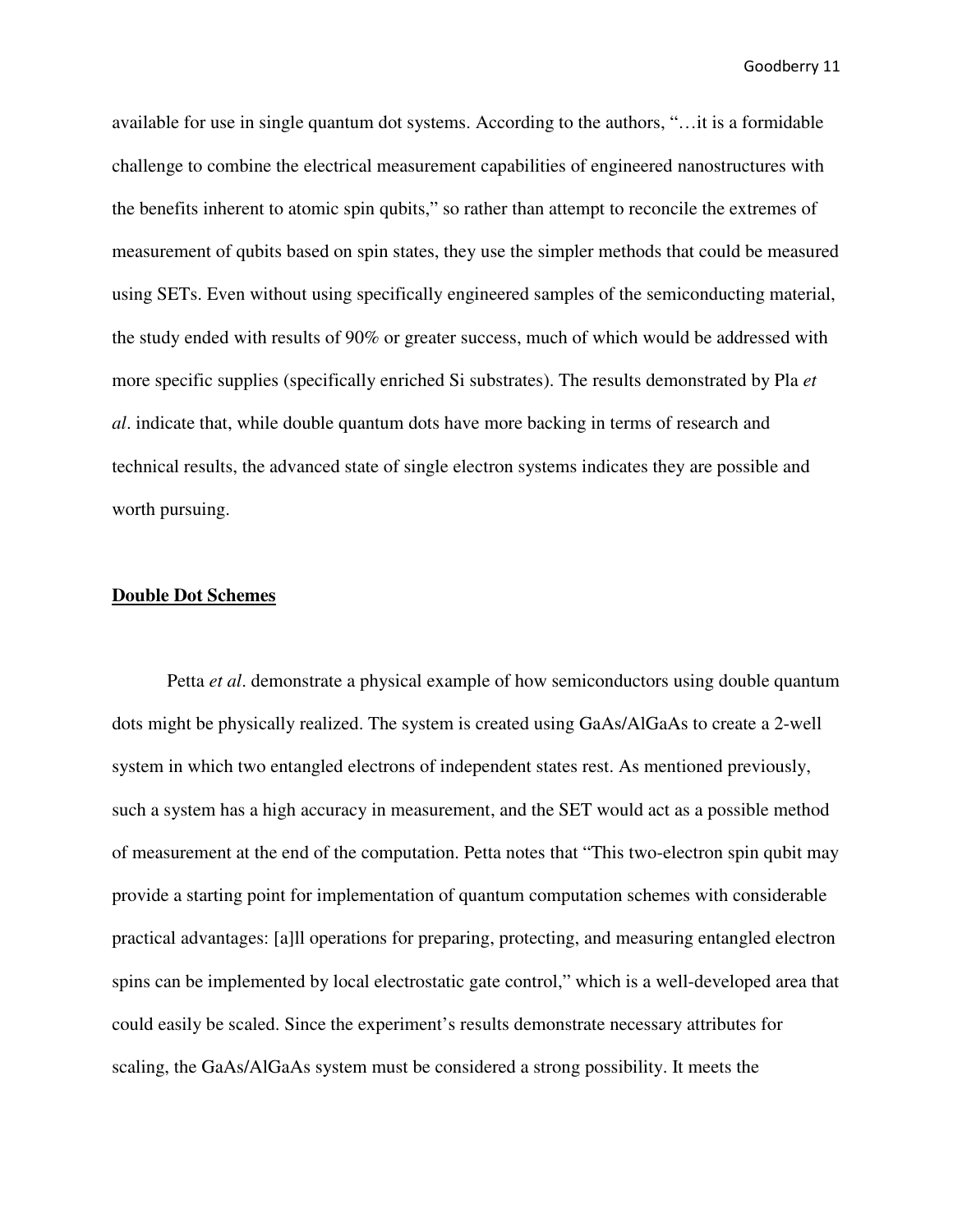available for use in single quantum dot systems. According to the authors, "…it is a formidable challenge to combine the electrical measurement capabilities of engineered nanostructures with the benefits inherent to atomic spin qubits," so rather than attempt to reconcile the extremes of measurement of qubits based on spin states, they use the simpler methods that could be measured using SETs. Even without using specifically engineered samples of the semiconducting material, the study ended with results of 90% or greater success, much of which would be addressed with more specific supplies (specifically enriched Si substrates). The results demonstrated by Pla *et al*. indicate that, while double quantum dots have more backing in terms of research and technical results, the advanced state of single electron systems indicates they are possible and worth pursuing.

**Double Dot Schemes**

Petta *et al*. demonstrate a physical example of how semiconductors using double quantum dots might be physically realized. The system is created using GaAs/AlGaAs to create a 2-well system in which two entangled electrons of independent states rest. As mentioned previously, such a system has a high accuracy in measurement, and the SET would act as a possible method of measurement at the end of the computation. Petta notes that "This two-electron spin qubit may provide a starting point for implementation of quantum computation schemes with considerable practical advantages: [a]ll operations for preparing, protecting, and measuring entangled electron spins can be implemented by local electrostatic gate control," which is a well-developed area that could easily be scaled. Since the experiment's results demonstrate necessary attributes for scaling, the GaAs/AlGaAs system must be considered a strong possibility. It meets the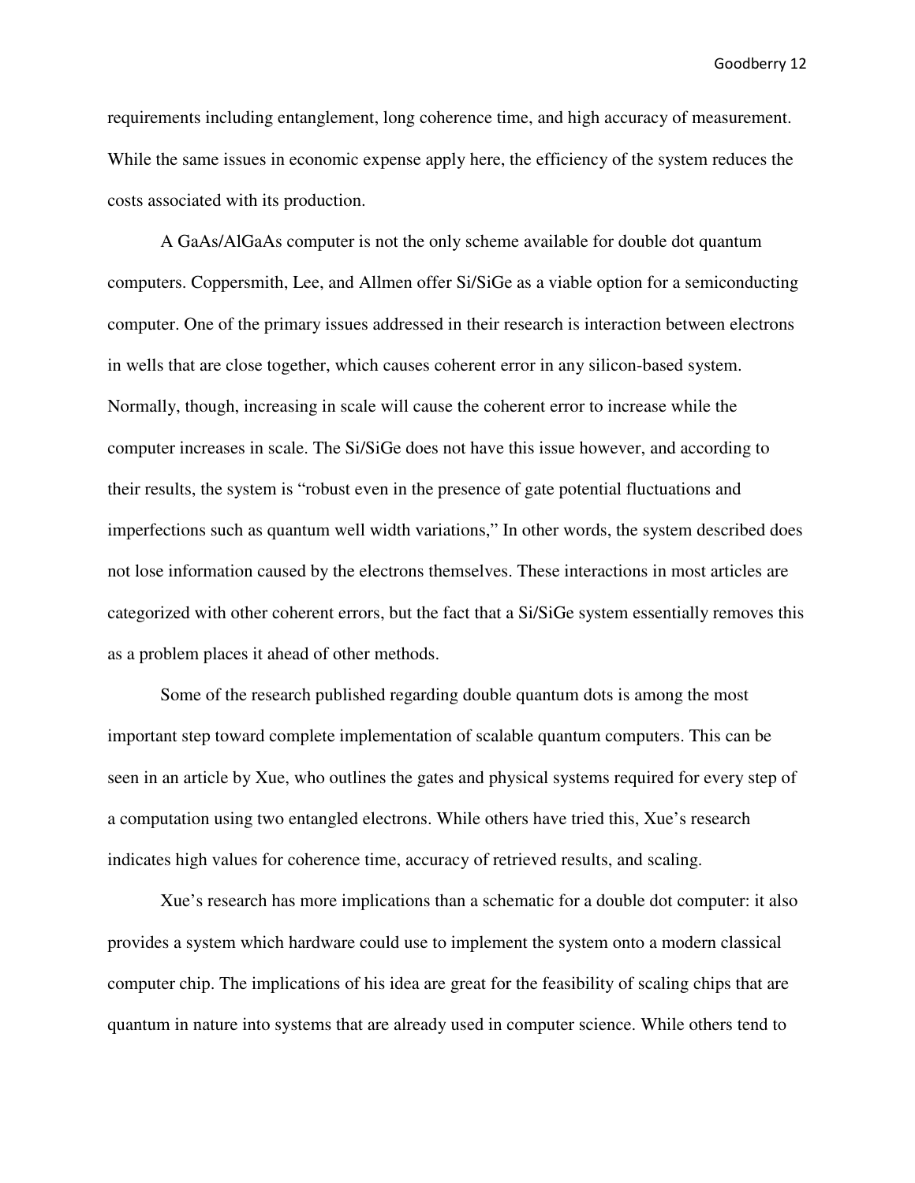requirements including entanglement, long coherence time, and high accuracy of measurement. While the same issues in economic expense apply here, the efficiency of the system reduces the costs associated with its production.

A GaAs/AlGaAs computer is not the only scheme available for double dot quantum computers. Coppersmith, Lee, and Allmen offer Si/SiGe as a viable option for a semiconducting computer. One of the primary issues addressed in their research is interaction between electrons in wells that are close together, which causes coherent error in any silicon-based system. Normally, though, increasing in scale will cause the coherent error to increase while the computer increases in scale. The Si/SiGe does not have this issue however, and according to their results, the system is "robust even in the presence of gate potential fluctuations and imperfections such as quantum well width variations," In other words, the system described does not lose information caused by the electrons themselves. These interactions in most articles are categorized with other coherent errors, but the fact that a Si/SiGe system essentially removes this as a problem places it ahead of other methods.

Some of the research published regarding double quantum dots is among the most important step toward complete implementation of scalable quantum computers. This can be seen in an article by Xue, who outlines the gates and physical systems required for every step of a computation using two entangled electrons. While others have tried this, Xue's research indicates high values for coherence time, accuracy of retrieved results, and scaling.

Xue's research has more implications than a schematic for a double dot computer: it also provides a system which hardware could use to implement the system onto a modern classical computer chip. The implications of his idea are great for the feasibility of scaling chips that are quantum in nature into systems that are already used in computer science. While others tend to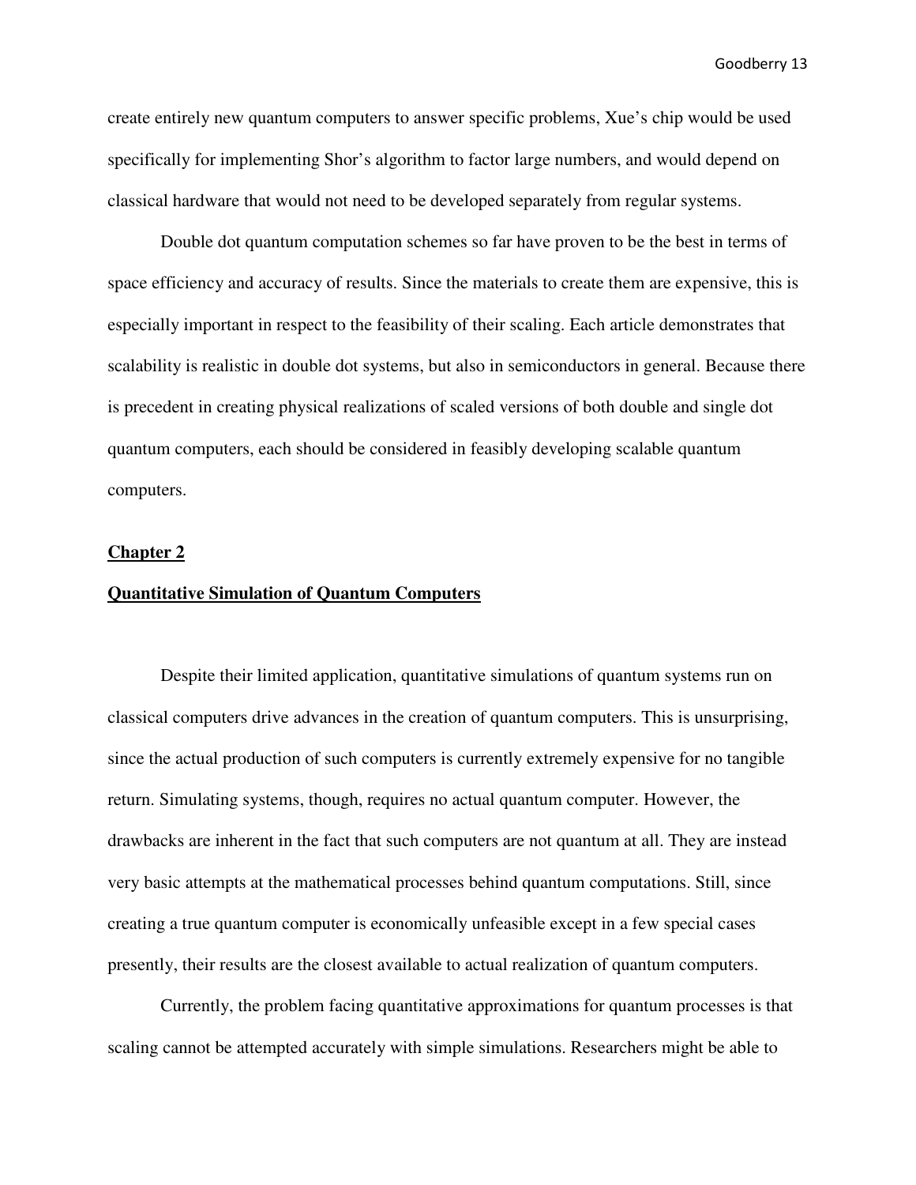create entirely new quantum computers to answer specific problems, Xue's chip would be used specifically for implementing Shor's algorithm to factor large numbers, and would depend on classical hardware that would not need to be developed separately from regular systems.

Double dot quantum computation schemes so far have proven to be the best in terms of space efficiency and accuracy of results. Since the materials to create them are expensive, this is especially important in respect to the feasibility of their scaling. Each article demonstrates that scalability is realistic in double dot systems, but also in semiconductors in general. Because there is precedent in creating physical realizations of scaled versions of both double and single dot quantum computers, each should be considered in feasibly developing scalable quantum computers.

## Chapter 2

## Quantitative Simulation of Quantum Computers

Despite their limited application, quantitative simulations of quantum systems run on classical computers drive advances in the creation of quantum computers. This is unsurprising, since the actual production of such computers is currently extremely expensive for no tangible return. Simulating systems, though, requires no actual quantum computer. However, the drawbacks are inherent in the fact that such computers are not quantum at all. They are instead very basic attempts at the mathematical processes behind quantum computations. Still, since creating a true quantum computer is economically unfeasible except in a few special cases presently, their results are the closest available to actual realization of quantum computers.

Currently, the problem facing quantitative approximations for quantum processes is that scaling cannot be attempted accurately with simple simulations. Researchers might be able to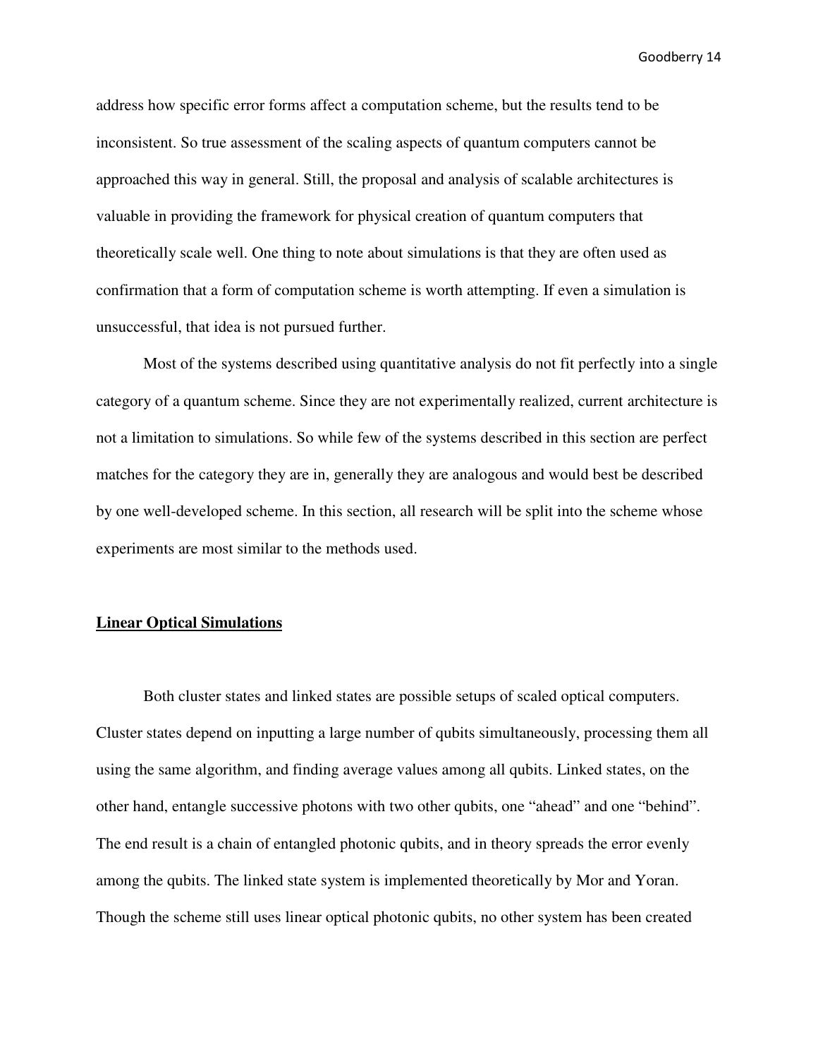address how specific error forms affect a computation scheme, but the results tend to be inconsistent. So true assessment of the scaling aspects of quantum computers cannot be approached this way in general. Still, the proposal and analysis of scalable architectures is valuable in providing the framework for physical creation of quantum computers that theoretically scale well. One thing to note about simulations is that they are often used as confirmation that a form of computation scheme is worth attempting. If even a simulation is unsuccessful, that idea is not pursued further.

Most of the systems described using quantitative analysis do not fit perfectly into a single category of a quantum scheme. Since they are not experimentally realized, current architecture is not a limitation to simulations. So while few of the systems described in this section are perfect matches for the category they are in, generally they are analogous and would best be described by one well-developed scheme. In this section, all research will be split into the scheme whose experiments are most similar to the methods used.

## **Linear Optical Simulations**

Both cluster states and linked states are possible setups of scaled optical computers. Cluster states depend on inputting a large number of qubits simultaneously, processing them all using the same algorithm, and finding average values among all qubits. Linked states, on the other hand, entangle successive photons with two other qubits, one "ahead" and one "behind". The end result is a chain of entangled photonic qubits, and in theory spreads the error evenly among the qubits. The linked state system is implemented theoretically by Mor and Yoran. Though the scheme still uses linear optical photonic qubits, no other system has been created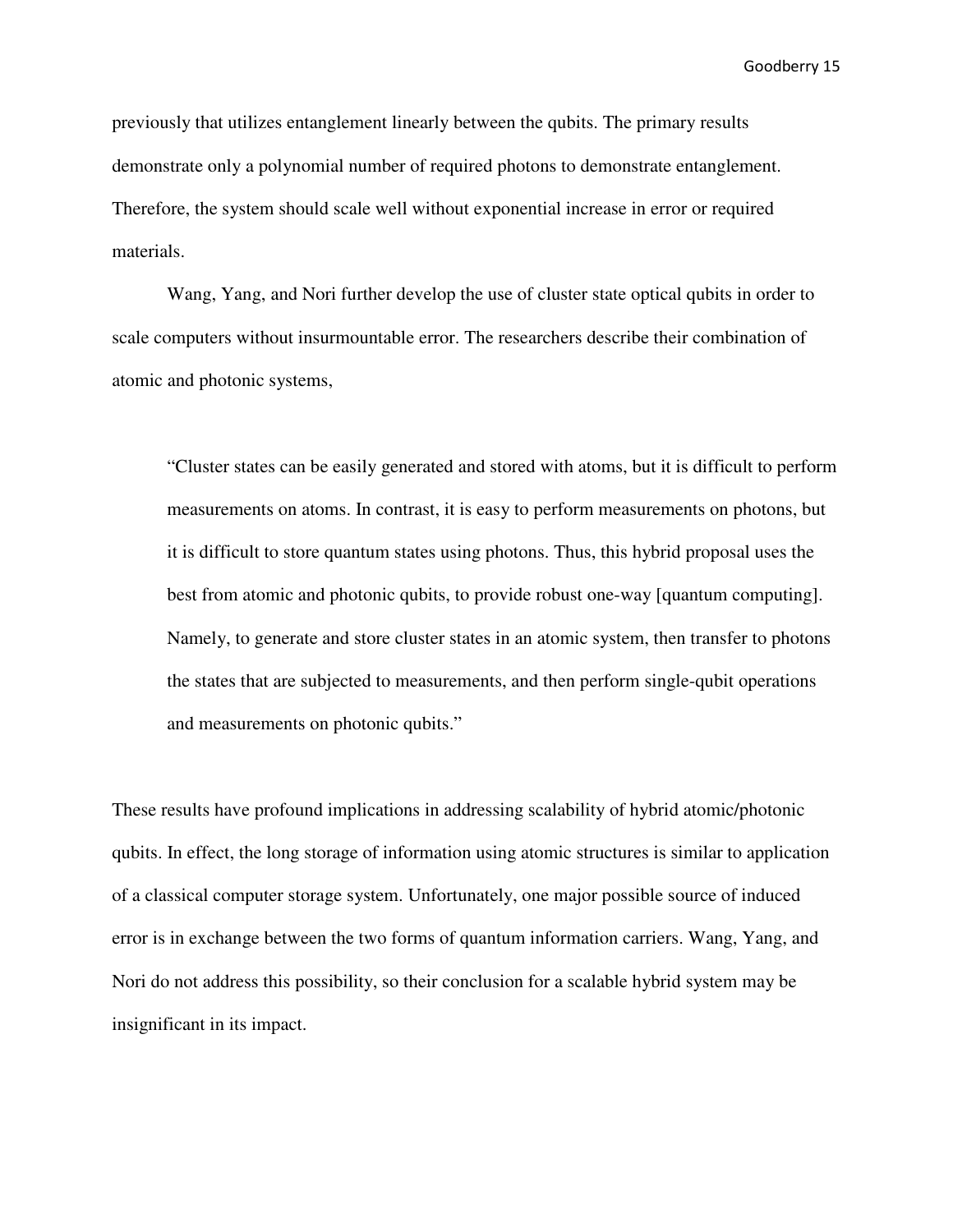previously that utilizes entanglement linearly between the qubits. The primary results demonstrate only a polynomial number of required photons to demonstrate entanglement. Therefore, the system should scale well without exponential increase in error or required materials.

Wang, Yang, and Nori further develop the use of cluster state optical qubits in order to scale computers without insurmountable error. The researchers describe their combination of atomic and photonic systems,

> "Cluster states can be easily generated and stored with atoms, but it is difficult to perform measurements on atoms. In contrast, it is easy to perform measurements on photons, but it is difficult to store quantum states using photons. Thus, this hybrid proposal uses the best from atomic and photonic qubits, to provide robust one-way [quantum computing]. Namely, to generate and store cluster states in an atomic system, then transfer to photons the states that are subjected to measurements, and then perform single-qubit operations and measurements on photonic qubits."

These results have profound implications in addressing scalability of hybrid atomic/photonic qubits. In effect, the long storage of information using atomic structures is similar to application of a classical computer storage system. Unfortunately, one major possible source of induced error is in exchange between the two forms of quantum information carriers. Wang, Yang, and Nori do not address this possibility, so their conclusion for a scalable hybrid system may be insignificant in its impact.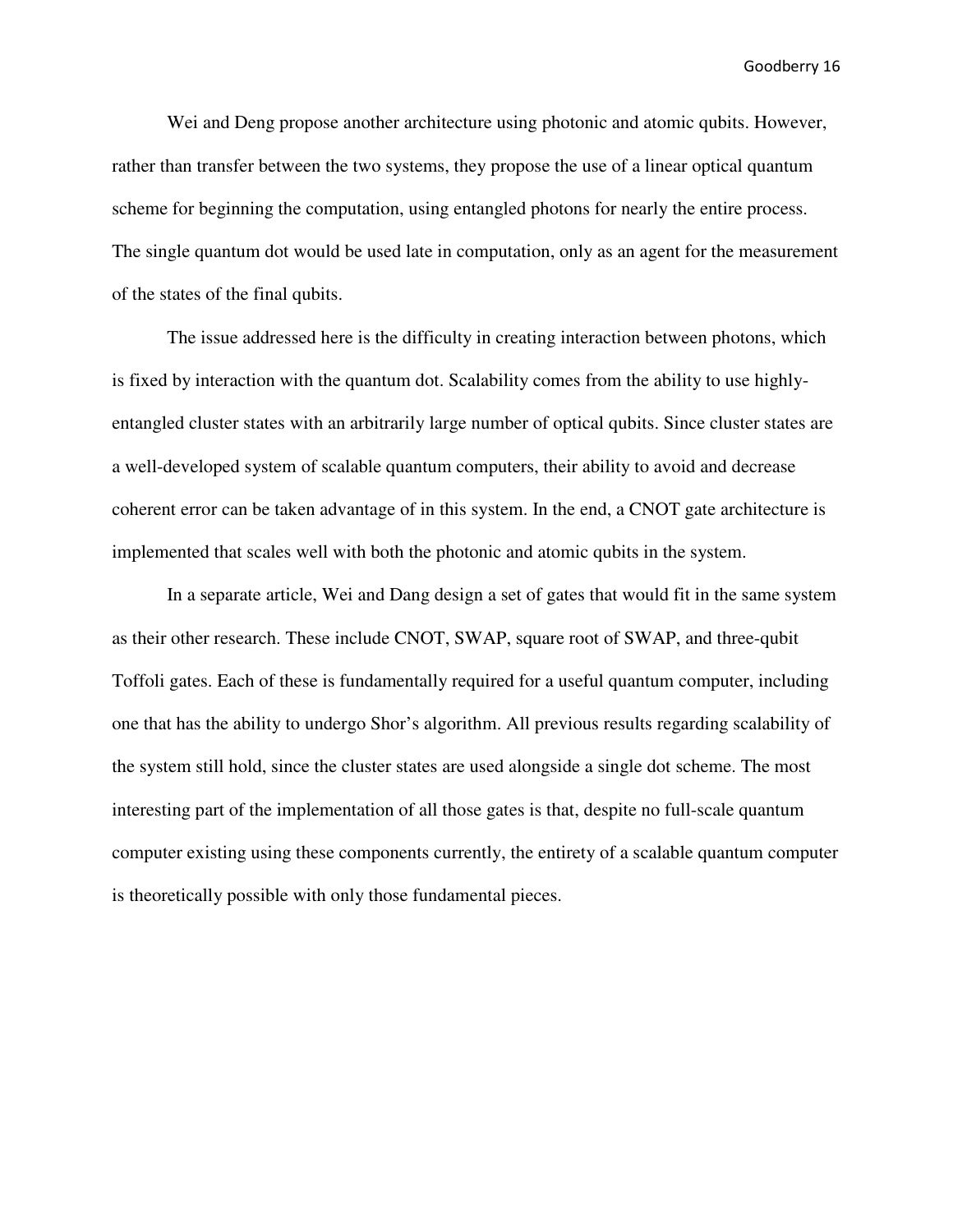Wei and Deng propose another architecture using photonic and atomic qubits. However, rather than transfer between the two systems, they propose the use of a linear optical quantum scheme for beginning the computation, using entangled photons for nearly the entire process. The single quantum dot would be used late in computation, only as an agent for the measurement of the states of the final qubits.

The issue addressed here is the difficulty in creating interaction between photons, which is fixed by interaction with the quantum dot. Scalability comes from the ability to use highly-entangled cluster states with an arbitrarily large number of optical qubits. Since cluster states are a well-developed system of scalable quantum computers, their ability to avoid and decrease coherent error can be taken advantage of in this system. In the end, a CNOT gate architecture is implemented that scales well with both the photonic and atomic qubits in the system.

In a separate article, Wei and Dang design a set of gates that would fit in the same system as their other research. These include CNOT, SWAP, square root of SWAP, and three-qubit Toffoli gates. Each of these is fundamentally required for a useful quantum computer, including one that has the ability to undergo Shor's algorithm. All previous results regarding scalability of the system still hold, since the cluster states are used alongside a single dot scheme. The most interesting part of the implementation of all those gates is that, despite no full-scale quantum computer existing using these components currently, the entirety of a scalable quantum computer is theoretically possible with only those fundamental pieces.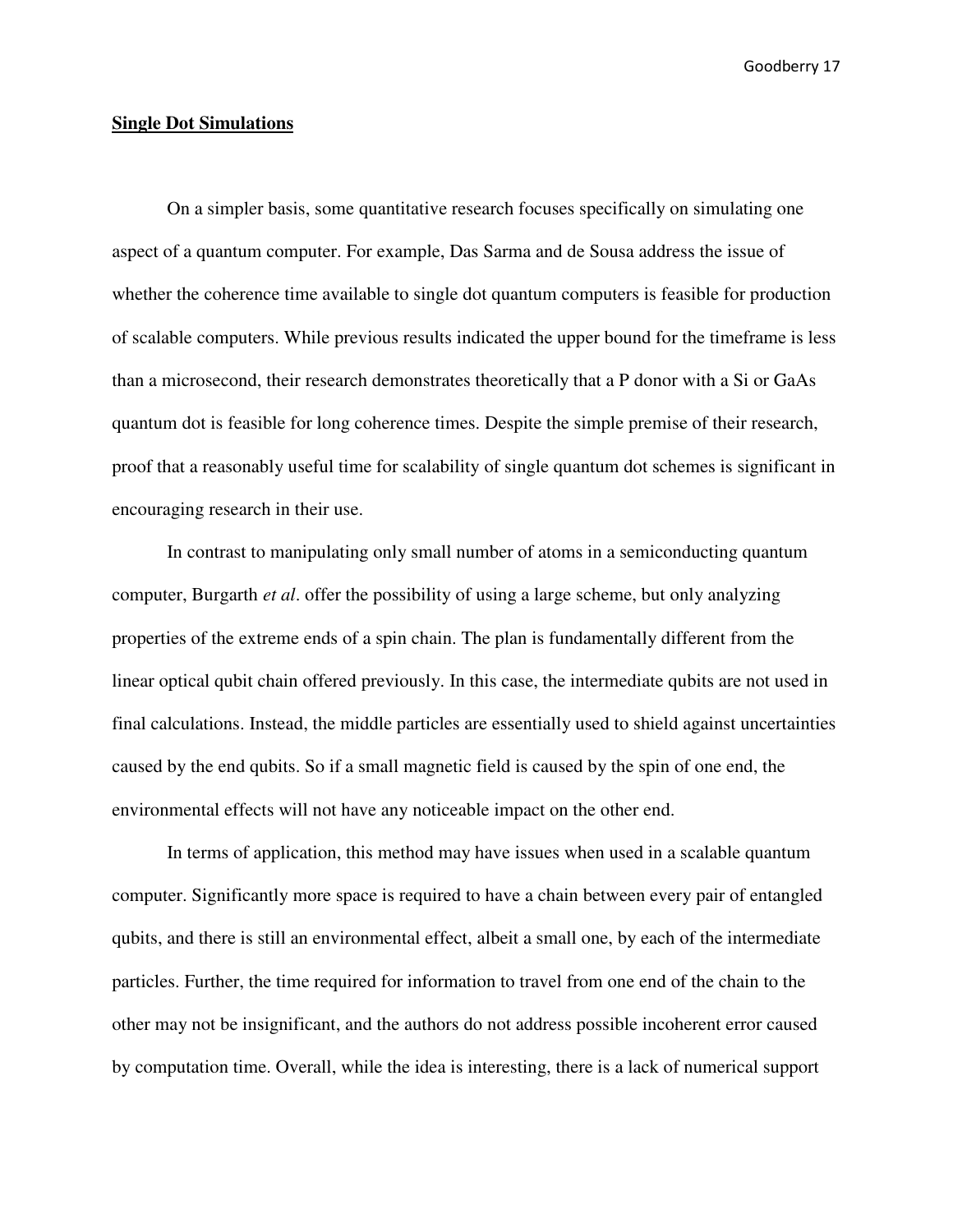**Single Dot Simulations**

On a simpler basis, some quantitative research focuses specifically on simulating one aspect of a quantum computer. For example, Das Sarma and de Sousa address the issue of whether the coherence time available to single dot quantum computers is feasible for production of scalable computers. While previous results indicated the upper bound for the timeframe is less than a microsecond, their research demonstrates theoretically that a P donor with a Si or GaAs quantum dot is feasible for long coherence times. Despite the simple premise of their research, proof that a reasonably useful time for scalability of single quantum dot schemes is significant in encouraging research in their use.

In contrast to manipulating only small number of atoms in a semiconducting quantum computer, Burgarth *et al*. offer the possibility of using a large scheme, but only analyzing properties of the extreme ends of a spin chain. The plan is fundamentally different from the linear optical qubit chain offered previously. In this case, the intermediate qubits are not used in final calculations. Instead, the middle particles are essentially used to shield against uncertainties caused by the end qubits. So if a small magnetic field is caused by the spin of one end, the environmental effects will not have any noticeable impact on the other end.

In terms of application, this method may have issues when used in a scalable quantum computer. Significantly more space is required to have a chain between every pair of entangled qubits, and there is still an environmental effect, albeit a small one, by each of the intermediate particles. Further, the time required for information to travel from one end of the chain to the other may not be insignificant, and the authors do not address possible incoherent error caused by computation time. Overall, while the idea is interesting, there is a lack of numerical support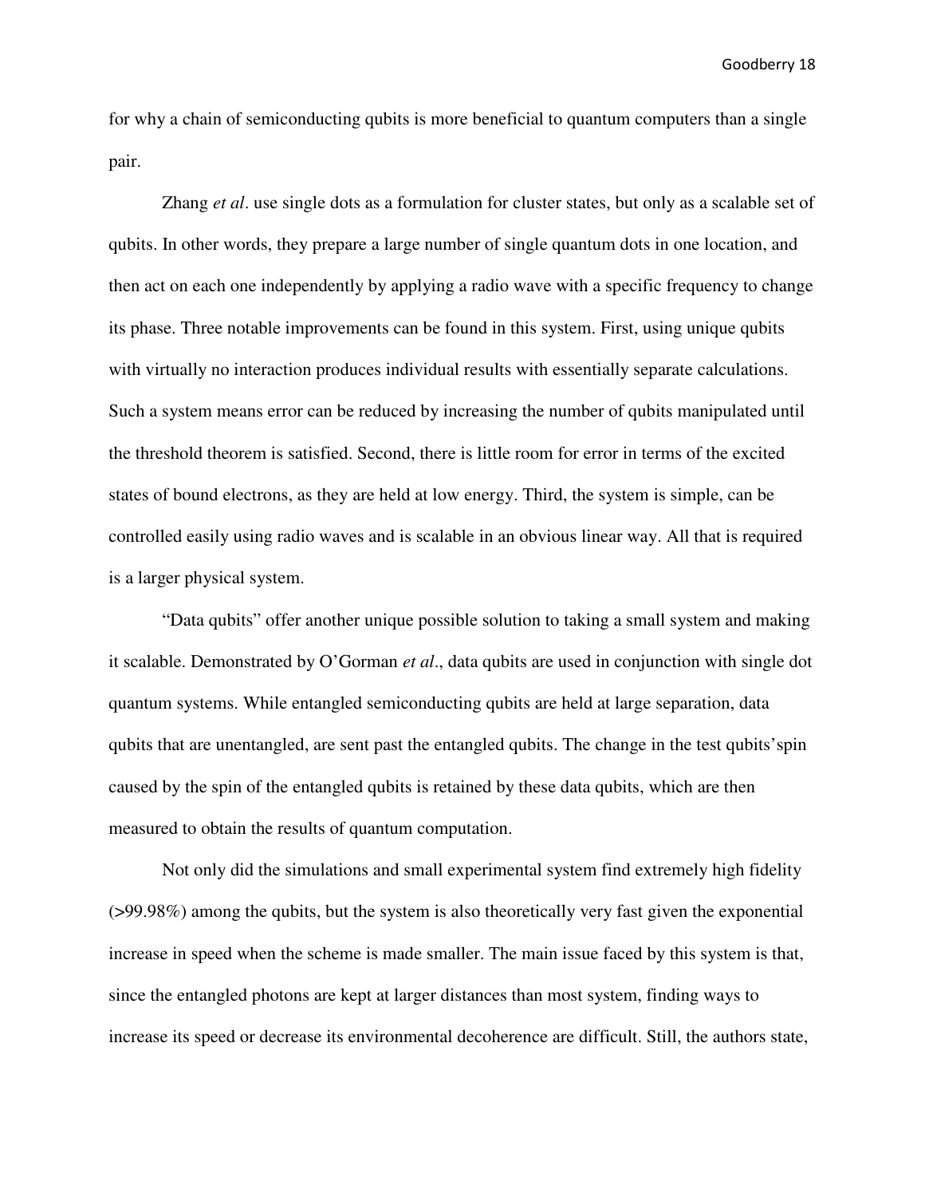for why a chain of semiconducting qubits is more beneficial to quantum computers than a single pair.

Zhang *et al*. use single dots as a formulation for cluster states, but only as a scalable set of qubits. In other words, they prepare a large number of single quantum dots in one location, and then act on each one independently by applying a radio wave with a specific frequency to change its phase. Three notable improvements can be found in this system. First, using unique qubits with virtually no interaction produces individual results with essentially separate calculations. Such a system means error can be reduced by increasing the number of qubits manipulated until the threshold theorem is satisfied. Second, there is little room for error in terms of the excited states of bound electrons, as they are held at low energy. Third, the system is simple, can be controlled easily using radio waves and is scalable in an obvious linear way. All that is required is a larger physical system.

"Data qubits" offer another unique possible solution to taking a small system and making it scalable. Demonstrated by O'Gorman *et al*., data qubits are used in conjunction with single dot quantum systems. While entangled semiconducting qubits are held at large separation, data qubits that are unentangled, are sent past the entangled qubits. The change in the test qubits'spin caused by the spin of the entangled qubits is retained by these data qubits, which are then measured to obtain the results of quantum computation.

Not only did the simulations and small experimental system find extremely high fidelity (>99.98%) among the qubits, but the system is also theoretically very fast given the exponential increase in speed when the scheme is made smaller. The main issue faced by this system is that, since the entangled photons are kept at larger distances than most system, finding ways to increase its speed or decrease its environmental decoherence are difficult. Still, the authors state,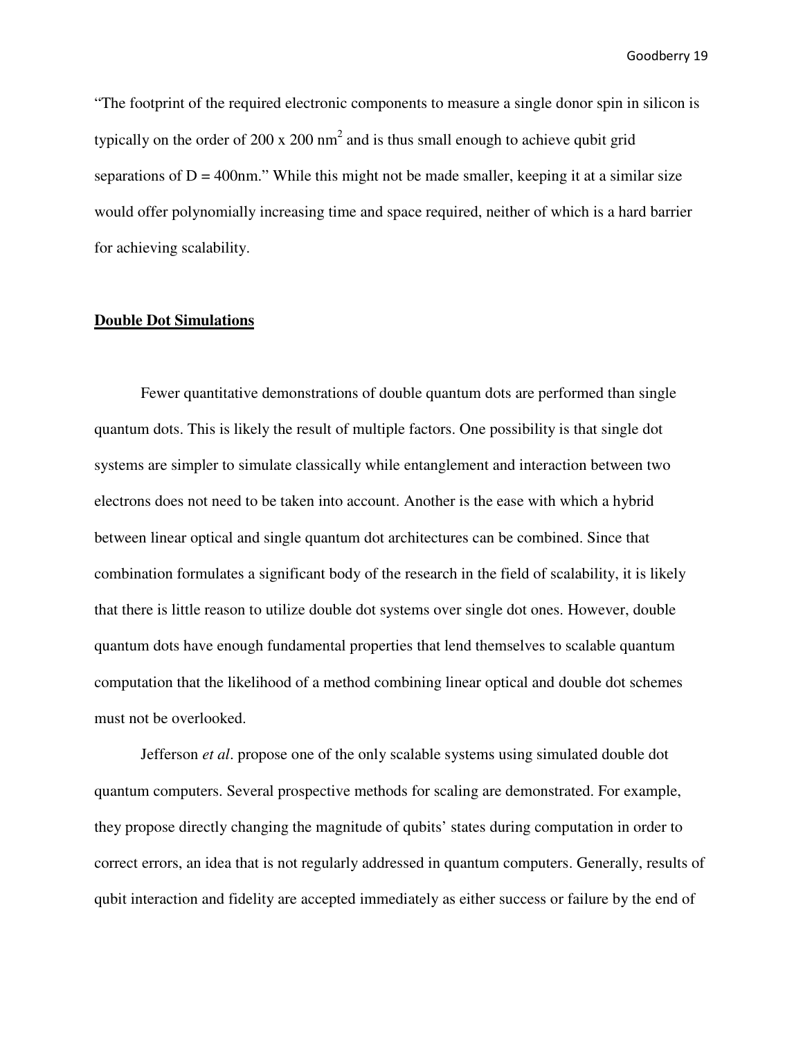"The footprint of the required electronic components to measure a single donor spin in silicon is typically on the order of 200 x 200 $nm^2$ and is thus small enough to achieve qubit grid separations of D = 400nm." While this might not be made smaller, keeping it at a similar size would offer polynomially increasing time and space required, neither of which is a hard barrier for achieving scalability.

## **Double Dot Simulations**

Fewer quantitative demonstrations of double quantum dots are performed than single quantum dots. This is likely the result of multiple factors. One possibility is that single dot systems are simpler to simulate classically while entanglement and interaction between two electrons does not need to be taken into account. Another is the ease with which a hybrid between linear optical and single quantum dot architectures can be combined. Since that combination formulates a significant body of the research in the field of scalability, it is likely that there is little reason to utilize double dot systems over single dot ones. However, double quantum dots have enough fundamental properties that lend themselves to scalable quantum computation that the likelihood of a method combining linear optical and double dot schemes must not be overlooked.

Jefferson *et al*. propose one of the only scalable systems using simulated double dot quantum computers. Several prospective methods for scaling are demonstrated. For example, they propose directly changing the magnitude of qubits' states during computation in order to correct errors, an idea that is not regularly addressed in quantum computers. Generally, results of qubit interaction and fidelity are accepted immediately as either success or failure by the end of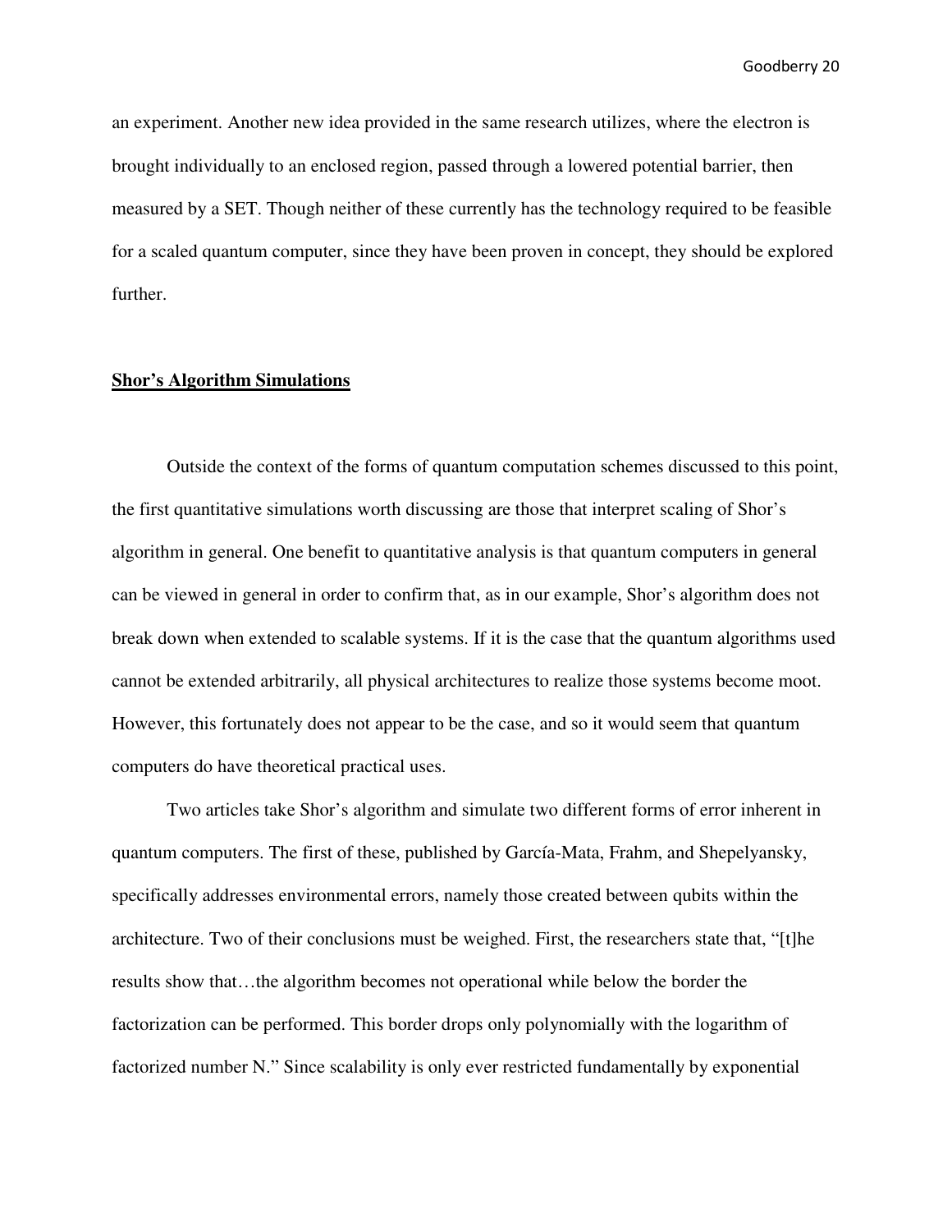an experiment. Another new idea provided in the same research utilizes, where the electron is brought individually to an enclosed region, passed through a lowered potential barrier, then measured by a SET. Though neither of these currently has the technology required to be feasible for a scaled quantum computer, since they have been proven in concept, they should be explored further.

## **Shor's Algorithm Simulations**

Outside the context of the forms of quantum computation schemes discussed to this point, the first quantitative simulations worth discussing are those that interpret scaling of Shor's algorithm in general. One benefit to quantitative analysis is that quantum computers in general can be viewed in general in order to confirm that, as in our example, Shor's algorithm does not break down when extended to scalable systems. If it is the case that the quantum algorithms used cannot be extended arbitrarily, all physical architectures to realize those systems become moot. However, this fortunately does not appear to be the case, and so it would seem that quantum computers do have theoretical practical uses.

Two articles take Shor's algorithm and simulate two different forms of error inherent in quantum computers. The first of these, published by García-Mata, Frahm, and Shepelyansky, specifically addresses environmental errors, namely those created between qubits within the architecture. Two of their conclusions must be weighed. First, the researchers state that, "[t]he results show that…the algorithm becomes not operational while below the border the factorization can be performed. This border drops only polynomially with the logarithm of factorized number N." Since scalability is only ever restricted fundamentally by exponential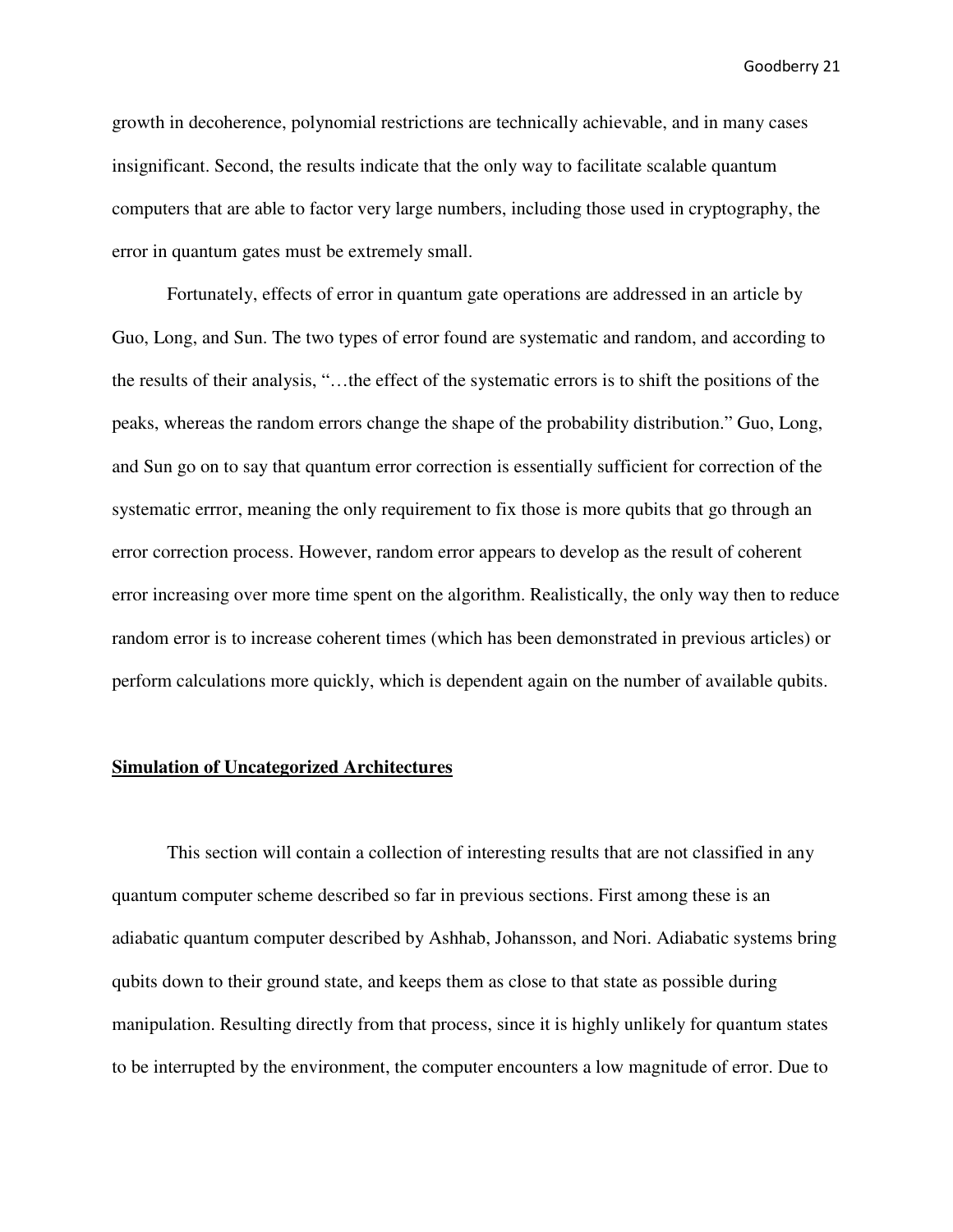growth in decoherence, polynomial restrictions are technically achievable, and in many cases insignificant. Second, the results indicate that the only way to facilitate scalable quantum computers that are able to factor very large numbers, including those used in cryptography, the error in quantum gates must be extremely small.

Fortunately, effects of error in quantum gate operations are addressed in an article by Guo, Long, and Sun. The two types of error found are systematic and random, and according to the results of their analysis, "…the effect of the systematic errors is to shift the positions of the peaks, whereas the random errors change the shape of the probability distribution." Guo, Long, and Sun go on to say that quantum error correction is essentially sufficient for correction of the systematic errror, meaning the only requirement to fix those is more qubits that go through an error correction process. However, random error appears to develop as the result of coherent error increasing over more time spent on the algorithm. Realistically, the only way then to reduce random error is to increase coherent times (which has been demonstrated in previous articles) or perform calculations more quickly, which is dependent again on the number of available qubits.

## **Simulation of Uncategorized Architectures**

This section will contain a collection of interesting results that are not classified in any quantum computer scheme described so far in previous sections. First among these is an adiabatic quantum computer described by Ashhab, Johansson, and Nori. Adiabatic systems bring qubits down to their ground state, and keeps them as close to that state as possible during manipulation. Resulting directly from that process, since it is highly unlikely for quantum states to be interrupted by the environment, the computer encounters a low magnitude of error. Due to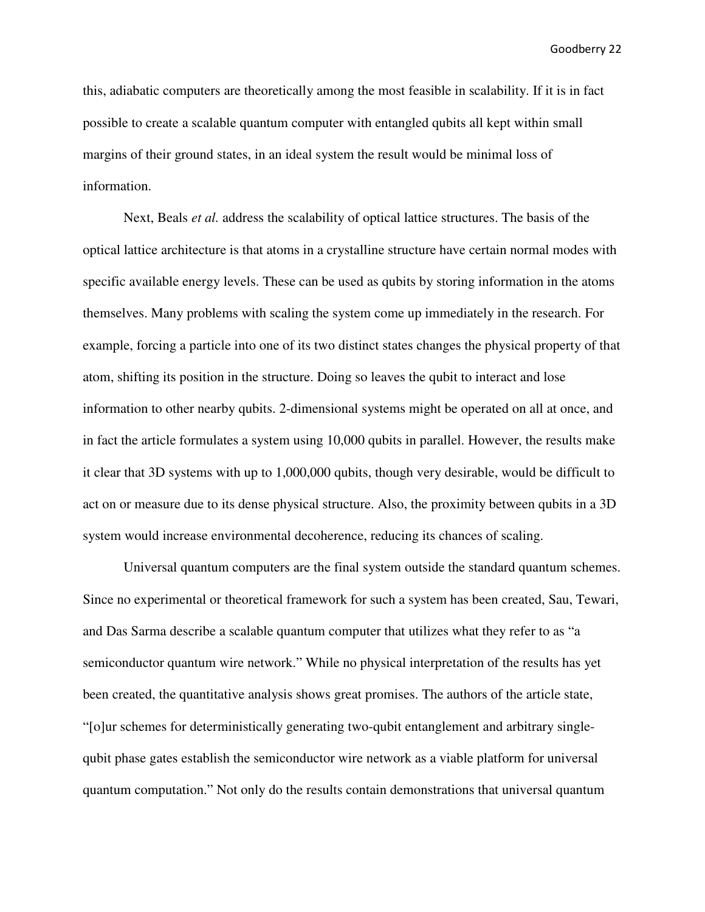this, adiabatic computers are theoretically among the most feasible in scalability. If it is in fact possible to create a scalable quantum computer with entangled qubits all kept within small margins of their ground states, in an ideal system the result would be minimal loss of information.

Next, Beals *et al.* address the scalability of optical lattice structures. The basis of the optical lattice architecture is that atoms in a crystalline structure have certain normal modes with specific available energy levels. These can be used as qubits by storing information in the atoms themselves. Many problems with scaling the system come up immediately in the research. For example, forcing a particle into one of its two distinct states changes the physical property of that atom, shifting its position in the structure. Doing so leaves the qubit to interact and lose information to other nearby qubits. 2-dimensional systems might be operated on all at once, and in fact the article formulates a system using 10,000 qubits in parallel. However, the results make it clear that 3D systems with up to 1,000,000 qubits, though very desirable, would be difficult to act on or measure due to its dense physical structure. Also, the proximity between qubits in a 3D system would increase environmental decoherence, reducing its chances of scaling.

Universal quantum computers are the final system outside the standard quantum schemes. Since no experimental or theoretical framework for such a system has been created, Sau, Tewari, and Das Sarma describe a scalable quantum computer that utilizes what they refer to as "a semiconductor quantum wire network." While no physical interpretation of the results has yet been created, the quantitative analysis shows great promises. The authors of the article state, "[o]ur schemes for deterministically generating two-qubit entanglement and arbitrary single-qubit phase gates establish the semiconductor wire network as a viable platform for universal quantum computation." Not only do the results contain demonstrations that universal quantum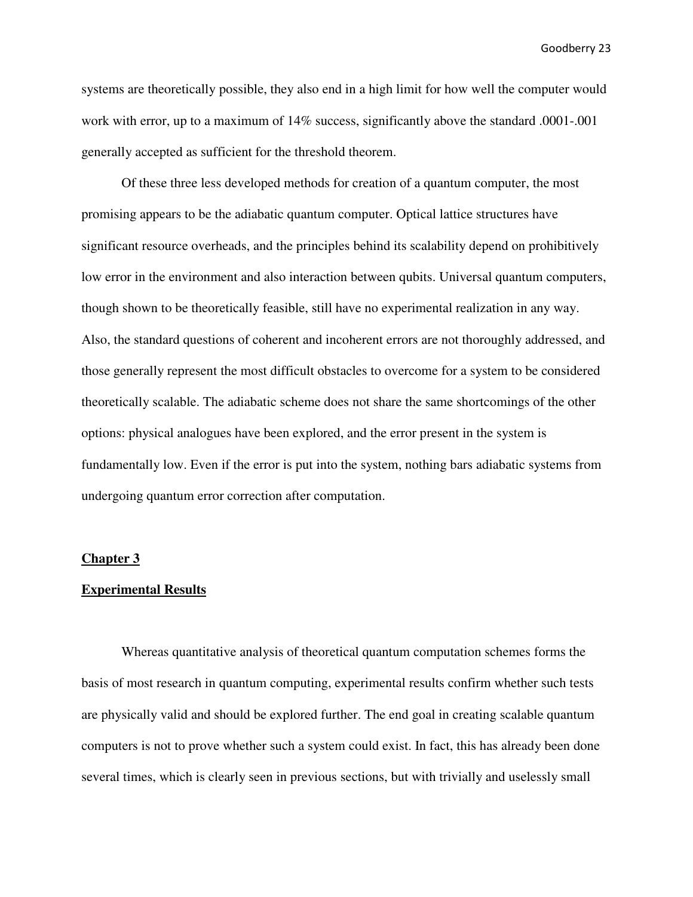systems are theoretically possible, they also end in a high limit for how well the computer would work with error, up to a maximum of 14% success, significantly above the standard .0001-.001 generally accepted as sufficient for the threshold theorem.

Of these three less developed methods for creation of a quantum computer, the most promising appears to be the adiabatic quantum computer. Optical lattice structures have significant resource overheads, and the principles behind its scalability depend on prohibitively low error in the environment and also interaction between qubits. Universal quantum computers, though shown to be theoretically feasible, still have no experimental realization in any way. Also, the standard questions of coherent and incoherent errors are not thoroughly addressed, and those generally represent the most difficult obstacles to overcome for a system to be considered theoretically scalable. The adiabatic scheme does not share the same shortcomings of the other options: physical analogues have been explored, and the error present in the system is fundamentally low. Even if the error is put into the system, nothing bars adiabatic systems from undergoing quantum error correction after computation.

# Chapter 3

## Experimental Results

Whereas quantitative analysis of theoretical quantum computation schemes forms the basis of most research in quantum computing, experimental results confirm whether such tests are physically valid and should be explored further. The end goal in creating scalable quantum computers is not to prove whether such a system could exist. In fact, this has already been done several times, which is clearly seen in previous sections, but with trivially and uselessly small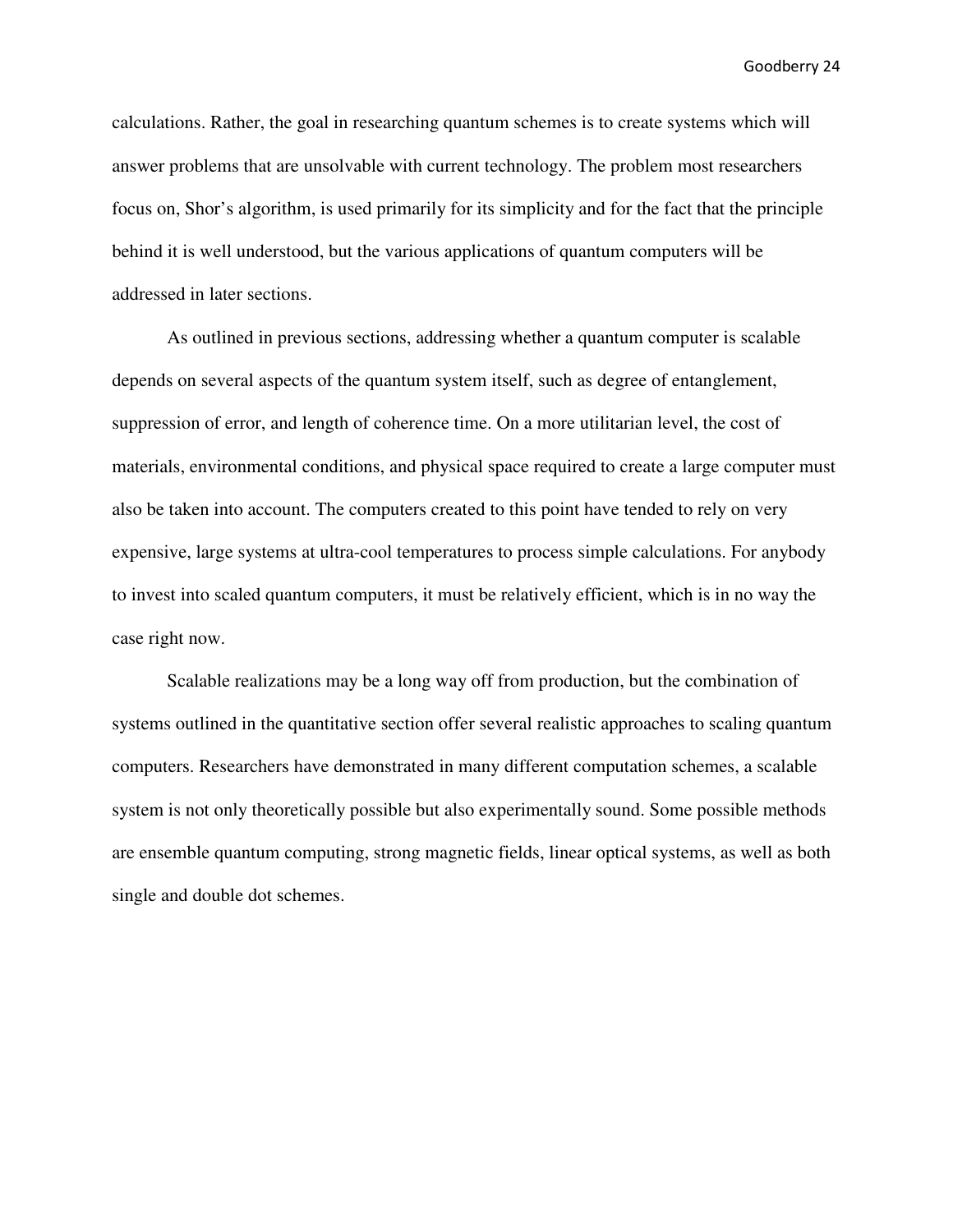calculations. Rather, the goal in researching quantum schemes is to create systems which will answer problems that are unsolvable with current technology. The problem most researchers focus on, Shor's algorithm, is used primarily for its simplicity and for the fact that the principle behind it is well understood, but the various applications of quantum computers will be addressed in later sections.

As outlined in previous sections, addressing whether a quantum computer is scalable depends on several aspects of the quantum system itself, such as degree of entanglement, suppression of error, and length of coherence time. On a more utilitarian level, the cost of materials, environmental conditions, and physical space required to create a large computer must also be taken into account. The computers created to this point have tended to rely on very expensive, large systems at ultra-cool temperatures to process simple calculations. For anybody to invest into scaled quantum computers, it must be relatively efficient, which is in no way the case right now.

Scalable realizations may be a long way off from production, but the combination of systems outlined in the quantitative section offer several realistic approaches to scaling quantum computers. Researchers have demonstrated in many different computation schemes, a scalable system is not only theoretically possible but also experimentally sound. Some possible methods are ensemble quantum computing, strong magnetic fields, linear optical systems, as well as both single and double dot schemes.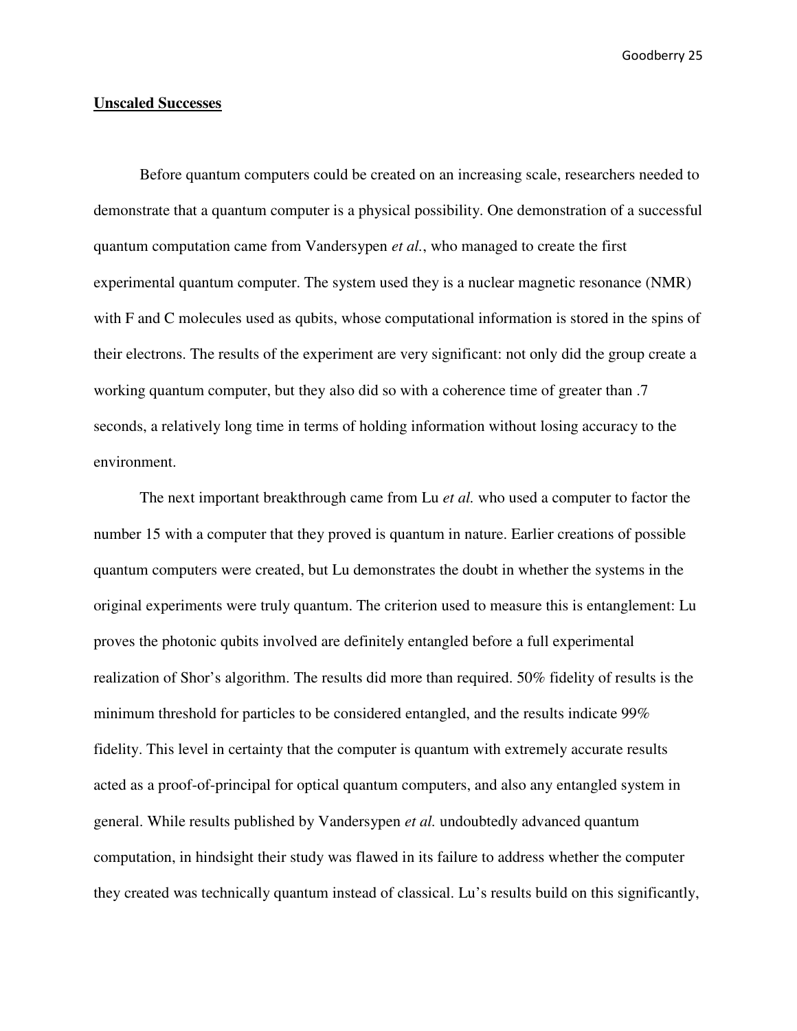**Unscaled Successes**

Before quantum computers could be created on an increasing scale, researchers needed to demonstrate that a quantum computer is a physical possibility. One demonstration of a successful quantum computation came from Vandersypen *et al.*, who managed to create the first experimental quantum computer. The system used they is a nuclear magnetic resonance (NMR) with F and C molecules used as qubits, whose computational information is stored in the spins of their electrons. The results of the experiment are very significant: not only did the group create a working quantum computer, but they also did so with a coherence time of greater than .7 seconds, a relatively long time in terms of holding information without losing accuracy to the environment.

The next important breakthrough came from Lu *et al.* who used a computer to factor the number 15 with a computer that they proved is quantum in nature. Earlier creations of possible quantum computers were created, but Lu demonstrates the doubt in whether the systems in the original experiments were truly quantum. The criterion used to measure this is entanglement: Lu proves the photonic qubits involved are definitely entangled before a full experimental realization of Shor's algorithm. The results did more than required. 50% fidelity of results is the minimum threshold for particles to be considered entangled, and the results indicate 99% fidelity. This level in certainty that the computer is quantum with extremely accurate results acted as a proof-of-principal for optical quantum computers, and also any entangled system in general. While results published by Vandersypen *et al.* undoubtedly advanced quantum computation, in hindsight their study was flawed in its failure to address whether the computer they created was technically quantum instead of classical. Lu's results build on this significantly,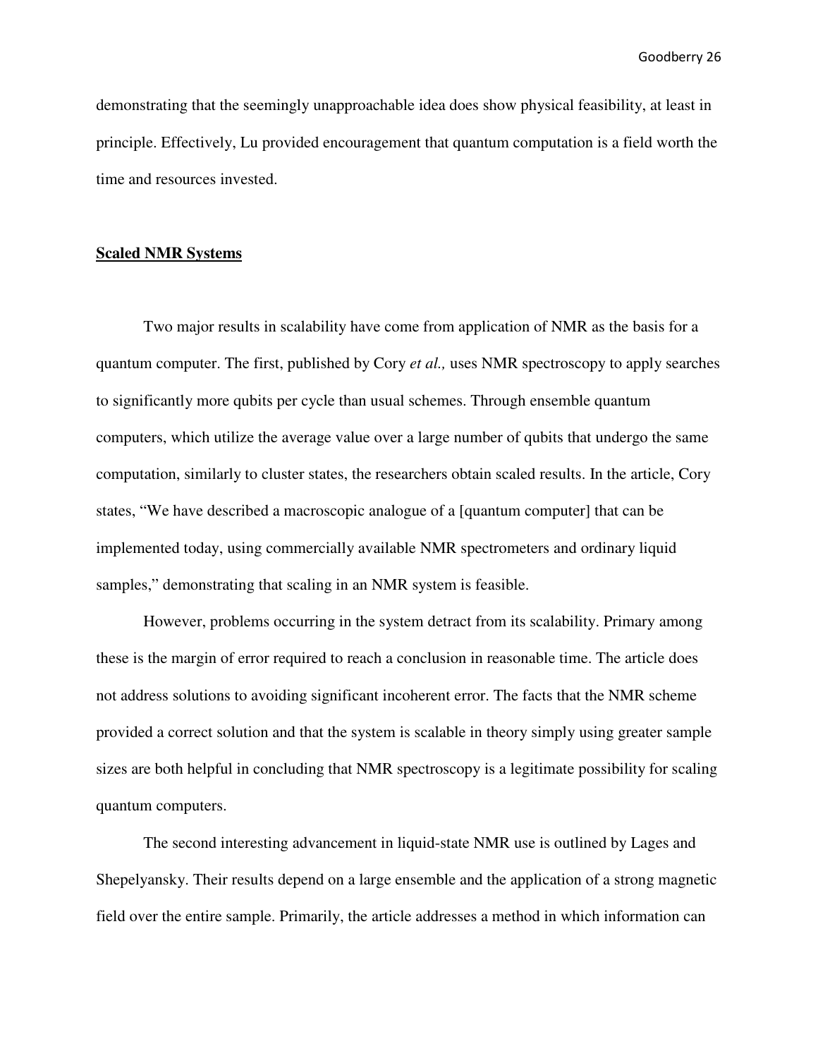demonstrating that the seemingly unapproachable idea does show physical feasibility, at least in principle. Effectively, Lu provided encouragement that quantum computation is a field worth the time and resources invested.

## Scaled NMR Systems

Two major results in scalability have come from application of NMR as the basis for a quantum computer. The first, published by Cory *et al.,* uses NMR spectroscopy to apply searches to significantly more qubits per cycle than usual schemes. Through ensemble quantum computers, which utilize the average value over a large number of qubits that undergo the same computation, similarly to cluster states, the researchers obtain scaled results. In the article, Cory states, "We have described a macroscopic analogue of a [quantum computer] that can be implemented today, using commercially available NMR spectrometers and ordinary liquid samples," demonstrating that scaling in an NMR system is feasible.

However, problems occurring in the system detract from its scalability. Primary among these is the margin of error required to reach a conclusion in reasonable time. The article does not address solutions to avoiding significant incoherent error. The facts that the NMR scheme provided a correct solution and that the system is scalable in theory simply using greater sample sizes are both helpful in concluding that NMR spectroscopy is a legitimate possibility for scaling quantum computers.

The second interesting advancement in liquid-state NMR use is outlined by Lages and Shepelyansky. Their results depend on a large ensemble and the application of a strong magnetic field over the entire sample. Primarily, the article addresses a method in which information can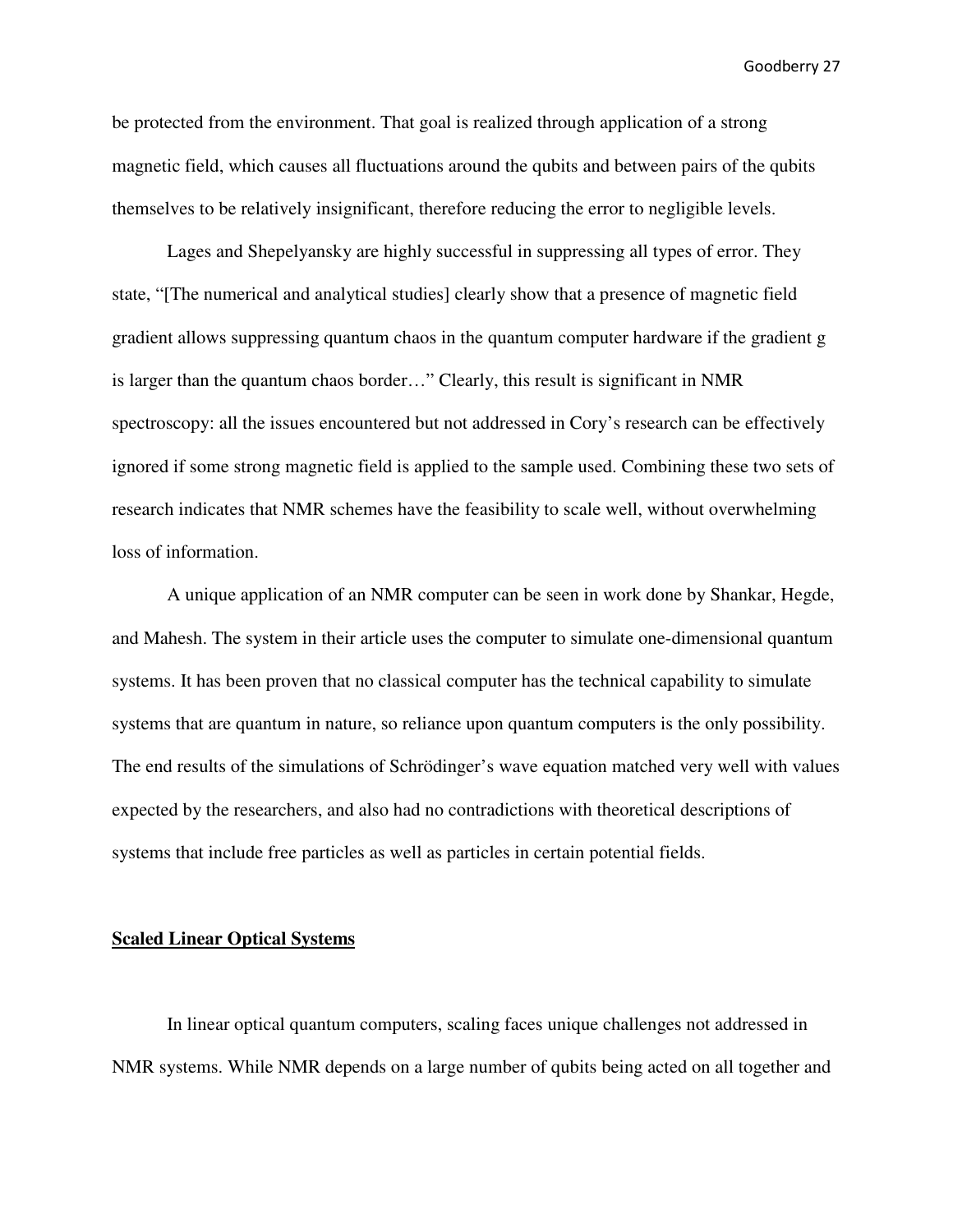be protected from the environment. That goal is realized through application of a strong magnetic field, which causes all fluctuations around the qubits and between pairs of the qubits themselves to be relatively insignificant, therefore reducing the error to negligible levels.

Lages and Shepelyansky are highly successful in suppressing all types of error. They state, "[The numerical and analytical studies] clearly show that a presence of magnetic field gradient allows suppressing quantum chaos in the quantum computer hardware if the gradient g is larger than the quantum chaos border…" Clearly, this result is significant in NMR spectroscopy: all the issues encountered but not addressed in Cory's research can be effectively ignored if some strong magnetic field is applied to the sample used. Combining these two sets of research indicates that NMR schemes have the feasibility to scale well, without overwhelming loss of information.

A unique application of an NMR computer can be seen in work done by Shankar, Hegde, and Mahesh. The system in their article uses the computer to simulate one-dimensional quantum systems. It has been proven that no classical computer has the technical capability to simulate systems that are quantum in nature, so reliance upon quantum computers is the only possibility. The end results of the simulations of Schrödinger's wave equation matched very well with values expected by the researchers, and also had no contradictions with theoretical descriptions of systems that include free particles as well as particles in certain potential fields.

**Scaled Linear Optical Systems**

In linear optical quantum computers, scaling faces unique challenges not addressed in NMR systems. While NMR depends on a large number of qubits being acted on all together and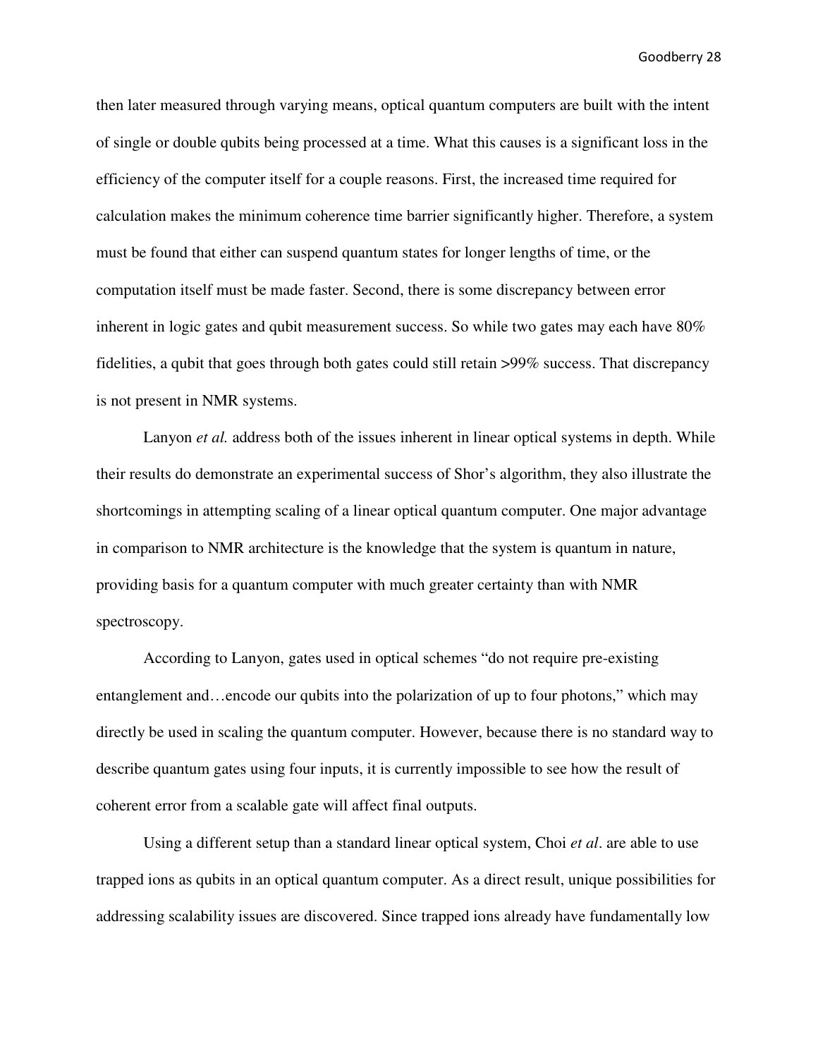then later measured through varying means, optical quantum computers are built with the intent of single or double qubits being processed at a time. What this causes is a significant loss in the efficiency of the computer itself for a couple reasons. First, the increased time required for calculation makes the minimum coherence time barrier significantly higher. Therefore, a system must be found that either can suspend quantum states for longer lengths of time, or the computation itself must be made faster. Second, there is some discrepancy between error inherent in logic gates and qubit measurement success. So while two gates may each have 80% fidelities, a qubit that goes through both gates could still retain >99% success. That discrepancy is not present in NMR systems.

Lanyon *et al.* address both of the issues inherent in linear optical systems in depth. While their results do demonstrate an experimental success of Shor's algorithm, they also illustrate the shortcomings in attempting scaling of a linear optical quantum computer. One major advantage in comparison to NMR architecture is the knowledge that the system is quantum in nature, providing basis for a quantum computer with much greater certainty than with NMR spectroscopy.

According to Lanyon, gates used in optical schemes "do not require pre-existing entanglement and…encode our qubits into the polarization of up to four photons," which may directly be used in scaling the quantum computer. However, because there is no standard way to describe quantum gates using four inputs, it is currently impossible to see how the result of coherent error from a scalable gate will affect final outputs.

Using a different setup than a standard linear optical system, Choi *et al*. are able to use trapped ions as qubits in an optical quantum computer. As a direct result, unique possibilities for addressing scalability issues are discovered. Since trapped ions already have fundamentally low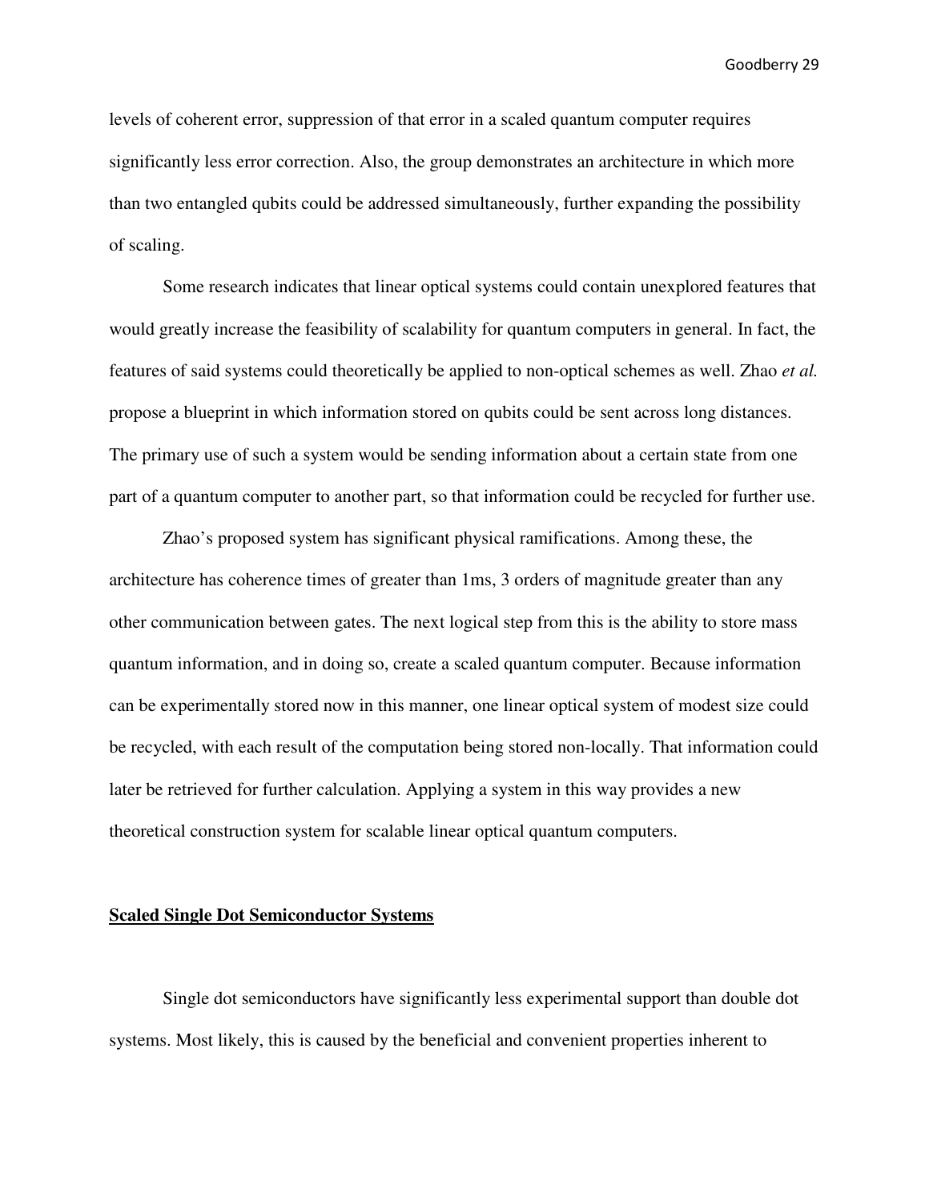levels of coherent error, suppression of that error in a scaled quantum computer requires significantly less error correction. Also, the group demonstrates an architecture in which more than two entangled qubits could be addressed simultaneously, further expanding the possibility of scaling.

Some research indicates that linear optical systems could contain unexplored features that would greatly increase the feasibility of scalability for quantum computers in general. In fact, the features of said systems could theoretically be applied to non-optical schemes as well. Zhao *et al.* propose a blueprint in which information stored on qubits could be sent across long distances. The primary use of such a system would be sending information about a certain state from one part of a quantum computer to another part, so that information could be recycled for further use.

Zhao's proposed system has significant physical ramifications. Among these, the architecture has coherence times of greater than 1ms, 3 orders of magnitude greater than any other communication between gates. The next logical step from this is the ability to store mass quantum information, and in doing so, create a scaled quantum computer. Because information can be experimentally stored now in this manner, one linear optical system of modest size could be recycled, with each result of the computation being stored non-locally. That information could later be retrieved for further calculation. Applying a system in this way provides a new theoretical construction system for scalable linear optical quantum computers.

## Scaled Single Dot Semiconductor Systems

Single dot semiconductors have significantly less experimental support than double dot systems. Most likely, this is caused by the beneficial and convenient properties inherent to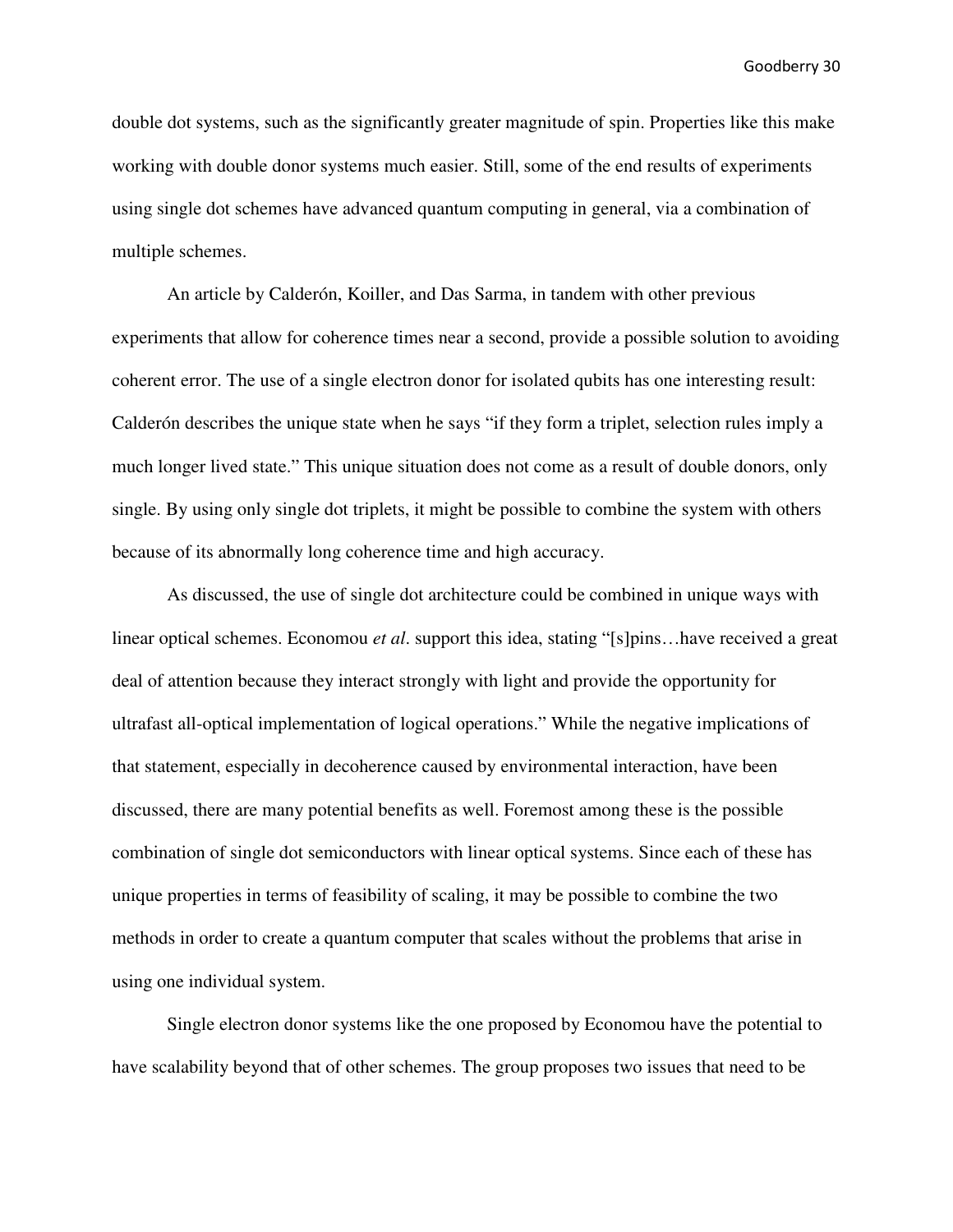double dot systems, such as the significantly greater magnitude of spin. Properties like this make working with double donor systems much easier. Still, some of the end results of experiments using single dot schemes have advanced quantum computing in general, via a combination of multiple schemes.

An article by Calderón, Koiller, and Das Sarma, in tandem with other previous experiments that allow for coherence times near a second, provide a possible solution to avoiding coherent error. The use of a single electron donor for isolated qubits has one interesting result: Calderón describes the unique state when he says "if they form a triplet, selection rules imply a much longer lived state." This unique situation does not come as a result of double donors, only single. By using only single dot triplets, it might be possible to combine the system with others because of its abnormally long coherence time and high accuracy.

As discussed, the use of single dot architecture could be combined in unique ways with linear optical schemes. Economou *et al*. support this idea, stating "[s]pins…have received a great deal of attention because they interact strongly with light and provide the opportunity for ultrafast all-optical implementation of logical operations." While the negative implications of that statement, especially in decoherence caused by environmental interaction, have been discussed, there are many potential benefits as well. Foremost among these is the possible combination of single dot semiconductors with linear optical systems. Since each of these has unique properties in terms of feasibility of scaling, it may be possible to combine the two methods in order to create a quantum computer that scales without the problems that arise in using one individual system.

Single electron donor systems like the one proposed by Economou have the potential to have scalability beyond that of other schemes. The group proposes two issues that need to be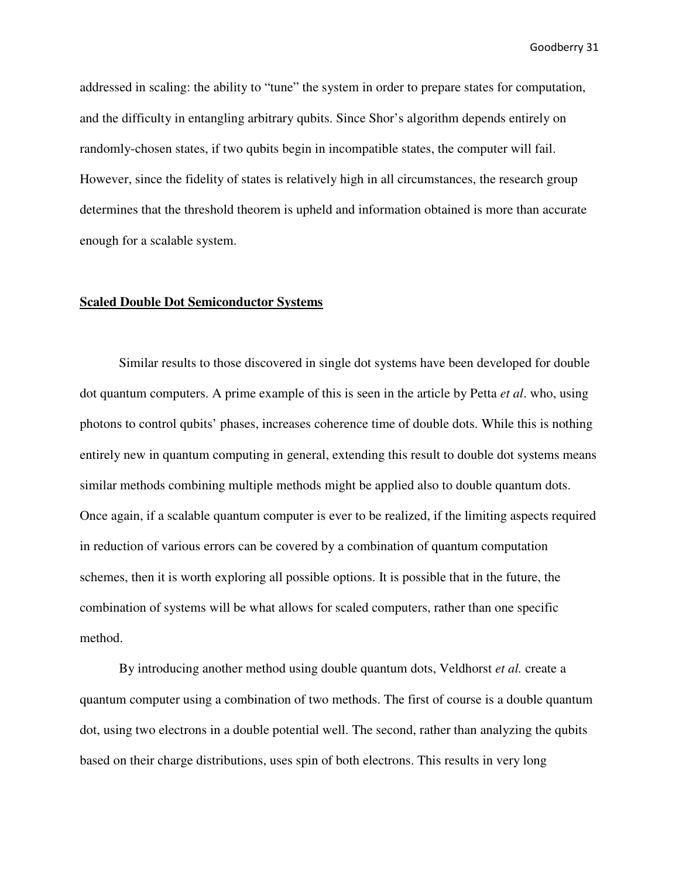addressed in scaling: the ability to "tune" the system in order to prepare states for computation, and the difficulty in entangling arbitrary qubits. Since Shor's algorithm depends entirely on randomly-chosen states, if two qubits begin in incompatible states, the computer will fail. However, since the fidelity of states is relatively high in all circumstances, the research group determines that the threshold theorem is upheld and information obtained is more than accurate enough for a scalable system.

## **Scaled Double Dot Semiconductor Systems**

Similar results to those discovered in single dot systems have been developed for double dot quantum computers. A prime example of this is seen in the article by Petta *et al*. who, using photons to control qubits' phases, increases coherence time of double dots. While this is nothing entirely new in quantum computing in general, extending this result to double dot systems means similar methods combining multiple methods might be applied also to double quantum dots. Once again, if a scalable quantum computer is ever to be realized, if the limiting aspects required in reduction of various errors can be covered by a combination of quantum computation schemes, then it is worth exploring all possible options. It is possible that in the future, the combination of systems will be what allows for scaled computers, rather than one specific method.

By introducing another method using double quantum dots, Veldhorst *et al.* create a quantum computer using a combination of two methods. The first of course is a double quantum dot, using two electrons in a double potential well. The second, rather than analyzing the qubits based on their charge distributions, uses spin of both electrons. This results in very long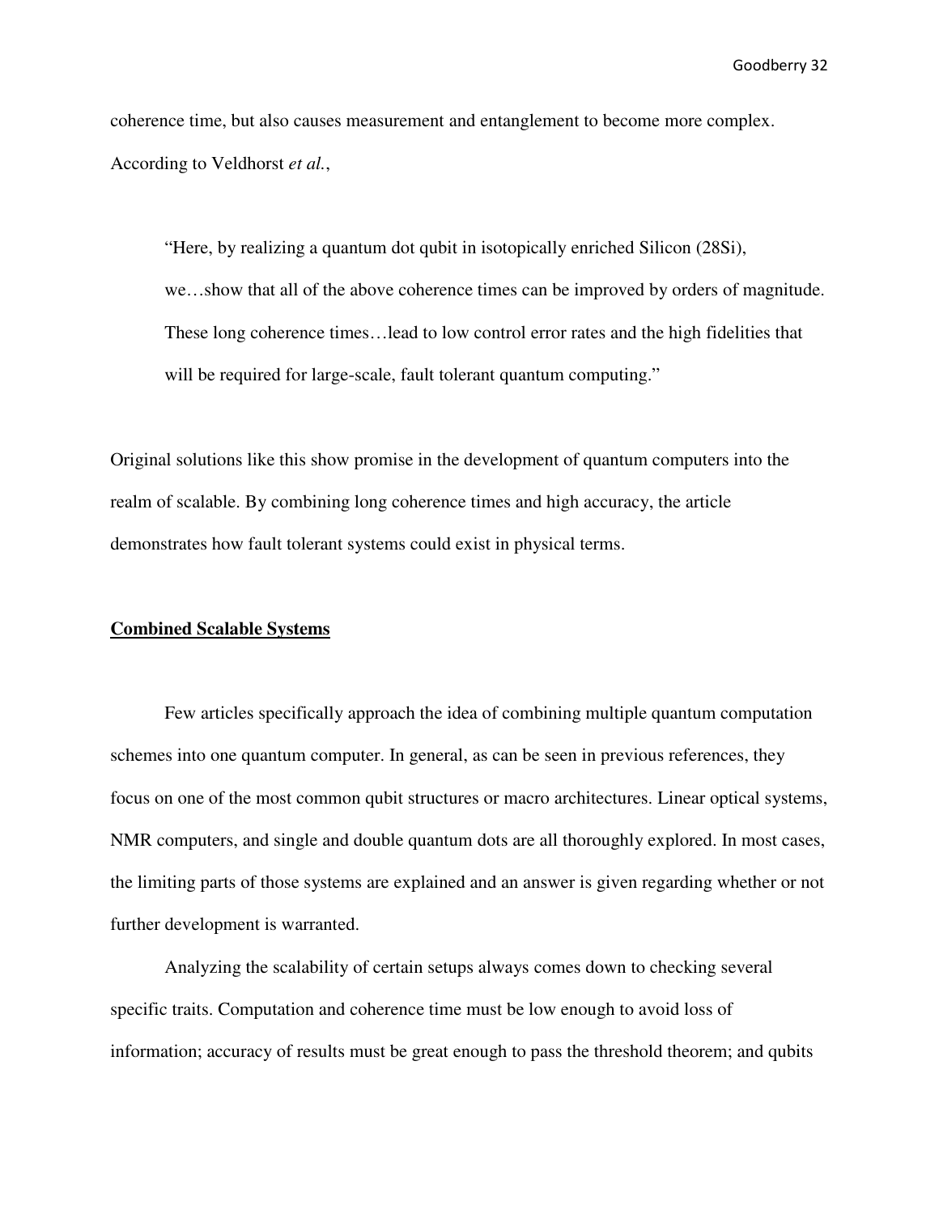coherence time, but also causes measurement and entanglement to become more complex. According to Veldhorst *et al.*,

> "Here, by realizing a quantum dot qubit in isotopically enriched Silicon (28Si), we…show that all of the above coherence times can be improved by orders of magnitude. These long coherence times…lead to low control error rates and the high fidelities that will be required for large-scale, fault tolerant quantum computing."

Original solutions like this show promise in the development of quantum computers into the realm of scalable. By combining long coherence times and high accuracy, the article demonstrates how fault tolerant systems could exist in physical terms.

## **Combined Scalable Systems**

Few articles specifically approach the idea of combining multiple quantum computation schemes into one quantum computer. In general, as can be seen in previous references, they focus on one of the most common qubit structures or macro architectures. Linear optical systems, NMR computers, and single and double quantum dots are all thoroughly explored. In most cases, the limiting parts of those systems are explained and an answer is given regarding whether or not further development is warranted.

Analyzing the scalability of certain setups always comes down to checking several specific traits. Computation and coherence time must be low enough to avoid loss of information; accuracy of results must be great enough to pass the threshold theorem; and qubits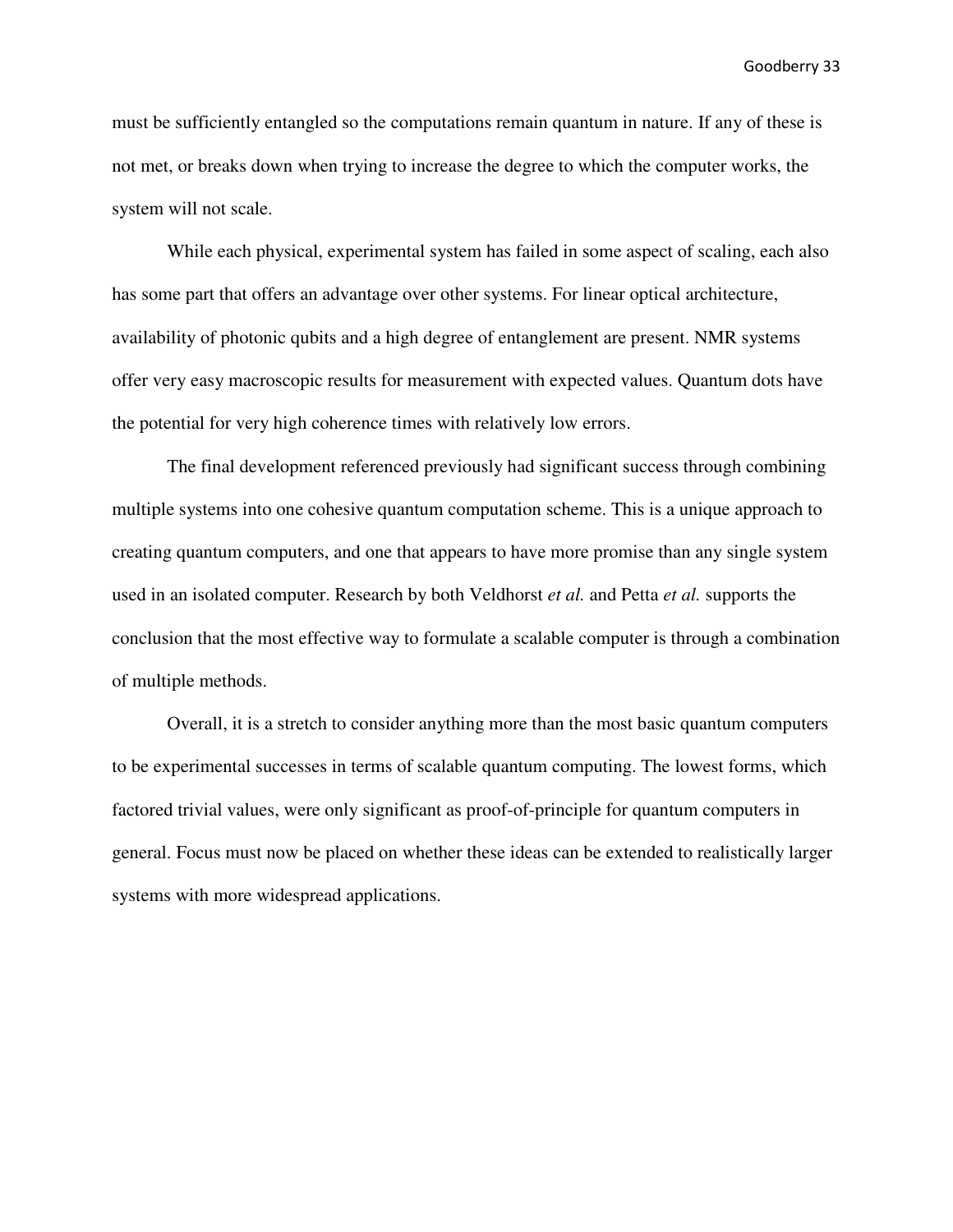must be sufficiently entangled so the computations remain quantum in nature. If any of these is not met, or breaks down when trying to increase the degree to which the computer works, the system will not scale.

While each physical, experimental system has failed in some aspect of scaling, each also has some part that offers an advantage over other systems. For linear optical architecture, availability of photonic qubits and a high degree of entanglement are present. NMR systems offer very easy macroscopic results for measurement with expected values. Quantum dots have the potential for very high coherence times with relatively low errors.

The final development referenced previously had significant success through combining multiple systems into one cohesive quantum computation scheme. This is a unique approach to creating quantum computers, and one that appears to have more promise than any single system used in an isolated computer. Research by both Veldhorst *et al.* and Petta *et al.* supports the conclusion that the most effective way to formulate a scalable computer is through a combination of multiple methods.

Overall, it is a stretch to consider anything more than the most basic quantum computers to be experimental successes in terms of scalable quantum computing. The lowest forms, which factored trivial values, were only significant as proof-of-principle for quantum computers in general. Focus must now be placed on whether these ideas can be extended to realistically larger systems with more widespread applications.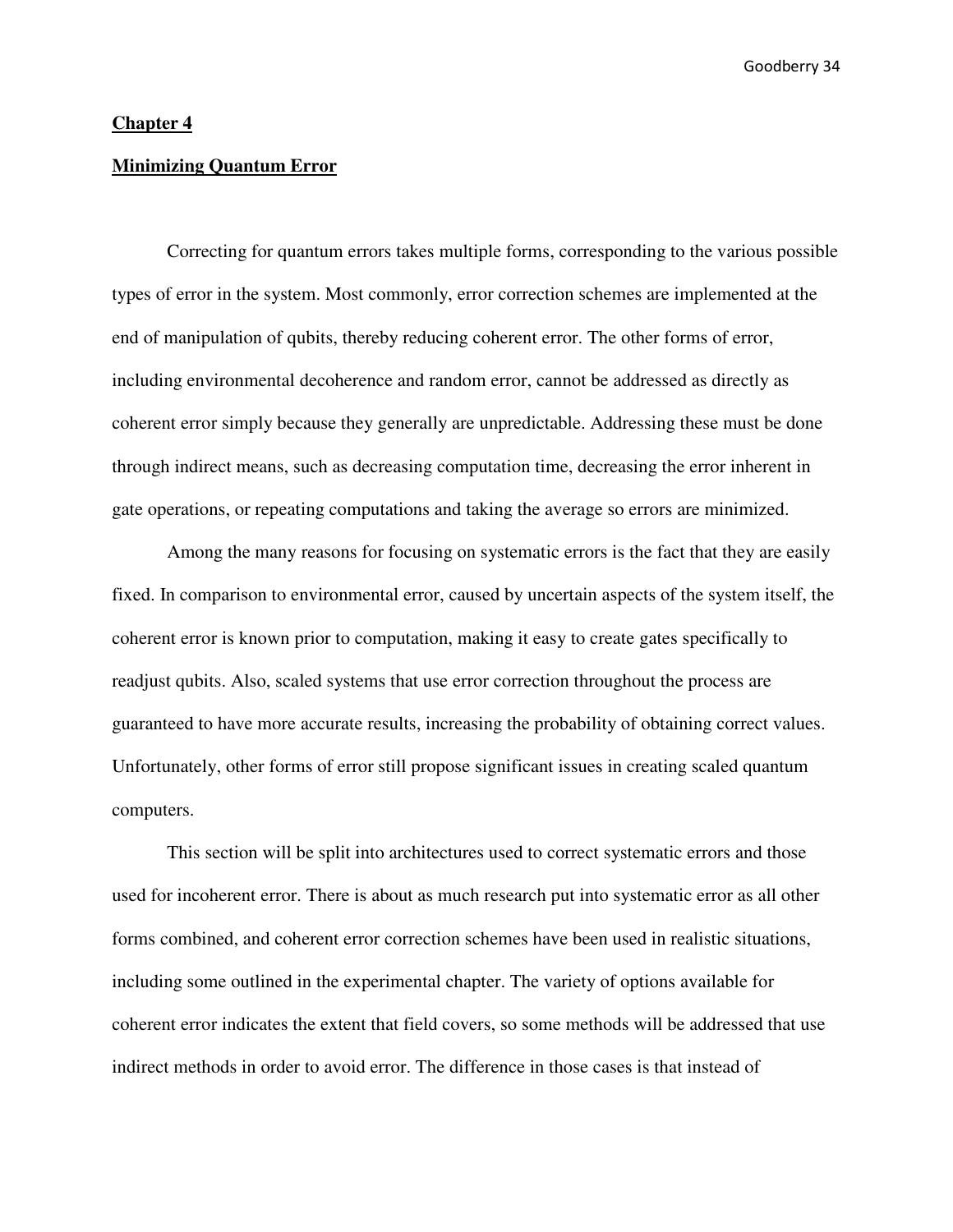## Chapter 4

## Minimizing Quantum Error

Correcting for quantum errors takes multiple forms, corresponding to the various possible types of error in the system. Most commonly, error correction schemes are implemented at the end of manipulation of qubits, thereby reducing coherent error. The other forms of error, including environmental decoherence and random error, cannot be addressed as directly as coherent error simply because they generally are unpredictable. Addressing these must be done through indirect means, such as decreasing computation time, decreasing the error inherent in gate operations, or repeating computations and taking the average so errors are minimized.

Among the many reasons for focusing on systematic errors is the fact that they are easily fixed. In comparison to environmental error, caused by uncertain aspects of the system itself, the coherent error is known prior to computation, making it easy to create gates specifically to readjust qubits. Also, scaled systems that use error correction throughout the process are guaranteed to have more accurate results, increasing the probability of obtaining correct values. Unfortunately, other forms of error still propose significant issues in creating scaled quantum computers.

This section will be split into architectures used to correct systematic errors and those used for incoherent error. There is about as much research put into systematic error as all other forms combined, and coherent error correction schemes have been used in realistic situations, including some outlined in the experimental chapter. The variety of options available for coherent error indicates the extent that field covers, so some methods will be addressed that use indirect methods in order to avoid error. The difference in those cases is that instead of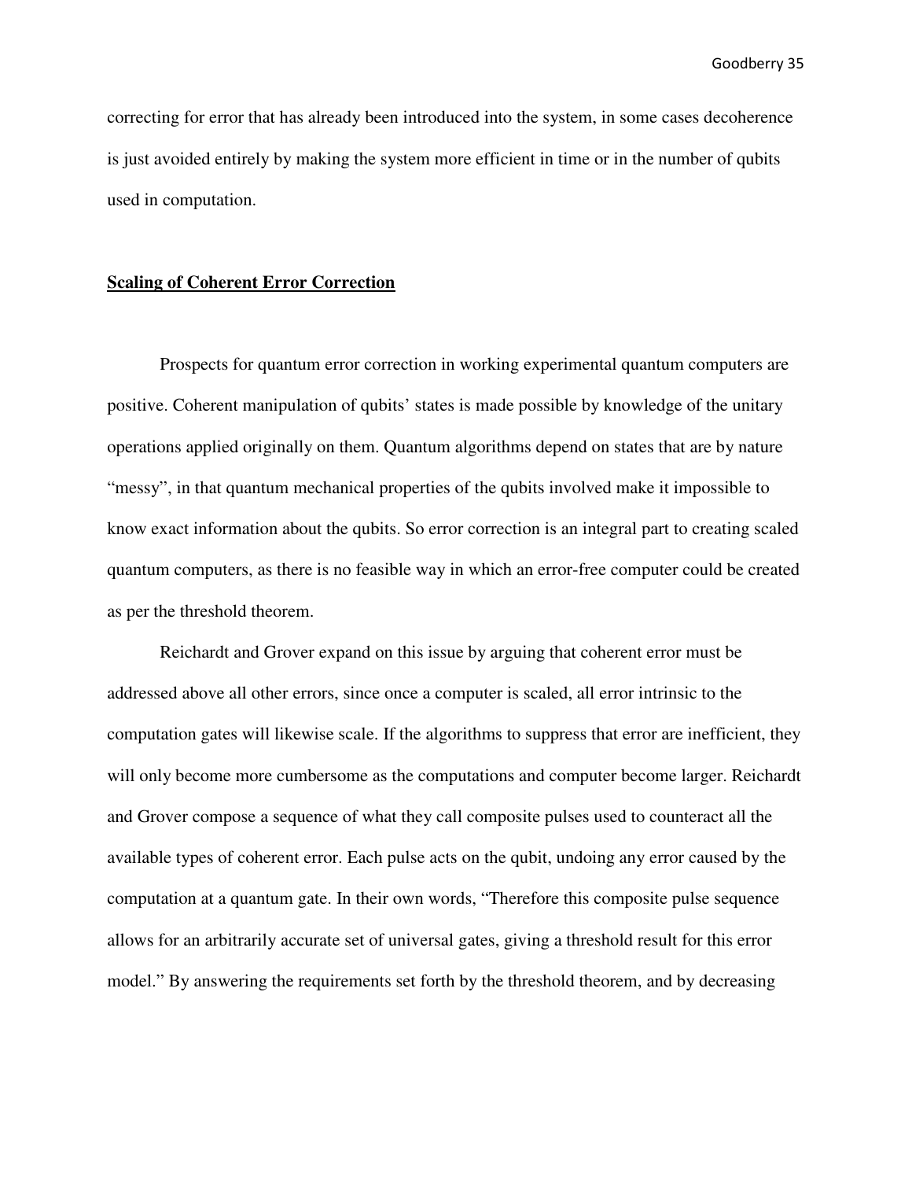correcting for error that has already been introduced into the system, in some cases decoherence is just avoided entirely by making the system more efficient in time or in the number of qubits used in computation.

## **Scaling of Coherent Error Correction**

Prospects for quantum error correction in working experimental quantum computers are positive. Coherent manipulation of qubits' states is made possible by knowledge of the unitary operations applied originally on them. Quantum algorithms depend on states that are by nature "messy", in that quantum mechanical properties of the qubits involved make it impossible to know exact information about the qubits. So error correction is an integral part to creating scaled quantum computers, as there is no feasible way in which an error-free computer could be created as per the threshold theorem.

Reichardt and Grover expand on this issue by arguing that coherent error must be addressed above all other errors, since once a computer is scaled, all error intrinsic to the computation gates will likewise scale. If the algorithms to suppress that error are inefficient, they will only become more cumbersome as the computations and computer become larger. Reichardt and Grover compose a sequence of what they call composite pulses used to counteract all the available types of coherent error. Each pulse acts on the qubit, undoing any error caused by the computation at a quantum gate. In their own words, "Therefore this composite pulse sequence allows for an arbitrarily accurate set of universal gates, giving a threshold result for this error model." By answering the requirements set forth by the threshold theorem, and by decreasing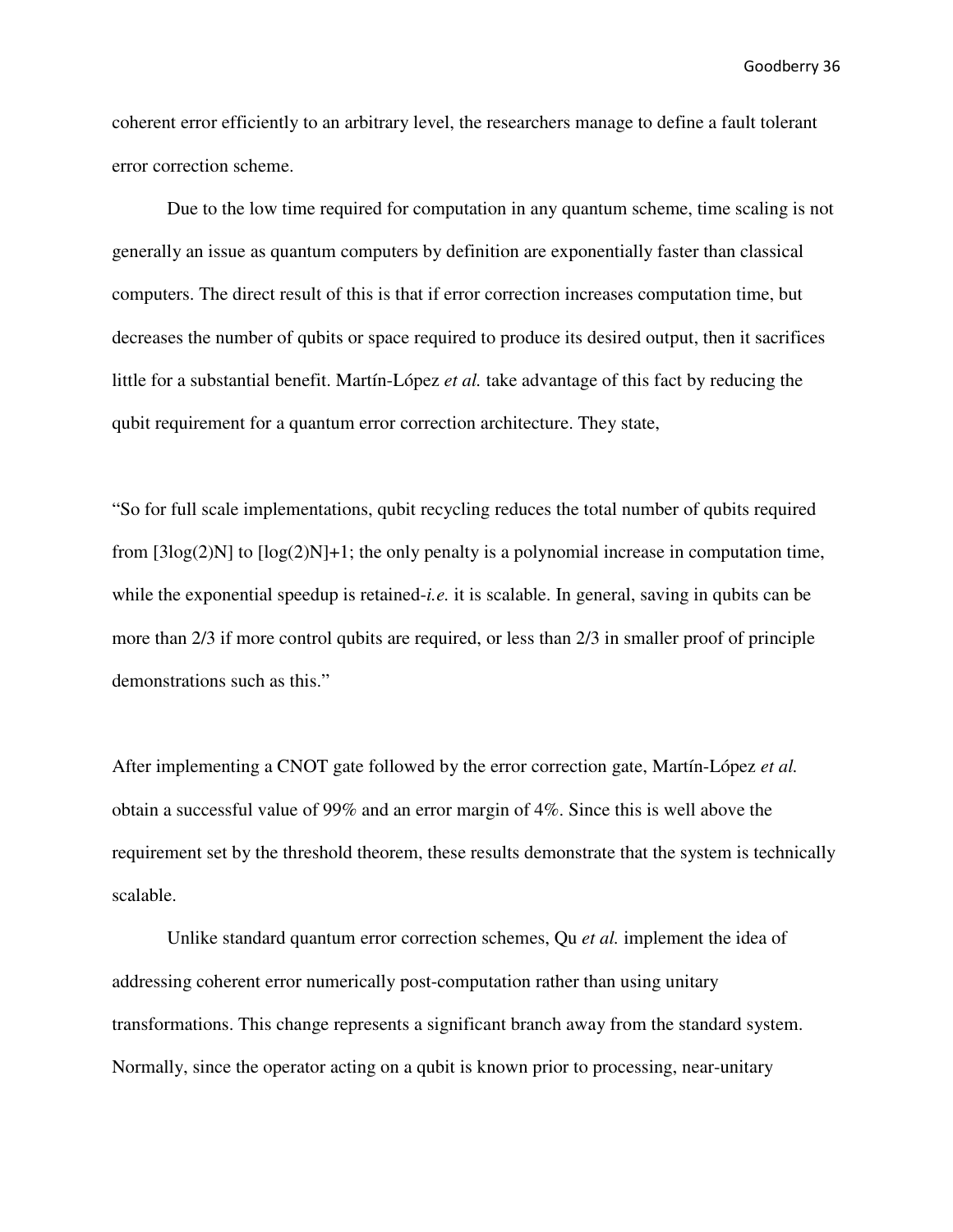coherent error efficiently to an arbitrary level, the researchers manage to define a fault tolerant error correction scheme.

Due to the low time required for computation in any quantum scheme, time scaling is not generally an issue as quantum computers by definition are exponentially faster than classical computers. The direct result of this is that if error correction increases computation time, but decreases the number of qubits or space required to produce its desired output, then it sacrifices little for a substantial benefit. Martín-López *et al.* take advantage of this fact by reducing the qubit requirement for a quantum error correction architecture. They state,

> "So for full scale implementations, qubit recycling reduces the total number of qubits required from [3log(2)N] to [log(2)N]+1; the only penalty is a polynomial increase in computation time, while the exponential speedup is retained-*i.e.* it is scalable. In general, saving in qubits can be more than 2/3 if more control qubits are required, or less than 2/3 in smaller proof of principle demonstrations such as this."

After implementing a CNOT gate followed by the error correction gate, Martín-López *et al.* obtain a successful value of 99% and an error margin of 4%. Since this is well above the requirement set by the threshold theorem, these results demonstrate that the system is technically scalable.

Unlike standard quantum error correction schemes, Qu *et al.* implement the idea of addressing coherent error numerically post-computation rather than using unitary transformations. This change represents a significant branch away from the standard system. Normally, since the operator acting on a qubit is known prior to processing, near-unitary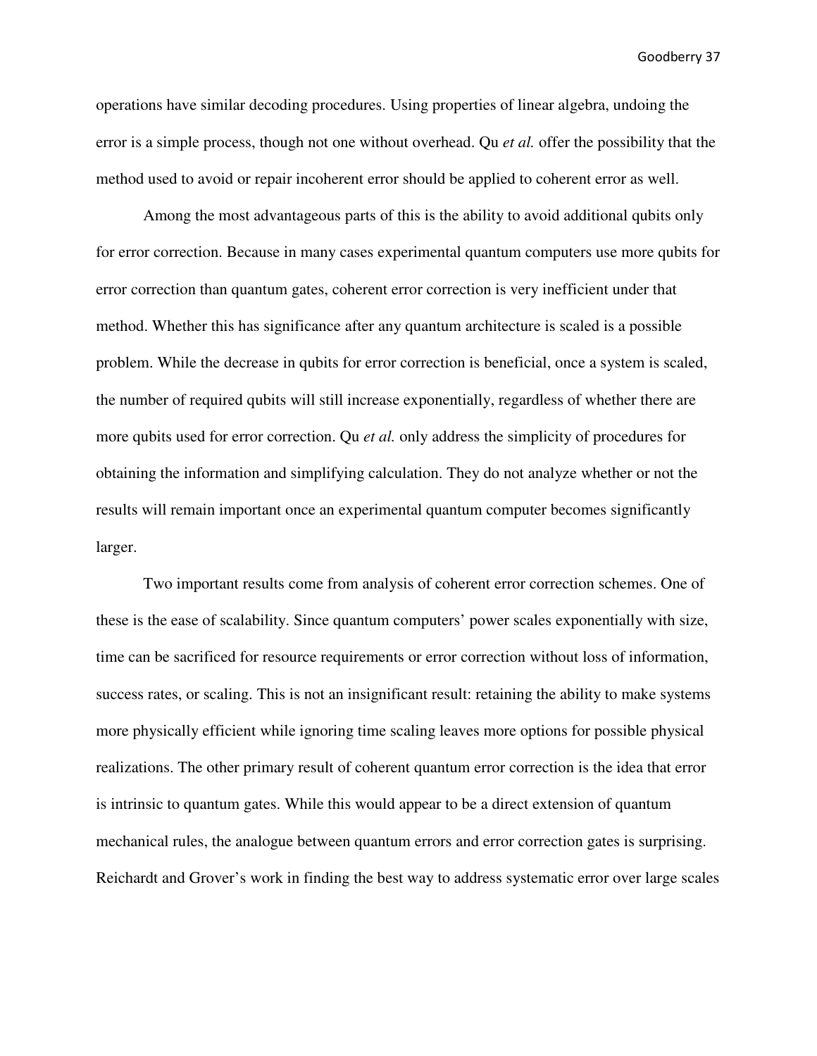operations have similar decoding procedures. Using properties of linear algebra, undoing the error is a simple process, though not one without overhead. Qu *et al.* offer the possibility that the method used to avoid or repair incoherent error should be applied to coherent error as well.

Among the most advantageous parts of this is the ability to avoid additional qubits only for error correction. Because in many cases experimental quantum computers use more qubits for error correction than quantum gates, coherent error correction is very inefficient under that method. Whether this has significance after any quantum architecture is scaled is a possible problem. While the decrease in qubits for error correction is beneficial, once a system is scaled, the number of required qubits will still increase exponentially, regardless of whether there are more qubits used for error correction. Qu *et al.* only address the simplicity of procedures for obtaining the information and simplifying calculation. They do not analyze whether or not the results will remain important once an experimental quantum computer becomes significantly larger.

Two important results come from analysis of coherent error correction schemes. One of these is the ease of scalability. Since quantum computers' power scales exponentially with size, time can be sacrificed for resource requirements or error correction without loss of information, success rates, or scaling. This is not an insignificant result: retaining the ability to make systems more physically efficient while ignoring time scaling leaves more options for possible physical realizations. The other primary result of coherent quantum error correction is the idea that error is intrinsic to quantum gates. While this would appear to be a direct extension of quantum mechanical rules, the analogue between quantum errors and error correction gates is surprising. Reichardt and Grover's work in finding the best way to address systematic error over large scales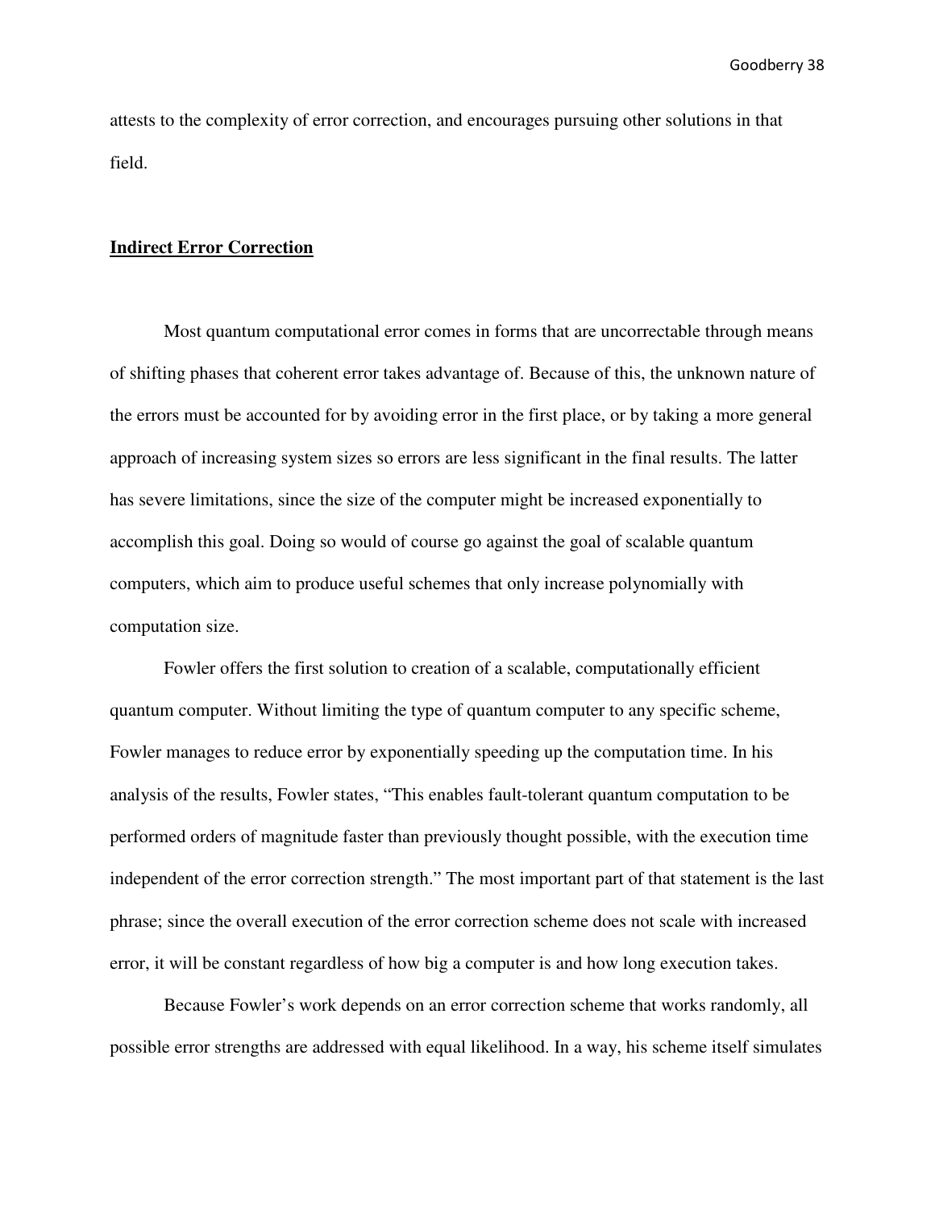attests to the complexity of error correction, and encourages pursuing other solutions in that field.

## Indirect Error Correction

Most quantum computational error comes in forms that are uncorrectable through means of shifting phases that coherent error takes advantage of. Because of this, the unknown nature of the errors must be accounted for by avoiding error in the first place, or by taking a more general approach of increasing system sizes so errors are less significant in the final results. The latter has severe limitations, since the size of the computer might be increased exponentially to accomplish this goal. Doing so would of course go against the goal of scalable quantum computers, which aim to produce useful schemes that only increase polynomially with computation size.

Fowler offers the first solution to creation of a scalable, computationally efficient quantum computer. Without limiting the type of quantum computer to any specific scheme, Fowler manages to reduce error by exponentially speeding up the computation time. In his analysis of the results, Fowler states, "This enables fault-tolerant quantum computation to be performed orders of magnitude faster than previously thought possible, with the execution time independent of the error correction strength." The most important part of that statement is the last phrase; since the overall execution of the error correction scheme does not scale with increased error, it will be constant regardless of how big a computer is and how long execution takes.

Because Fowler's work depends on an error correction scheme that works randomly, all possible error strengths are addressed with equal likelihood. In a way, his scheme itself simulates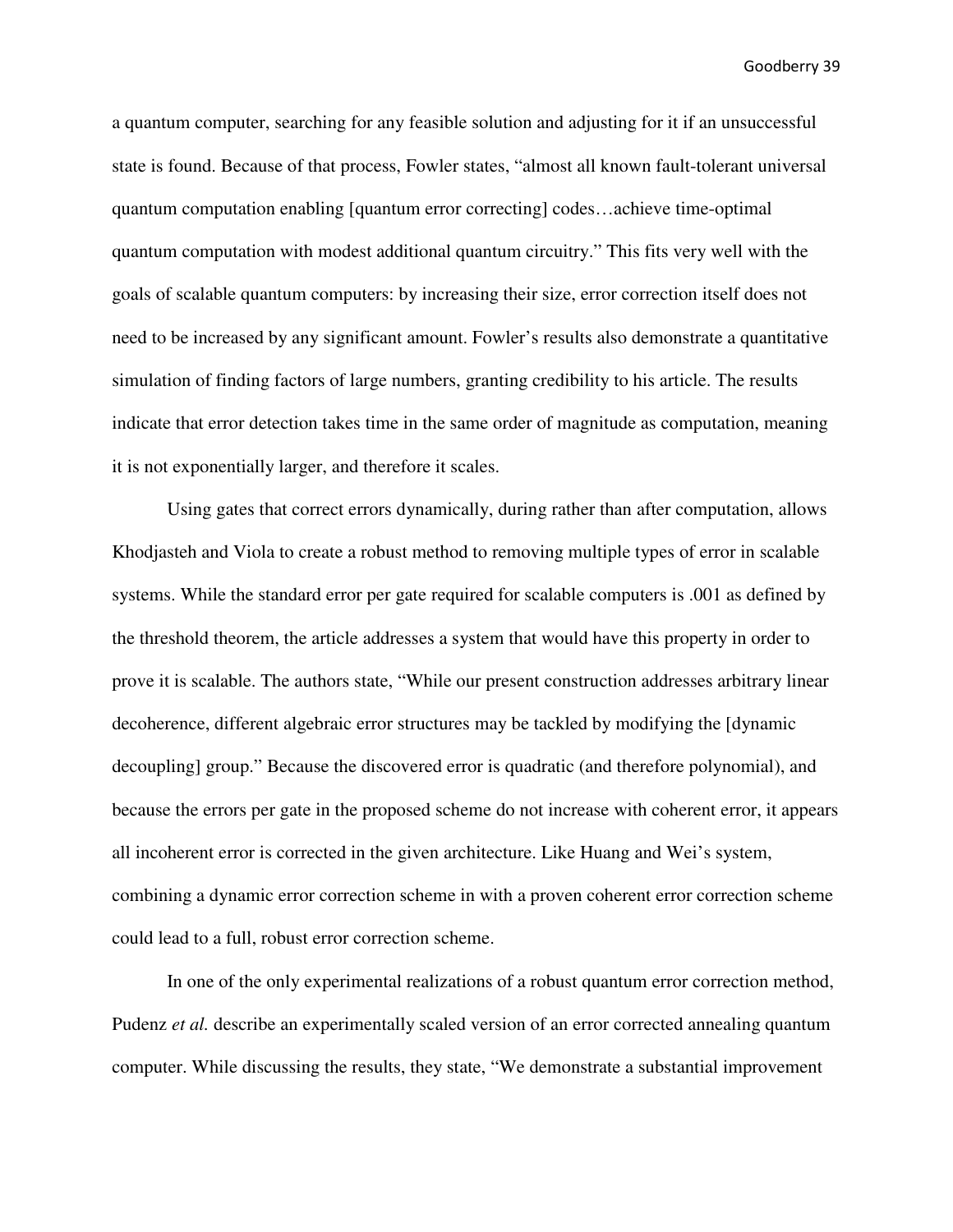a quantum computer, searching for any feasible solution and adjusting for it if an unsuccessful state is found. Because of that process, Fowler states, "almost all known fault-tolerant universal quantum computation enabling [quantum error correcting] codes…achieve time-optimal quantum computation with modest additional quantum circuitry." This fits very well with the goals of scalable quantum computers: by increasing their size, error correction itself does not need to be increased by any significant amount. Fowler's results also demonstrate a quantitative simulation of finding factors of large numbers, granting credibility to his article. The results indicate that error detection takes time in the same order of magnitude as computation, meaning it is not exponentially larger, and therefore it scales.

Using gates that correct errors dynamically, during rather than after computation, allows Khodjasteh and Viola to create a robust method to removing multiple types of error in scalable systems. While the standard error per gate required for scalable computers is .001 as defined by the threshold theorem, the article addresses a system that would have this property in order to prove it is scalable. The authors state, "While our present construction addresses arbitrary linear decoherence, different algebraic error structures may be tackled by modifying the [dynamic decoupling] group." Because the discovered error is quadratic (and therefore polynomial), and because the errors per gate in the proposed scheme do not increase with coherent error, it appears all incoherent error is corrected in the given architecture. Like Huang and Wei's system, combining a dynamic error correction scheme in with a proven coherent error correction scheme could lead to a full, robust error correction scheme.

In one of the only experimental realizations of a robust quantum error correction method, Pudenz *et al.* describe an experimentally scaled version of an error corrected annealing quantum computer. While discussing the results, they state, "We demonstrate a substantial improvement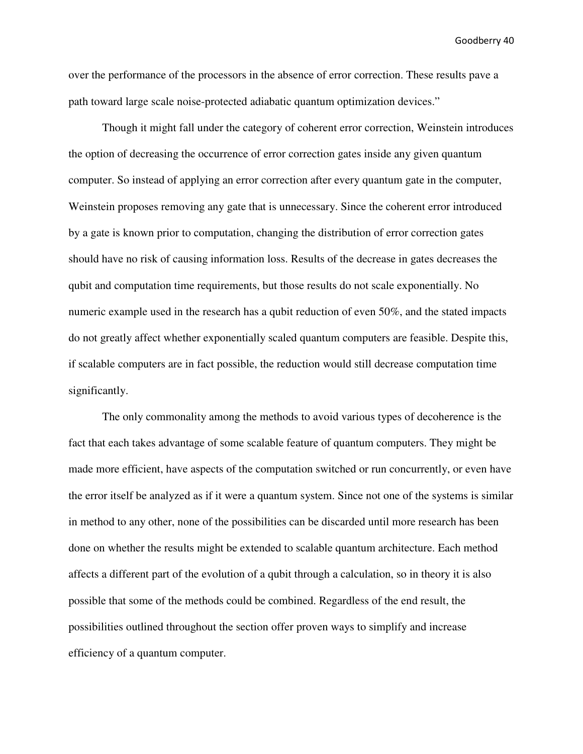over the performance of the processors in the absence of error correction. These results pave a path toward large scale noise-protected adiabatic quantum optimization devices."

Though it might fall under the category of coherent error correction, Weinstein introduces the option of decreasing the occurrence of error correction gates inside any given quantum computer. So instead of applying an error correction after every quantum gate in the computer, Weinstein proposes removing any gate that is unnecessary. Since the coherent error introduced by a gate is known prior to computation, changing the distribution of error correction gates should have no risk of causing information loss. Results of the decrease in gates decreases the qubit and computation time requirements, but those results do not scale exponentially. No numeric example used in the research has a qubit reduction of even 50%, and the stated impacts do not greatly affect whether exponentially scaled quantum computers are feasible. Despite this, if scalable computers are in fact possible, the reduction would still decrease computation time significantly.

The only commonality among the methods to avoid various types of decoherence is the fact that each takes advantage of some scalable feature of quantum computers. They might be made more efficient, have aspects of the computation switched or run concurrently, or even have the error itself be analyzed as if it were a quantum system. Since not one of the systems is similar in method to any other, none of the possibilities can be discarded until more research has been done on whether the results might be extended to scalable quantum architecture. Each method affects a different part of the evolution of a qubit through a calculation, so in theory it is also possible that some of the methods could be combined. Regardless of the end result, the possibilities outlined throughout the section offer proven ways to simplify and increase efficiency of a quantum computer.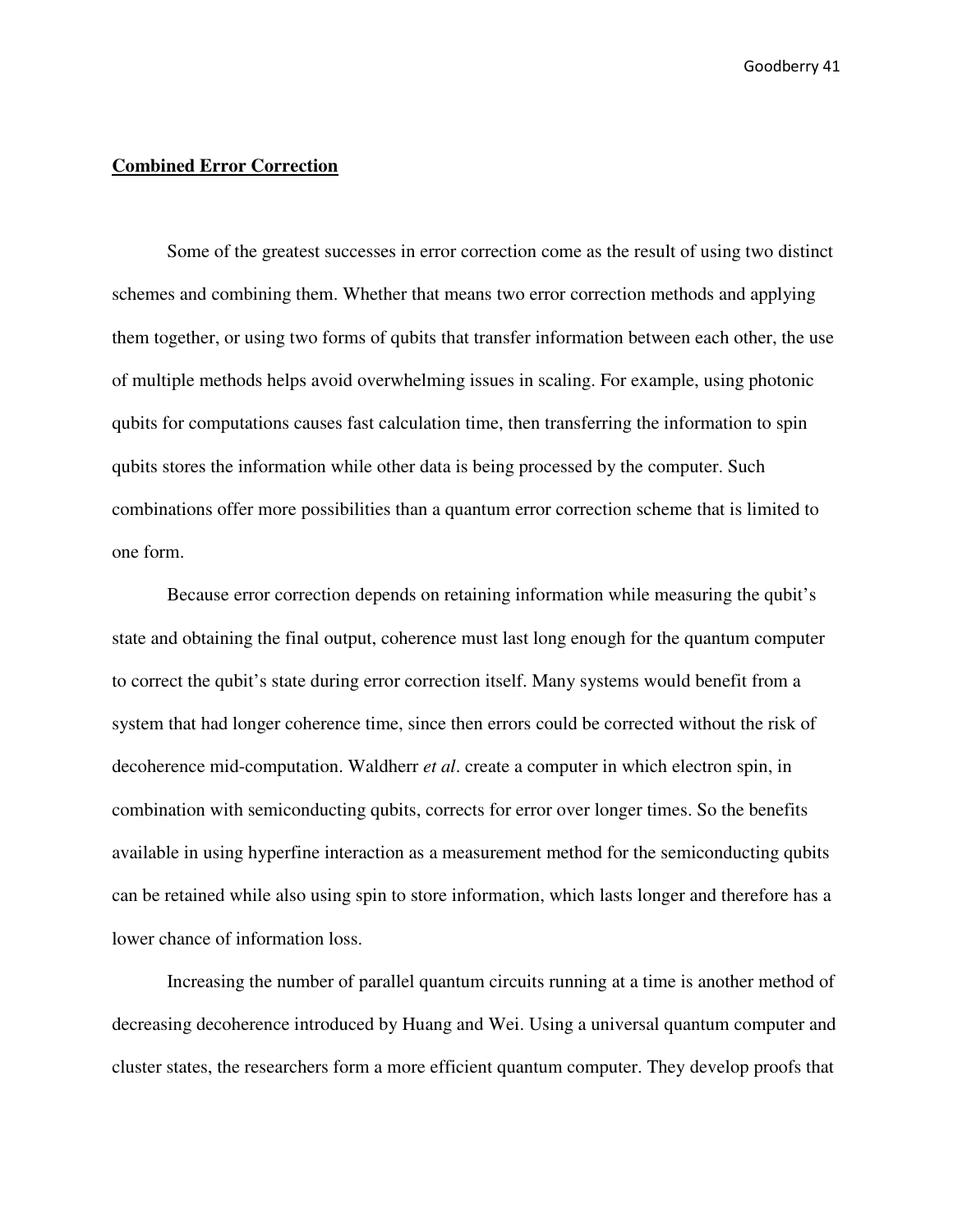## **Combined Error Correction**

Some of the greatest successes in error correction come as the result of using two distinct schemes and combining them. Whether that means two error correction methods and applying them together, or using two forms of qubits that transfer information between each other, the use of multiple methods helps avoid overwhelming issues in scaling. For example, using photonic qubits for computations causes fast calculation time, then transferring the information to spin qubits stores the information while other data is being processed by the computer. Such combinations offer more possibilities than a quantum error correction scheme that is limited to one form.

Because error correction depends on retaining information while measuring the qubit's state and obtaining the final output, coherence must last long enough for the quantum computer to correct the qubit's state during error correction itself. Many systems would benefit from a system that had longer coherence time, since then errors could be corrected without the risk of decoherence mid-computation. Waldherr *et al*. create a computer in which electron spin, in combination with semiconducting qubits, corrects for error over longer times. So the benefits available in using hyperfine interaction as a measurement method for the semiconducting qubits can be retained while also using spin to store information, which lasts longer and therefore has a lower chance of information loss.

Increasing the number of parallel quantum circuits running at a time is another method of decreasing decoherence introduced by Huang and Wei. Using a universal quantum computer and cluster states, the researchers form a more efficient quantum computer. They develop proofs that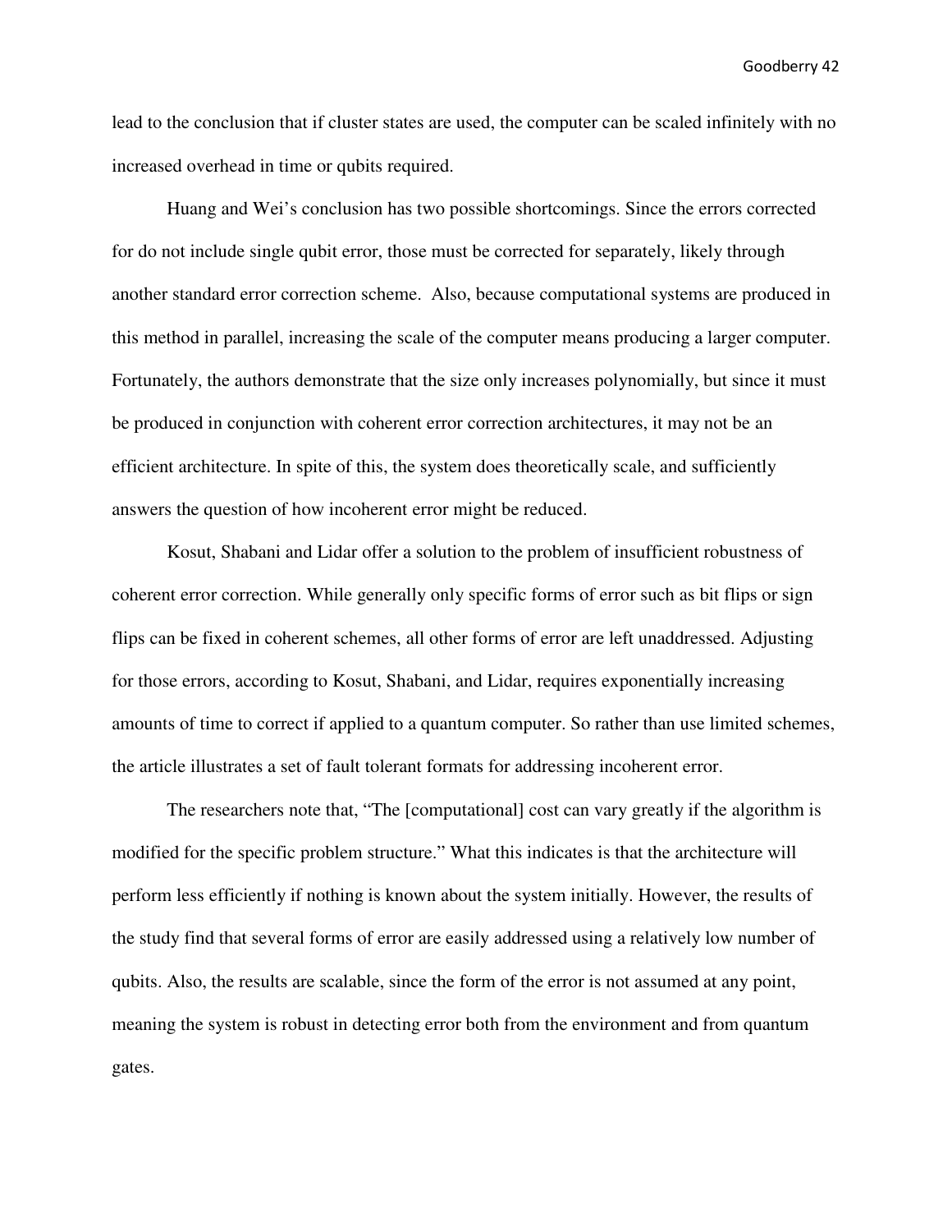lead to the conclusion that if cluster states are used, the computer can be scaled infinitely with no increased overhead in time or qubits required.

Huang and Wei's conclusion has two possible shortcomings. Since the errors corrected for do not include single qubit error, those must be corrected for separately, likely through another standard error correction scheme. Also, because computational systems are produced in this method in parallel, increasing the scale of the computer means producing a larger computer. Fortunately, the authors demonstrate that the size only increases polynomially, but since it must be produced in conjunction with coherent error correction architectures, it may not be an efficient architecture. In spite of this, the system does theoretically scale, and sufficiently answers the question of how incoherent error might be reduced.

Kosut, Shabani and Lidar offer a solution to the problem of insufficient robustness of coherent error correction. While generally only specific forms of error such as bit flips or sign flips can be fixed in coherent schemes, all other forms of error are left unaddressed. Adjusting for those errors, according to Kosut, Shabani, and Lidar, requires exponentially increasing amounts of time to correct if applied to a quantum computer. So rather than use limited schemes, the article illustrates a set of fault tolerant formats for addressing incoherent error.

The researchers note that, "The [computational] cost can vary greatly if the algorithm is modified for the specific problem structure." What this indicates is that the architecture will perform less efficiently if nothing is known about the system initially. However, the results of the study find that several forms of error are easily addressed using a relatively low number of qubits. Also, the results are scalable, since the form of the error is not assumed at any point, meaning the system is robust in detecting error both from the environment and from quantum gates.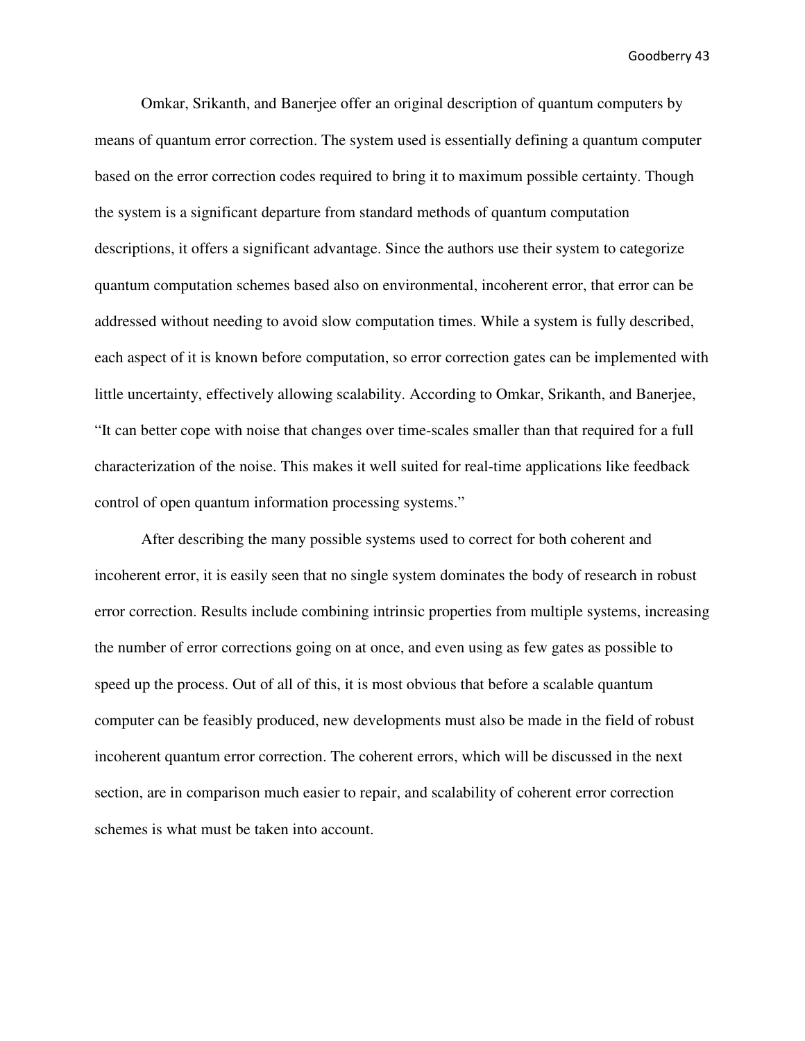Omkar, Srikanth, and Banerjee offer an original description of quantum computers by means of quantum error correction. The system used is essentially defining a quantum computer based on the error correction codes required to bring it to maximum possible certainty. Though the system is a significant departure from standard methods of quantum computation descriptions, it offers a significant advantage. Since the authors use their system to categorize quantum computation schemes based also on environmental, incoherent error, that error can be addressed without needing to avoid slow computation times. While a system is fully described, each aspect of it is known before computation, so error correction gates can be implemented with little uncertainty, effectively allowing scalability. According to Omkar, Srikanth, and Banerjee, "It can better cope with noise that changes over time-scales smaller than that required for a full characterization of the noise. This makes it well suited for real-time applications like feedback control of open quantum information processing systems."

After describing the many possible systems used to correct for both coherent and incoherent error, it is easily seen that no single system dominates the body of research in robust error correction. Results include combining intrinsic properties from multiple systems, increasing the number of error corrections going on at once, and even using as few gates as possible to speed up the process. Out of all of this, it is most obvious that before a scalable quantum computer can be feasibly produced, new developments must also be made in the field of robust incoherent quantum error correction. The coherent errors, which will be discussed in the next section, are in comparison much easier to repair, and scalability of coherent error correction schemes is what must be taken into account.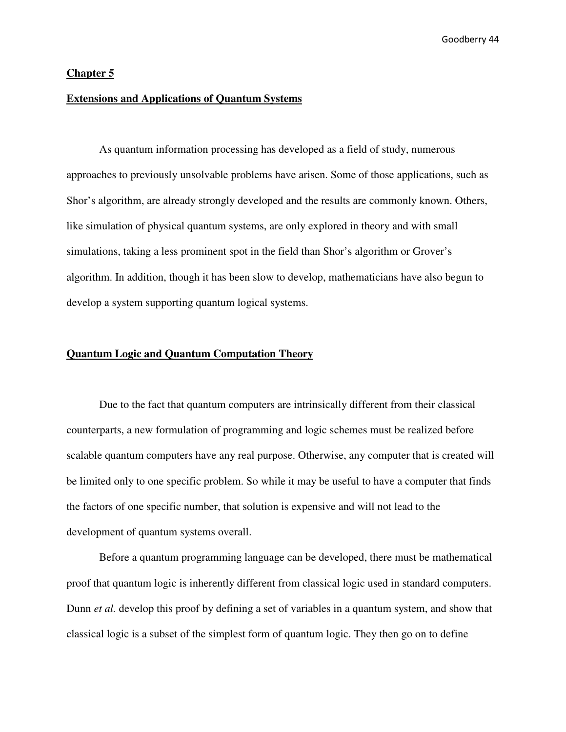## Chapter 5

## Extensions and Applications of Quantum Systems

As quantum information processing has developed as a field of study, numerous approaches to previously unsolvable problems have arisen. Some of those applications, such as Shor's algorithm, are already strongly developed and the results are commonly known. Others, like simulation of physical quantum systems, are only explored in theory and with small simulations, taking a less prominent spot in the field than Shor's algorithm or Grover's algorithm. In addition, though it has been slow to develop, mathematicians have also begun to develop a system supporting quantum logical systems.

### Quantum Logic and Quantum Computation Theory

Due to the fact that quantum computers are intrinsically different from their classical counterparts, a new formulation of programming and logic schemes must be realized before scalable quantum computers have any real purpose. Otherwise, any computer that is created will be limited only to one specific problem. So while it may be useful to have a computer that finds the factors of one specific number, that solution is expensive and will not lead to the development of quantum systems overall.

Before a quantum programming language can be developed, there must be mathematical proof that quantum logic is inherently different from classical logic used in standard computers. Dunn *et al.* develop this proof by defining a set of variables in a quantum system, and show that classical logic is a subset of the simplest form of quantum logic. They then go on to define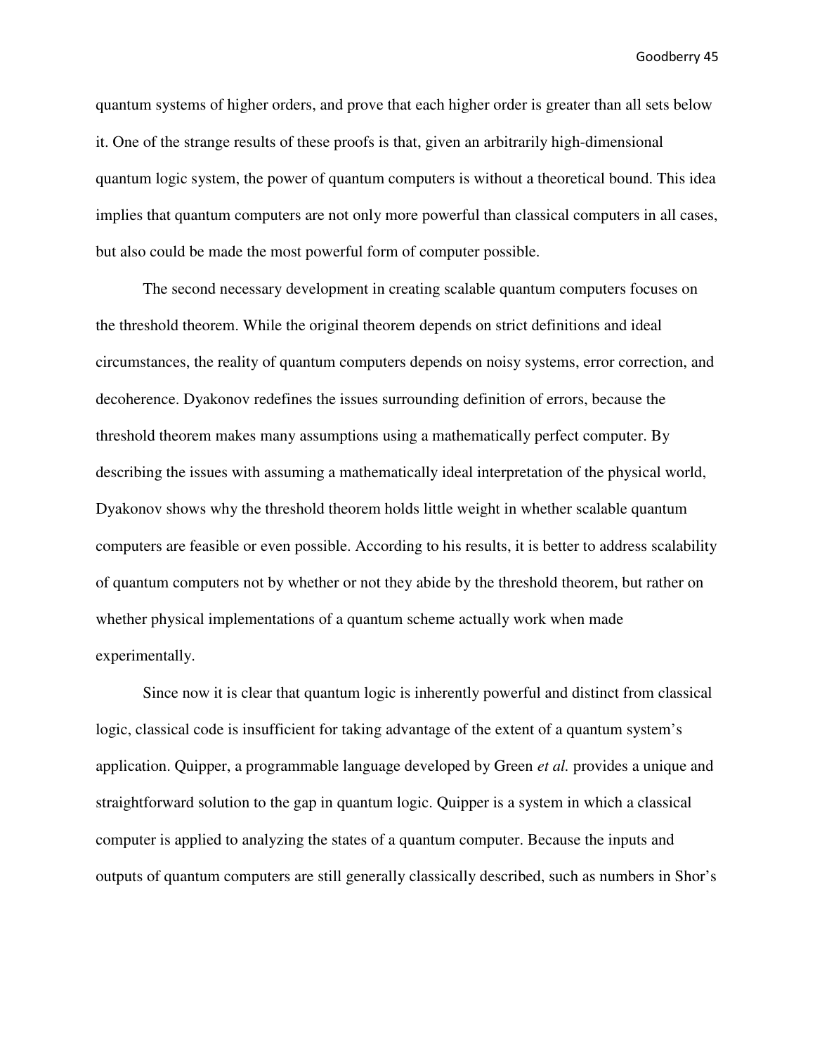quantum systems of higher orders, and prove that each higher order is greater than all sets below it. One of the strange results of these proofs is that, given an arbitrarily high-dimensional quantum logic system, the power of quantum computers is without a theoretical bound. This idea implies that quantum computers are not only more powerful than classical computers in all cases, but also could be made the most powerful form of computer possible.

The second necessary development in creating scalable quantum computers focuses on the threshold theorem. While the original theorem depends on strict definitions and ideal circumstances, the reality of quantum computers depends on noisy systems, error correction, and decoherence. Dyakonov redefines the issues surrounding definition of errors, because the threshold theorem makes many assumptions using a mathematically perfect computer. By describing the issues with assuming a mathematically ideal interpretation of the physical world, Dyakonov shows why the threshold theorem holds little weight in whether scalable quantum computers are feasible or even possible. According to his results, it is better to address scalability of quantum computers not by whether or not they abide by the threshold theorem, but rather on whether physical implementations of a quantum scheme actually work when made experimentally.

Since now it is clear that quantum logic is inherently powerful and distinct from classical logic, classical code is insufficient for taking advantage of the extent of a quantum system's application. Quipper, a programmable language developed by Green *et al.* provides a unique and straightforward solution to the gap in quantum logic. Quipper is a system in which a classical computer is applied to analyzing the states of a quantum computer. Because the inputs and outputs of quantum computers are still generally classically described, such as numbers in Shor's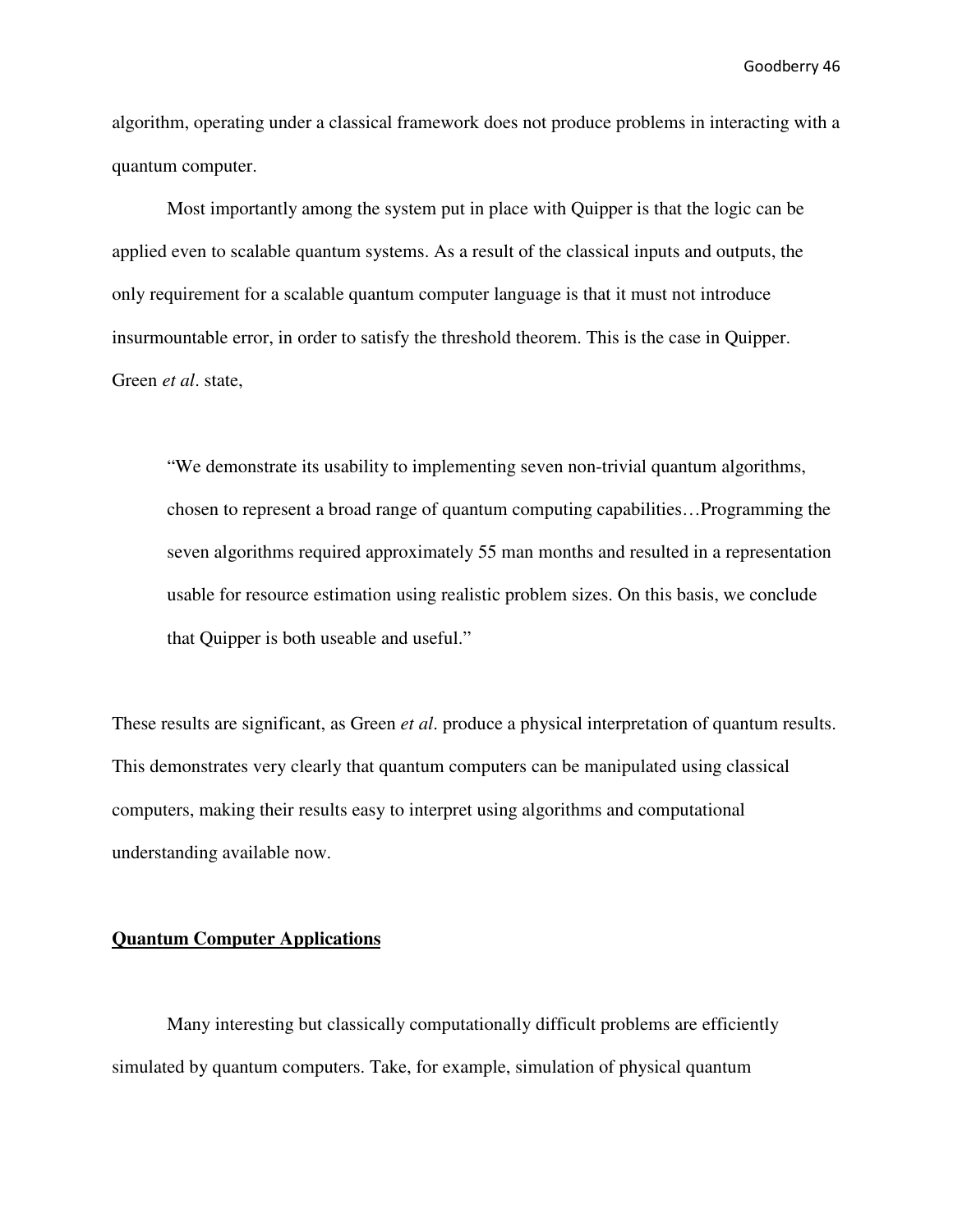algorithm, operating under a classical framework does not produce problems in interacting with a quantum computer.

Most importantly among the system put in place with Quipper is that the logic can be applied even to scalable quantum systems. As a result of the classical inputs and outputs, the only requirement for a scalable quantum computer language is that it must not introduce insurmountable error, in order to satisfy the threshold theorem. This is the case in Quipper. Green *et al*. state,

> "We demonstrate its usability to implementing seven non-trivial quantum algorithms, chosen to represent a broad range of quantum computing capabilities…Programming the seven algorithms required approximately 55 man months and resulted in a representation usable for resource estimation using realistic problem sizes. On this basis, we conclude that Quipper is both useable and useful."

These results are significant, as Green *et al*. produce a physical interpretation of quantum results. This demonstrates very clearly that quantum computers can be manipulated using classical computers, making their results easy to interpret using algorithms and computational understanding available now.

## **Quantum Computer Applications**

Many interesting but classically computationally difficult problems are efficiently simulated by quantum computers. Take, for example, simulation of physical quantum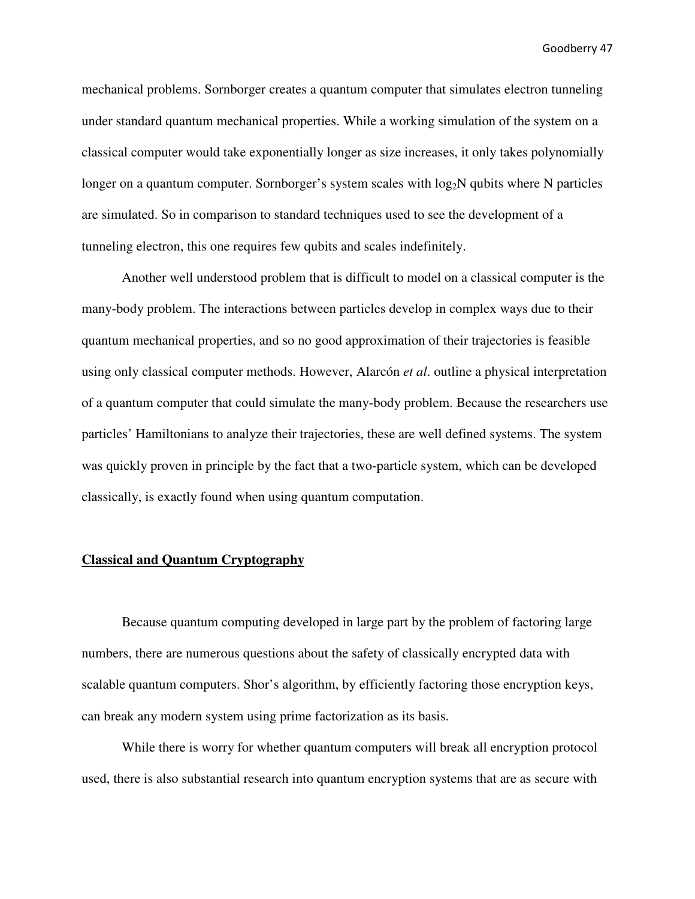mechanical problems. Sornborger creates a quantum computer that simulates electron tunneling under standard quantum mechanical properties. While a working simulation of the system on a classical computer would take exponentially longer as size increases, it only takes polynomially longer on a quantum computer. Sornborger's system scales with $\log_2 N$ qubits where N particles are simulated. So in comparison to standard techniques used to see the development of a tunneling electron, this one requires few qubits and scales indefinitely.

Another well understood problem that is difficult to model on a classical computer is the many-body problem. The interactions between particles develop in complex ways due to their quantum mechanical properties, and so no good approximation of their trajectories is feasible using only classical computer methods. However, Alarcón *et al*. outline a physical interpretation of a quantum computer that could simulate the many-body problem. Because the researchers use particles' Hamiltonians to analyze their trajectories, these are well defined systems. The system was quickly proven in principle by the fact that a two-particle system, which can be developed classically, is exactly found when using quantum computation.

## Classical and Quantum Cryptography

Because quantum computing developed in large part by the problem of factoring large numbers, there are numerous questions about the safety of classically encrypted data with scalable quantum computers. Shor's algorithm, by efficiently factoring those encryption keys, can break any modern system using prime factorization as its basis.

While there is worry for whether quantum computers will break all encryption protocol used, there is also substantial research into quantum encryption systems that are as secure with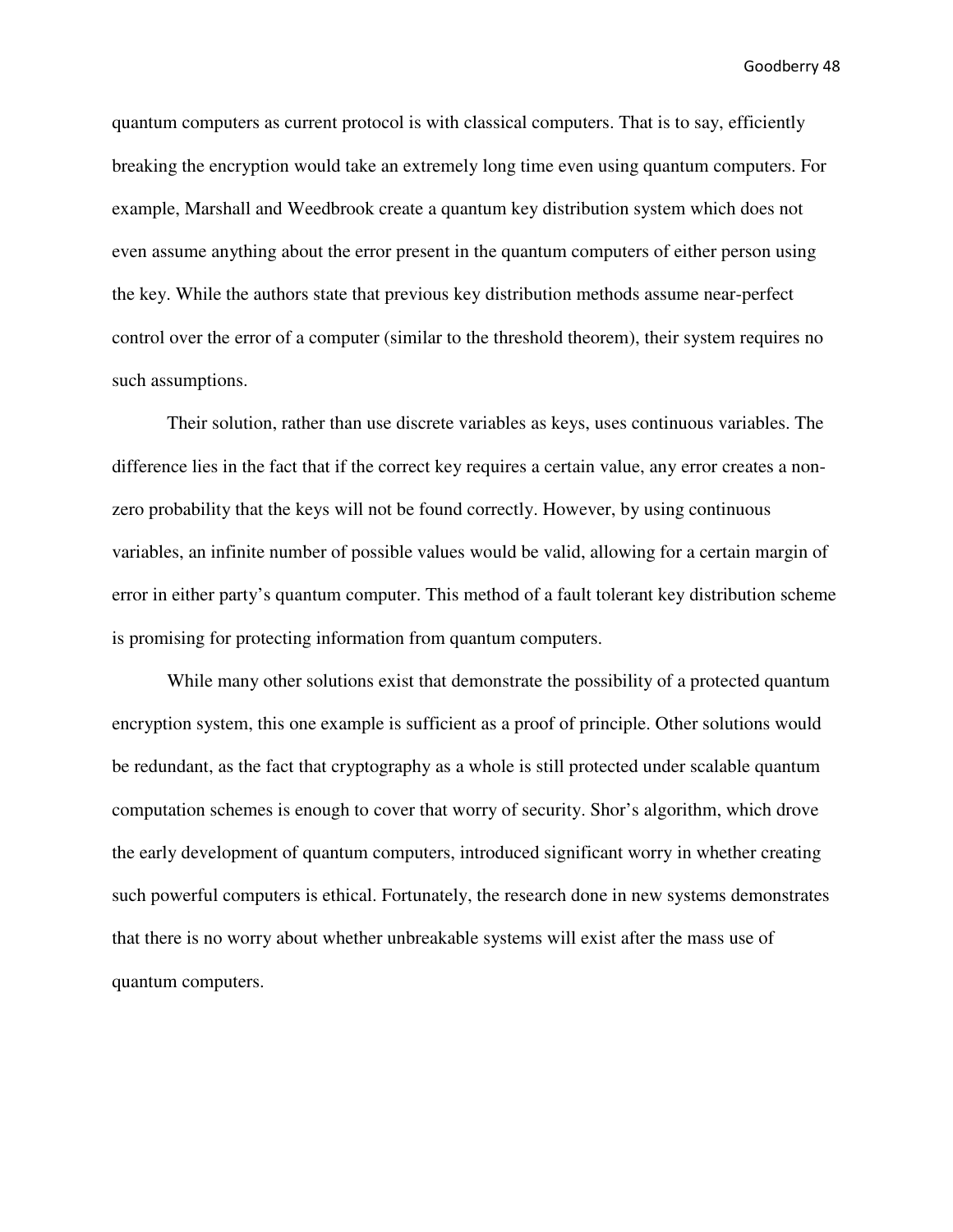quantum computers as current protocol is with classical computers. That is to say, efficiently breaking the encryption would take an extremely long time even using quantum computers. For example, Marshall and Weedbrook create a quantum key distribution system which does not even assume anything about the error present in the quantum computers of either person using the key. While the authors state that previous key distribution methods assume near-perfect control over the error of a computer (similar to the threshold theorem), their system requires no such assumptions.

Their solution, rather than use discrete variables as keys, uses continuous variables. The difference lies in the fact that if the correct key requires a certain value, any error creates a non-zero probability that the keys will not be found correctly. However, by using continuous variables, an infinite number of possible values would be valid, allowing for a certain margin of error in either party's quantum computer. This method of a fault tolerant key distribution scheme is promising for protecting information from quantum computers.

While many other solutions exist that demonstrate the possibility of a protected quantum encryption system, this one example is sufficient as a proof of principle. Other solutions would be redundant, as the fact that cryptography as a whole is still protected under scalable quantum computation schemes is enough to cover that worry of security. Shor's algorithm, which drove the early development of quantum computers, introduced significant worry in whether creating such powerful computers is ethical. Fortunately, the research done in new systems demonstrates that there is no worry about whether unbreakable systems will exist after the mass use of quantum computers.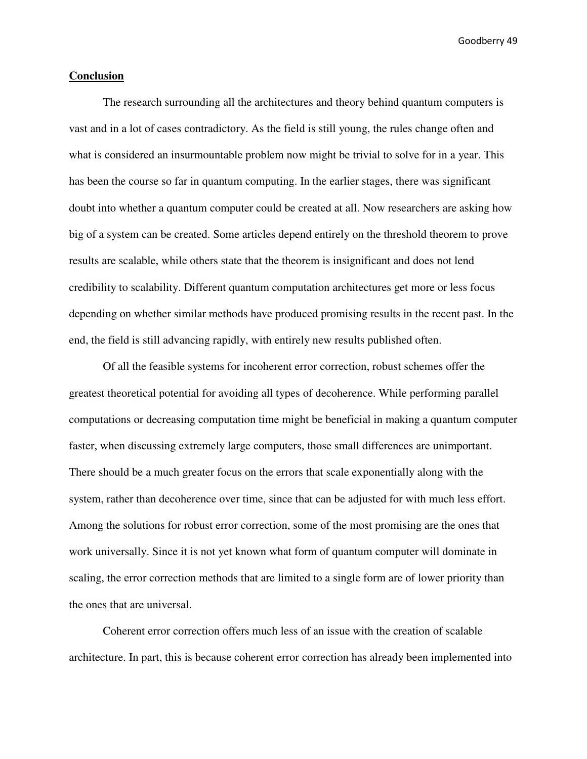**Conclusion**

The research surrounding all the architectures and theory behind quantum computers is vast and in a lot of cases contradictory. As the field is still young, the rules change often and what is considered an insurmountable problem now might be trivial to solve for in a year. This has been the course so far in quantum computing. In the earlier stages, there was significant doubt into whether a quantum computer could be created at all. Now researchers are asking how big of a system can be created. Some articles depend entirely on the threshold theorem to prove results are scalable, while others state that the theorem is insignificant and does not lend credibility to scalability. Different quantum computation architectures get more or less focus depending on whether similar methods have produced promising results in the recent past. In the end, the field is still advancing rapidly, with entirely new results published often.

Of all the feasible systems for incoherent error correction, robust schemes offer the greatest theoretical potential for avoiding all types of decoherence. While performing parallel computations or decreasing computation time might be beneficial in making a quantum computer faster, when discussing extremely large computers, those small differences are unimportant. There should be a much greater focus on the errors that scale exponentially along with the system, rather than decoherence over time, since that can be adjusted for with much less effort. Among the solutions for robust error correction, some of the most promising are the ones that work universally. Since it is not yet known what form of quantum computer will dominate in scaling, the error correction methods that are limited to a single form are of lower priority than the ones that are universal.

Coherent error correction offers much less of an issue with the creation of scalable architecture. In part, this is because coherent error correction has already been implemented into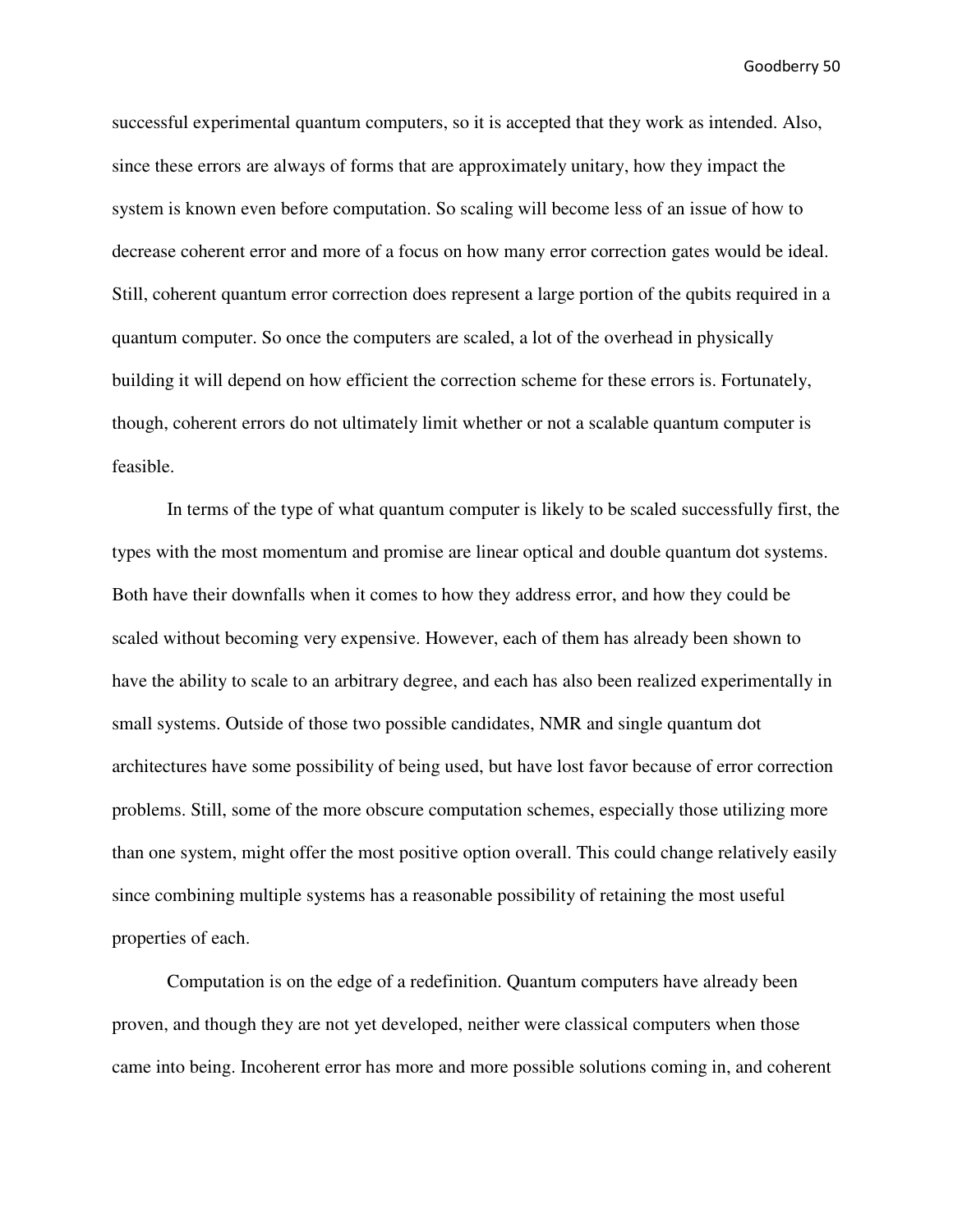successful experimental quantum computers, so it is accepted that they work as intended. Also, since these errors are always of forms that are approximately unitary, how they impact the system is known even before computation. So scaling will become less of an issue of how to decrease coherent error and more of a focus on how many error correction gates would be ideal. Still, coherent quantum error correction does represent a large portion of the qubits required in a quantum computer. So once the computers are scaled, a lot of the overhead in physically building it will depend on how efficient the correction scheme for these errors is. Fortunately, though, coherent errors do not ultimately limit whether or not a scalable quantum computer is feasible.

In terms of the type of what quantum computer is likely to be scaled successfully first, the types with the most momentum and promise are linear optical and double quantum dot systems. Both have their downfalls when it comes to how they address error, and how they could be scaled without becoming very expensive. However, each of them has already been shown to have the ability to scale to an arbitrary degree, and each has also been realized experimentally in small systems. Outside of those two possible candidates, NMR and single quantum dot architectures have some possibility of being used, but have lost favor because of error correction problems. Still, some of the more obscure computation schemes, especially those utilizing more than one system, might offer the most positive option overall. This could change relatively easily since combining multiple systems has a reasonable possibility of retaining the most useful properties of each.

Computation is on the edge of a redefinition. Quantum computers have already been proven, and though they are not yet developed, neither were classical computers when those came into being. Incoherent error has more and more possible solutions coming in, and coherent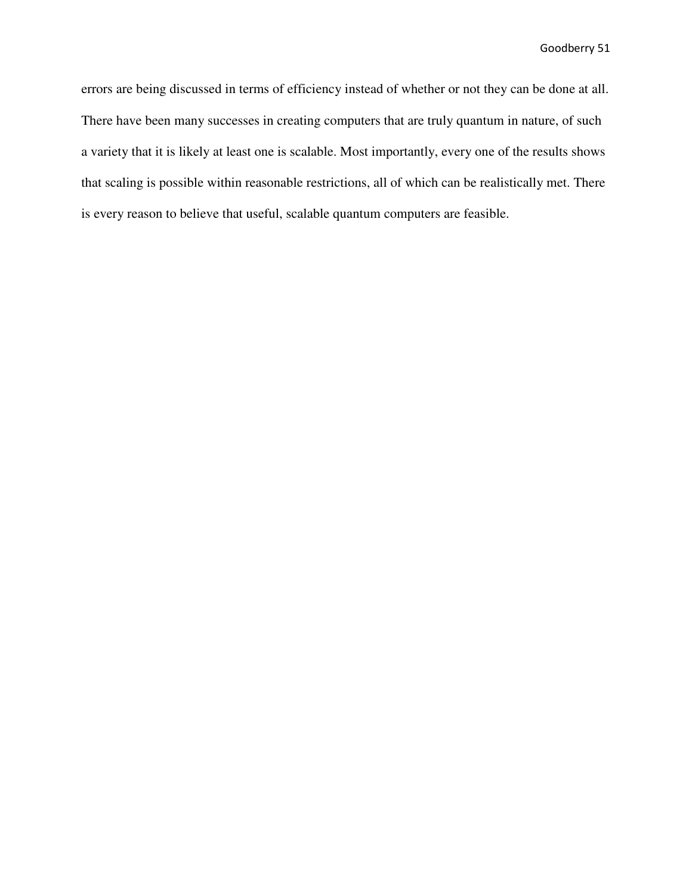errors are being discussed in terms of efficiency instead of whether or not they can be done at all. There have been many successes in creating computers that are truly quantum in nature, of such a variety that it is likely at least one is scalable. Most importantly, every one of the results shows that scaling is possible within reasonable restrictions, all of which can be realistically met. There is every reason to believe that useful, scalable quantum computers are feasible.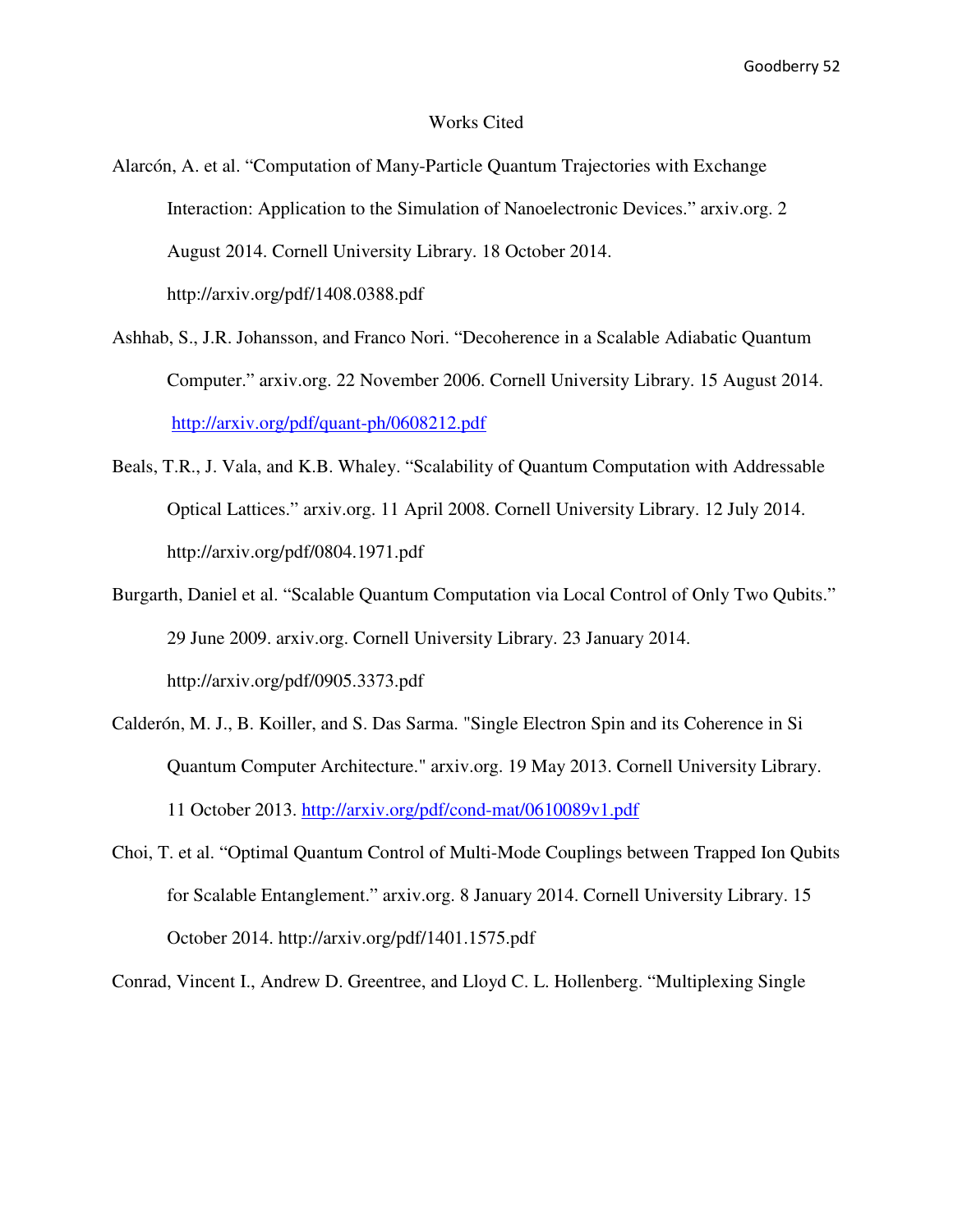# Works Cited

Alarcón, A. et al. "Computation of Many-Particle Quantum Trajectories with Exchange Interaction: Application to the Simulation of Nanoelectronic Devices." arxiv.org. 2 August 2014. Cornell University Library. 18 October 2014. http://arxiv.org/pdf/1408.0388.pdf

Ashhab, S., J.R. Johansson, and Franco Nori. "Decoherence in a Scalable Adiabatic Quantum Computer." arxiv.org. 22 November 2006. Cornell University Library. 15 August 2014. http://arxiv.org/pdf/quant-ph/0608212.pdf

Beals, T.R., J. Vala, and K.B. Whaley. "Scalability of Quantum Computation with Addressable Optical Lattices." arxiv.org. 11 April 2008. Cornell University Library. 12 July 2014. http://arxiv.org/pdf/0804.1971.pdf

Burgarth, Daniel et al. "Scalable Quantum Computation via Local Control of Only Two Qubits." 29 June 2009. arxiv.org. Cornell University Library. 23 January 2014. http://arxiv.org/pdf/0905.3373.pdf

Calderón, M. J., B. Koiller, and S. Das Sarma. "Single Electron Spin and its Coherence in Si Quantum Computer Architecture." arxiv.org. 19 May 2013. Cornell University Library. 11 October 2013. http://arxiv.org/pdf/cond-mat/0610089v1.pdf

Choi, T. et al. "Optimal Quantum Control of Multi-Mode Couplings between Trapped Ion Qubits for Scalable Entanglement." arxiv.org. 8 January 2014. Cornell University Library. 15 October 2014. http://arxiv.org/pdf/1401.1575.pdf

Conrad, Vincent I., Andrew D. Greentree, and Lloyd C. L. Hollenberg. "Multiplexing Single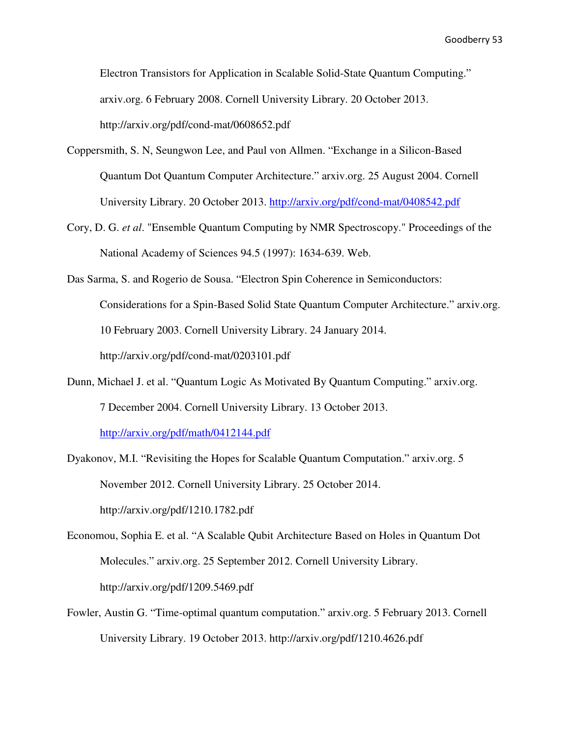Electron Transistors for Application in Scalable Solid-State Quantum Computing." arxiv.org. 6 February 2008. Cornell University Library. 20 October 2013. http://arxiv.org/pdf/cond-mat/0608652.pdf

Coppersmith, S. N, Seungwon Lee, and Paul von Allmen. "Exchange in a Silicon-Based Quantum Dot Quantum Computer Architecture." arxiv.org. 25 August 2004. Cornell University Library. 20 October 2013. http://arxiv.org/pdf/cond-mat/0408542.pdf

Cory, D. G. *et al*. "Ensemble Quantum Computing by NMR Spectroscopy." Proceedings of the National Academy of Sciences 94.5 (1997): 1634-639. Web.

Das Sarma, S. and Rogerio de Sousa. "Electron Spin Coherence in Semiconductors: Considerations for a Spin-Based Solid State Quantum Computer Architecture." arxiv.org. 10 February 2003. Cornell University Library. 24 January 2014. http://arxiv.org/pdf/cond-mat/0203101.pdf

Dunn, Michael J. et al. "Quantum Logic As Motivated By Quantum Computing." arxiv.org. 7 December 2004. Cornell University Library. 13 October 2013. http://arxiv.org/pdf/math/0412144.pdf

Dyakonov, M.I. "Revisiting the Hopes for Scalable Quantum Computation." arxiv.org. 5 November 2012. Cornell University Library. 25 October 2014. http://arxiv.org/pdf/1210.1782.pdf

Economou, Sophia E. et al. "A Scalable Qubit Architecture Based on Holes in Quantum Dot Molecules." arxiv.org. 25 September 2012. Cornell University Library. http://arxiv.org/pdf/1209.5469.pdf

Fowler, Austin G. "Time-optimal quantum computation." arxiv.org. 5 February 2013. Cornell University Library. 19 October 2013. http://arxiv.org/pdf/1210.4626.pdf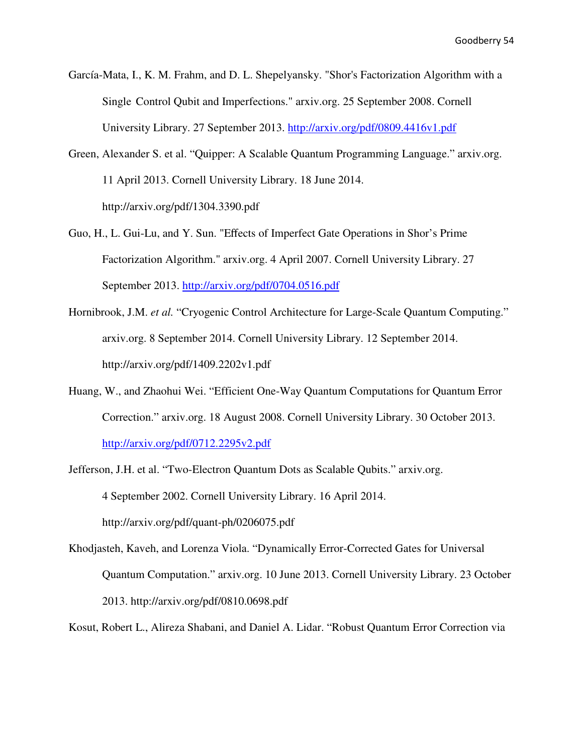García-Mata, I., K. M. Frahm, and D. L. Shepelyansky. "Shor's Factorization Algorithm with a Single Control Qubit and Imperfections." arxiv.org. 25 September 2008. Cornell University Library. 27 September 2013. http://arxiv.org/pdf/0809.4416v1.pdf

Green, Alexander S. et al. "Quipper: A Scalable Quantum Programming Language." arxiv.org. 11 April 2013. Cornell University Library. 18 June 2014. http://arxiv.org/pdf/1304.3390.pdf

Guo, H., L. Gui-Lu, and Y. Sun. "Effects of Imperfect Gate Operations in Shor's Prime Factorization Algorithm." arxiv.org. 4 April 2007. Cornell University Library. 27 September 2013. http://arxiv.org/pdf/0704.0516.pdf

Hornibrook, J.M. *et al.* "Cryogenic Control Architecture for Large-Scale Quantum Computing." arxiv.org. 8 September 2014. Cornell University Library. 12 September 2014. http://arxiv.org/pdf/1409.2202v1.pdf

Huang, W., and Zhaohui Wei. "Efficient One-Way Quantum Computations for Quantum Error Correction." arxiv.org. 18 August 2008. Cornell University Library. 30 October 2013. http://arxiv.org/pdf/0712.2295v2.pdf

Jefferson, J.H. et al. "Two-Electron Quantum Dots as Scalable Qubits." arxiv.org. 4 September 2002. Cornell University Library. 16 April 2014. http://arxiv.org/pdf/quant-ph/0206075.pdf

Khodjasteh, Kaveh, and Lorenza Viola. "Dynamically Error-Corrected Gates for Universal Quantum Computation." arxiv.org. 10 June 2013. Cornell University Library. 23 October 2013. http://arxiv.org/pdf/0810.0698.pdf

Kosut, Robert L., Alireza Shabani, and Daniel A. Lidar. "Robust Quantum Error Correction via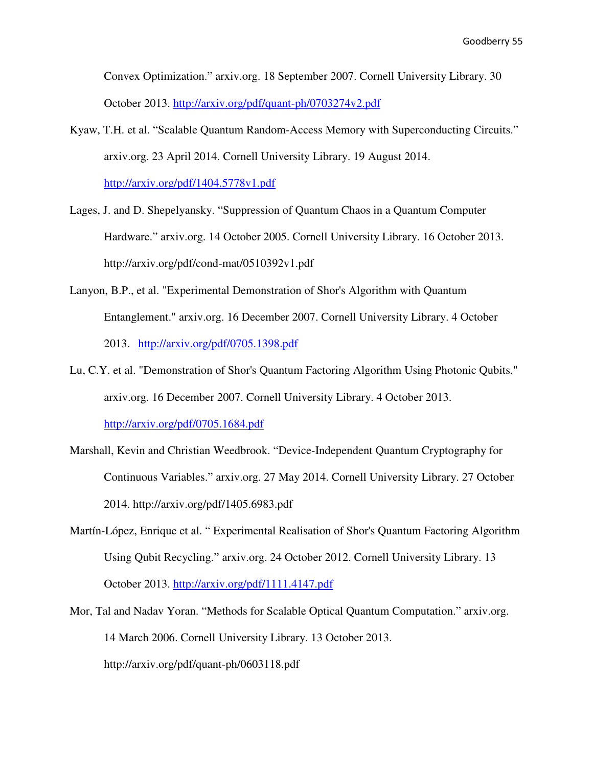Convex Optimization." arxiv.org. 18 September 2007. Cornell University Library. 30 October 2013. http://arxiv.org/pdf/quant-ph/0703274v2.pdf

Kyaw, T.H. et al. "Scalable Quantum Random-Access Memory with Superconducting Circuits." arxiv.org. 23 April 2014. Cornell University Library. 19 August 2014. http://arxiv.org/pdf/1404.5778v1.pdf

Lages, J. and D. Shepelyansky. "Suppression of Quantum Chaos in a Quantum Computer Hardware." arxiv.org. 14 October 2005. Cornell University Library. 16 October 2013. http://arxiv.org/pdf/cond-mat/0510392v1.pdf

Lanyon, B.P., et al. "Experimental Demonstration of Shor's Algorithm with Quantum Entanglement." arxiv.org. 16 December 2007. Cornell University Library. 4 October 2013. http://arxiv.org/pdf/0705.1398.pdf

Lu, C.Y. et al. "Demonstration of Shor's Quantum Factoring Algorithm Using Photonic Qubits." arxiv.org. 16 December 2007. Cornell University Library. 4 October 2013. http://arxiv.org/pdf/0705.1684.pdf

Marshall, Kevin and Christian Weedbrook. "Device-Independent Quantum Cryptography for Continuous Variables." arxiv.org. 27 May 2014. Cornell University Library. 27 October 2014. http://arxiv.org/pdf/1405.6983.pdf

Martín-López, Enrique et al. " Experimental Realisation of Shor's Quantum Factoring Algorithm Using Qubit Recycling." arxiv.org. 24 October 2012. Cornell University Library. 13 October 2013. http://arxiv.org/pdf/1111.4147.pdf

Mor, Tal and Nadav Yoran. "Methods for Scalable Optical Quantum Computation." arxiv.org. 14 March 2006. Cornell University Library. 13 October 2013. http://arxiv.org/pdf/quant-ph/0603118.pdf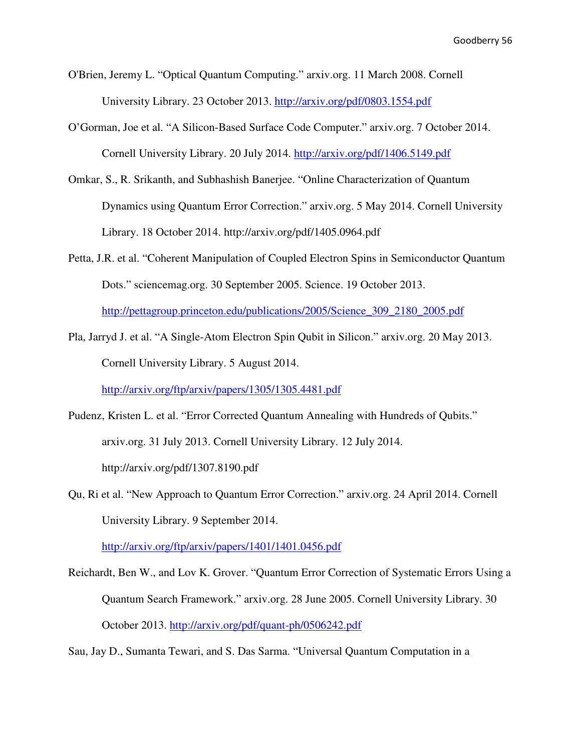O'Brien, Jeremy L. "Optical Quantum Computing." arxiv.org. 11 March 2008. Cornell University Library. 23 October 2013. http://arxiv.org/pdf/0803.1554.pdf

O'Gorman, Joe et al. "A Silicon-Based Surface Code Computer." arxiv.org. 7 October 2014. Cornell University Library. 20 July 2014. http://arxiv.org/pdf/1406.5149.pdf

Omkar, S., R. Srikanth, and Subhashish Banerjee. "Online Characterization of Quantum Dynamics using Quantum Error Correction." arxiv.org. 5 May 2014. Cornell University Library. 18 October 2014. http://arxiv.org/pdf/1405.0964.pdf

Petta, J.R. et al. "Coherent Manipulation of Coupled Electron Spins in Semiconductor Quantum Dots." sciencemag.org. 30 September 2005. Science. 19 October 2013. http://pettagroup.princeton.edu/publications/2005/Science_309_2180_2005.pdf

Pla, Jarryd J. et al. "A Single-Atom Electron Spin Qubit in Silicon." arxiv.org. 20 May 2013. Cornell University Library. 5 August 2014. http://arxiv.org/ftp/arxiv/papers/1305/1305.4481.pdf

Pudenz, Kristen L. et al. "Error Corrected Quantum Annealing with Hundreds of Qubits." arxiv.org. 31 July 2013. Cornell University Library. 12 July 2014. http://arxiv.org/pdf/1307.8190.pdf

Qu, Ri et al. "New Approach to Quantum Error Correction." arxiv.org. 24 April 2014. Cornell University Library. 9 September 2014. http://arxiv.org/ftp/arxiv/papers/1401/1401.0456.pdf

Reichardt, Ben W., and Lov K. Grover. "Quantum Error Correction of Systematic Errors Using a Quantum Search Framework." arxiv.org. 28 June 2005. Cornell University Library. 30 October 2013. http://arxiv.org/pdf/quant-ph/0506242.pdf

Sau, Jay D., Sumanta Tewari, and S. Das Sarma. "Universal Quantum Computation in a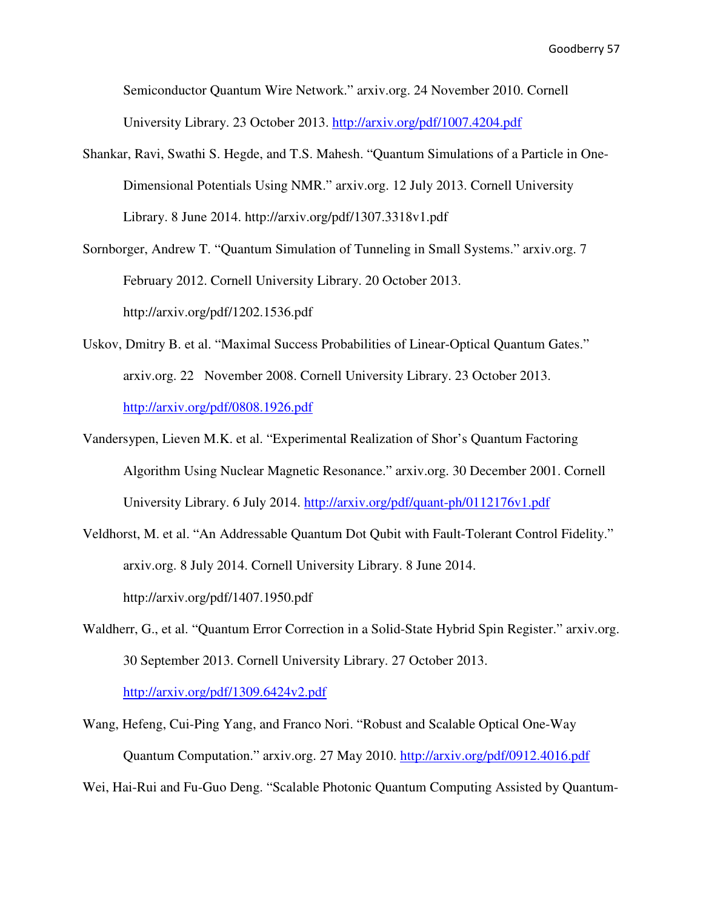Semiconductor Quantum Wire Network." arxiv.org. 24 November 2010. Cornell University Library. 23 October 2013. http://arxiv.org/pdf/1007.4204.pdf

Shankar, Ravi, Swathi S. Hegde, and T.S. Mahesh. "Quantum Simulations of a Particle in One-Dimensional Potentials Using NMR." arxiv.org. 12 July 2013. Cornell University Library. 8 June 2014. http://arxiv.org/pdf/1307.3318v1.pdf

Sornborger, Andrew T. "Quantum Simulation of Tunneling in Small Systems." arxiv.org. 7 February 2012. Cornell University Library. 20 October 2013. http://arxiv.org/pdf/1202.1536.pdf

Uskov, Dmitry B. et al. "Maximal Success Probabilities of Linear-Optical Quantum Gates." arxiv.org. 22 November 2008. Cornell University Library. 23 October 2013. http://arxiv.org/pdf/0808.1926.pdf

Vandersypen, Lieven M.K. et al. "Experimental Realization of Shor's Quantum Factoring Algorithm Using Nuclear Magnetic Resonance." arxiv.org. 30 December 2001. Cornell University Library. 6 July 2014. http://arxiv.org/pdf/quant-ph/0112176v1.pdf

Veldhorst, M. et al. "An Addressable Quantum Dot Qubit with Fault-Tolerant Control Fidelity." arxiv.org. 8 July 2014. Cornell University Library. 8 June 2014. http://arxiv.org/pdf/1407.1950.pdf

Waldherr, G., et al. "Quantum Error Correction in a Solid-State Hybrid Spin Register." arxiv.org. 30 September 2013. Cornell University Library. 27 October 2013. http://arxiv.org/pdf/1309.6424v2.pdf

Wang, Hefeng, Cui-Ping Yang, and Franco Nori. "Robust and Scalable Optical One-Way Quantum Computation." arxiv.org. 27 May 2010. http://arxiv.org/pdf/0912.4016.pdf

Wei, Hai-Rui and Fu-Guo Deng. "Scalable Photonic Quantum Computing Assisted by Quantum-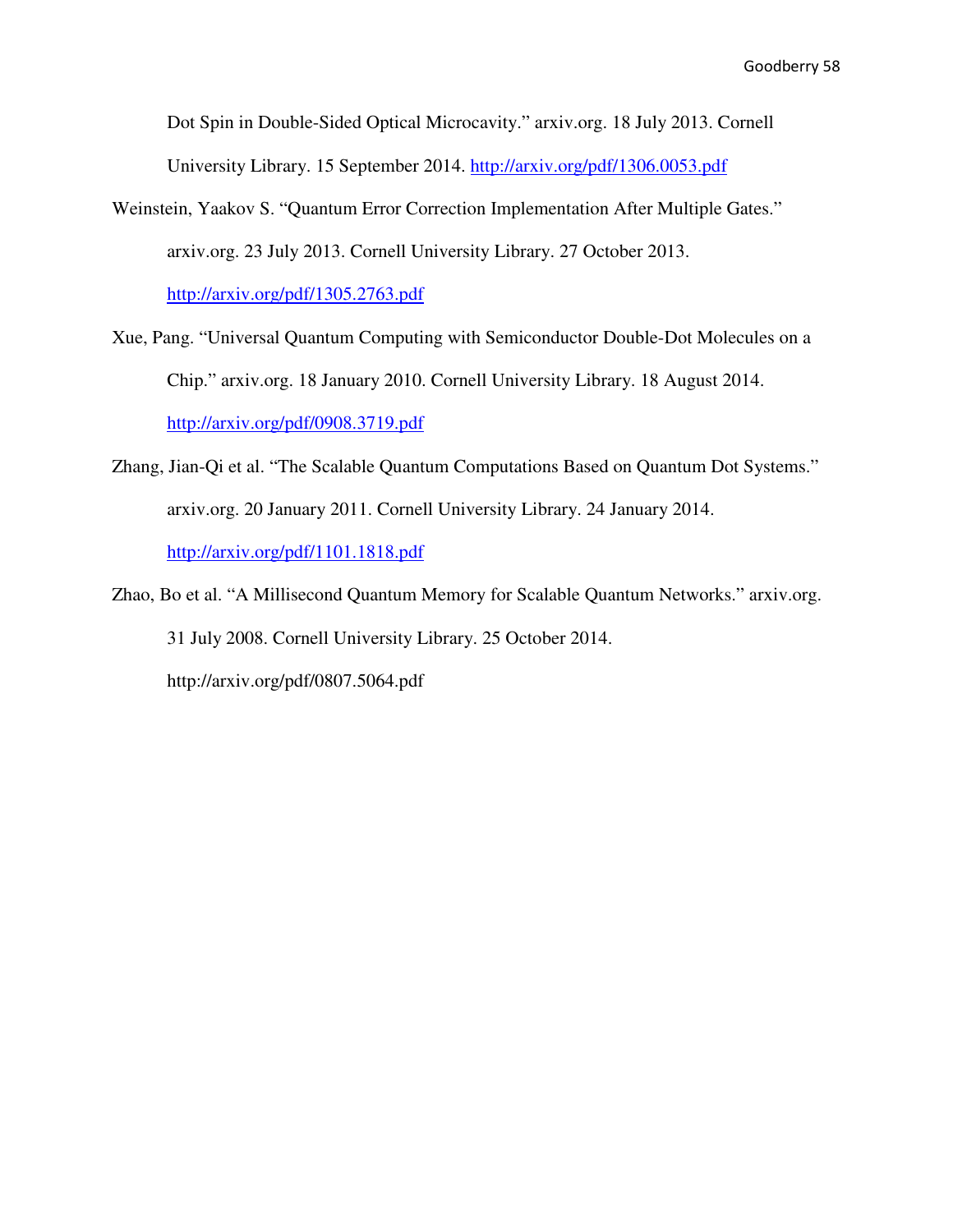Dot Spin in Double-Sided Optical Microcavity." arxiv.org. 18 July 2013. Cornell University Library. 15 September 2014. http://arxiv.org/pdf/1306.0053.pdf

Weinstein, Yaakov S. "Quantum Error Correction Implementation After Multiple Gates." arxiv.org. 23 July 2013. Cornell University Library. 27 October 2013. http://arxiv.org/pdf/1305.2763.pdf

Xue, Pang. "Universal Quantum Computing with Semiconductor Double-Dot Molecules on a Chip." arxiv.org. 18 January 2010. Cornell University Library. 18 August 2014. http://arxiv.org/pdf/0908.3719.pdf

Zhang, Jian-Qi et al. "The Scalable Quantum Computations Based on Quantum Dot Systems." arxiv.org. 20 January 2011. Cornell University Library. 24 January 2014. http://arxiv.org/pdf/1101.1818.pdf

Zhao, Bo et al. "A Millisecond Quantum Memory for Scalable Quantum Networks." arxiv.org. 31 July 2008. Cornell University Library. 25 October 2014. http://arxiv.org/pdf/0807.5064.pdf